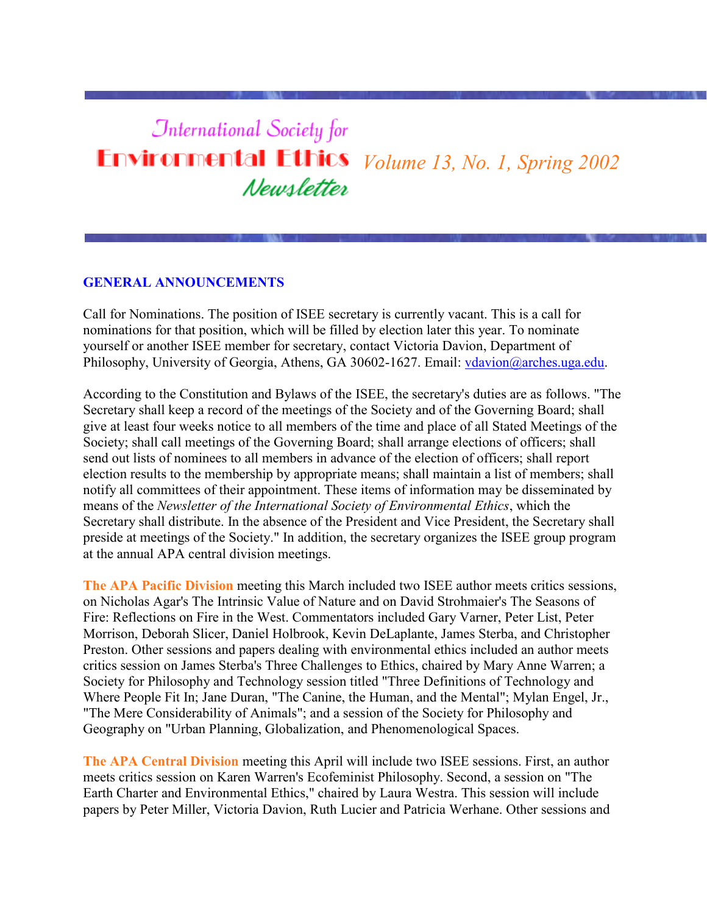# International Society for Environmental Ethics Newsletter

*Volume 13, No. 1, Spring 2002*

## GENERAL ANNOUNCEMENTS

Call for Nominations. The position of ISEE secretary is currently vacant. This is a call for nominations for that position, which will be filled by election later this year. To nominate yourself or another ISEE member for secretary, contact Victoria Davion, Department of Philosophy, University of Georgia, Athens, GA 30602-1627. Email: vdavion@arches.uga.edu.

According to the Constitution and Bylaws of the ISEE, the secretary's duties are as follows. "The Secretary shall keep a record of the meetings of the Society and of the Governing Board; shall give at least four weeks notice to all members of the time and place of all Stated Meetings of the Society; shall call meetings of the Governing Board; shall arrange elections of officers; shall send out lists of nominees to all members in advance of the election of officers; shall report election results to the membership by appropriate means; shall maintain a list of members; shall notify all committees of their appointment. These items of information may be disseminated by means of the *Newsletter of the International Society of Environmental Ethics*, which the Secretary shall distribute. In the absence of the President and Vice President, the Secretary shall preside at meetings of the Society." In addition, the secretary organizes the ISEE group program at the annual APA central division meetings.

**The APA Pacific Division** meeting this March included two ISEE author meets critics sessions, on Nicholas Agar's The Intrinsic Value of Nature and on David Strohmaier's The Seasons of Fire: Reflections on Fire in the West. Commentators included Gary Varner, Peter List, Peter Morrison, Deborah Slicer, Daniel Holbrook, Kevin DeLaplante, James Sterba, and Christopher Preston. Other sessions and papers dealing with environmental ethics included an author meets critics session on James Sterba's Three Challenges to Ethics, chaired by Mary Anne Warren; a Society for Philosophy and Technology session titled "Three Definitions of Technology and Where People Fit In; Jane Duran, "The Canine, the Human, and the Mental"; Mylan Engel, Jr., "The Mere Considerability of Animals"; and a session of the Society for Philosophy and Geography on "Urban Planning, Globalization, and Phenomenological Spaces.

**The APA Central Division** meeting this April will include two ISEE sessions. First, an author meets critics session on Karen Warren's Ecofeminist Philosophy. Second, a session on "The Earth Charter and Environmental Ethics," chaired by Laura Westra. This session will include papers by Peter Miller, Victoria Davion, Ruth Lucier and Patricia Werhane. Other sessions and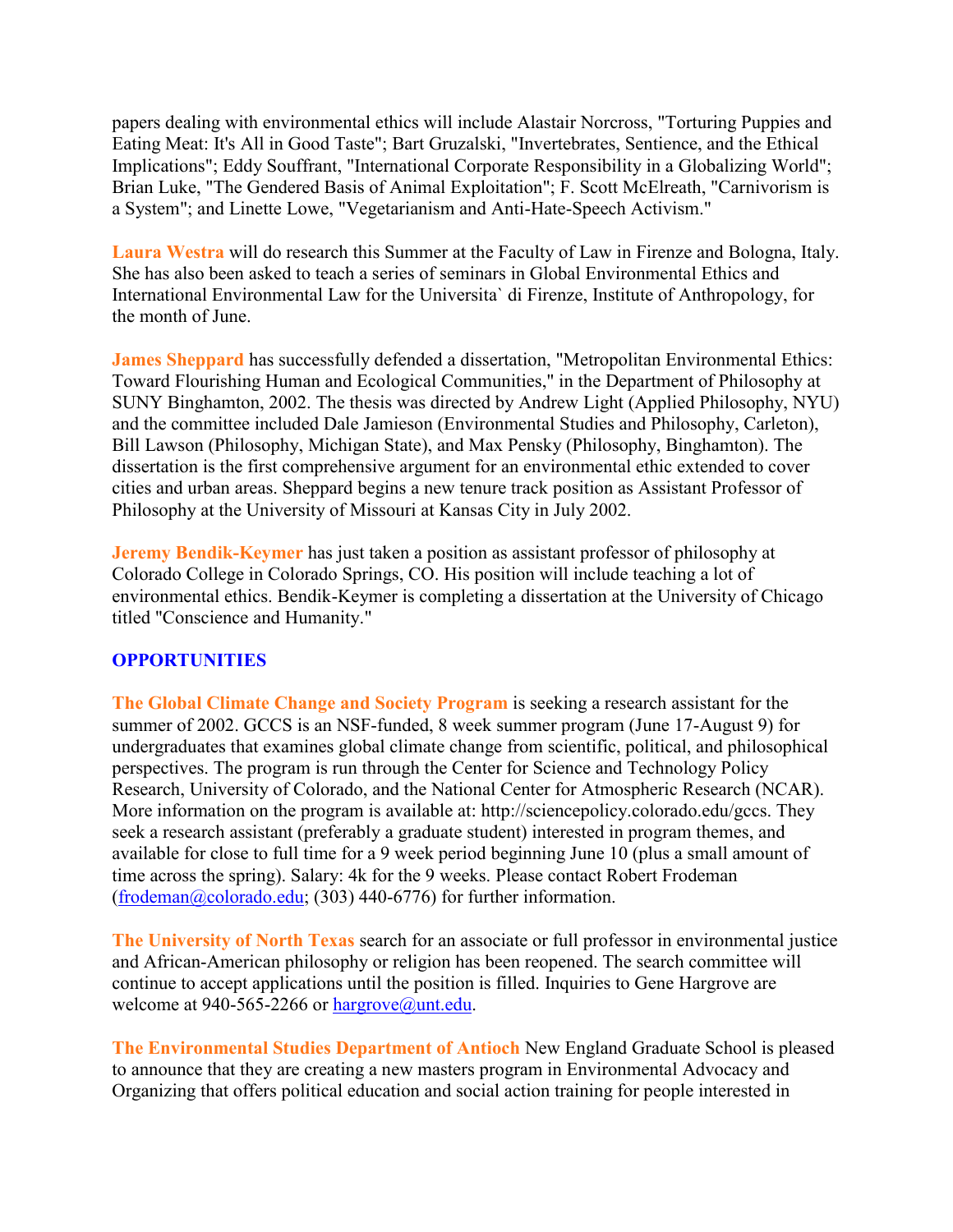papers dealing with environmental ethics will include Alastair Norcross, "Torturing Puppies and Eating Meat: It's All in Good Taste"; Bart Gruzalski, "Invertebrates, Sentience, and the Ethical Implications"; Eddy Souffrant, "International Corporate Responsibility in a Globalizing World"; Brian Luke, "The Gendered Basis of Animal Exploitation"; F. Scott McElreath, "Carnivorism is a System"; and Linette Lowe, "Vegetarianism and Anti-Hate-Speech Activism."

**Laura Westra** will do research this Summer at the Faculty of Law in Firenze and Bologna, Italy. She has also been asked to teach a series of seminars in Global Environmental Ethics and International Environmental Law for the Universita` di Firenze, Institute of Anthropology, for the month of June.

**James Sheppard** has successfully defended a dissertation, "Metropolitan Environmental Ethics: Toward Flourishing Human and Ecological Communities," in the Department of Philosophy at SUNY Binghamton, 2002. The thesis was directed by Andrew Light (Applied Philosophy, NYU) and the committee included Dale Jamieson (Environmental Studies and Philosophy, Carleton), Bill Lawson (Philosophy, Michigan State), and Max Pensky (Philosophy, Binghamton). The dissertation is the first comprehensive argument for an environmental ethic extended to cover cities and urban areas. Sheppard begins a new tenure track position as Assistant Professor of Philosophy at the University of Missouri at Kansas City in July 2002.

**Jeremy Bendik-Keymer** has just taken a position as assistant professor of philosophy at Colorado College in Colorado Springs, CO. His position will include teaching a lot of environmental ethics. Bendik-Keymer is completing a dissertation at the University of Chicago titled "Conscience and Humanity."

## OPPORTUNITIES

**The Global Climate Change and Society Program** is seeking a research assistant for the summer of 2002. GCCS is an NSF-funded, 8 week summer program (June 17-August 9) for undergraduates that examines global climate change from scientific, political, and philosophical perspectives. The program is run through the Center for Science and Technology Policy Research, University of Colorado, and the National Center for Atmospheric Research (NCAR). More information on the program is available at: http://sciencepolicy.colorado.edu/gccs. They seek a research assistant (preferably a graduate student) interested in program themes, and available for close to full time for a 9 week period beginning June 10 (plus a small amount of time across the spring). Salary: 4k for the 9 weeks. Please contact Robert Frodeman (frodeman@colorado.edu; (303) 440-6776) for further information.

**The University of North Texas** search for an associate or full professor in environmental justice and African-American philosophy or religion has been reopened. The search committee will continue to accept applications until the position is filled. Inquiries to Gene Hargrove are welcome at 940-565-2266 or hargrove@unt.edu.

**The Environmental Studies Department of Antioch** New England Graduate School is pleased to announce that they are creating a new masters program in Environmental Advocacy and Organizing that offers political education and social action training for people interested in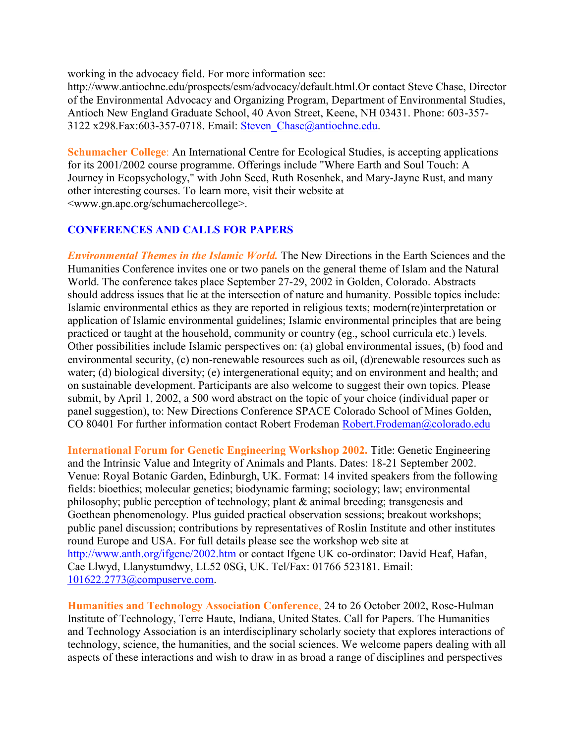working in the advocacy field. For more information see: http://www.antiochne.edu/prospects/esm/advocacy/default.html.Or contact Steve Chase, Director of the Environmental Advocacy and Organizing Program, Department of Environmental Studies, Antioch New England Graduate School, 40 Avon Street, Keene, NH 03431. Phone: 603-357-3122 x298.Fax:603-357-0718. Email: Steven_Chase@antiochne.edu.

**Schumacher College**: An International Centre for Ecological Studies, is accepting applications for its 2001/2002 course programme. Offerings include "Where Earth and Soul Touch: A Journey in Ecopsychology," with John Seed, Ruth Rosenhek, and Mary-Jayne Rust, and many other interesting courses. To learn more, visit their website at <www.gn.apc.org/schumachercollege>.

## CONFERENCES AND CALLS FOR PAPERS

***Environmental Themes in the Islamic World.*** The New Directions in the Earth Sciences and the Humanities Conference invites one or two panels on the general theme of Islam and the Natural World. The conference takes place September 27-29, 2002 in Golden, Colorado. Abstracts should address issues that lie at the intersection of nature and humanity. Possible topics include: Islamic environmental ethics as they are reported in religious texts; modern(re)interpretation or application of Islamic environmental guidelines; Islamic environmental principles that are being practiced or taught at the household, community or country (eg., school curricula etc.) levels. Other possibilities include Islamic perspectives on: (a) global environmental issues, (b) food and environmental security, (c) non-renewable resources such as oil, (d)renewable resources such as water; (d) biological diversity; (e) intergenerational equity; and on environment and health; and on sustainable development. Participants are also welcome to suggest their own topics. Please submit, by April 1, 2002, a 500 word abstract on the topic of your choice (individual paper or panel suggestion), to: New Directions Conference SPACE Colorado School of Mines Golden, CO 80401 For further information contact Robert Frodeman Robert.Frodeman@colorado.edu

**International Forum for Genetic Engineering Workshop 2002.** Title: Genetic Engineering and the Intrinsic Value and Integrity of Animals and Plants. Dates: 18-21 September 2002. Venue: Royal Botanic Garden, Edinburgh, UK. Format: 14 invited speakers from the following fields: bioethics; molecular genetics; biodynamic farming; sociology; law; environmental philosophy; public perception of technology; plant & animal breeding; transgenesis and Goethean phenomenology. Plus guided practical observation sessions; breakout workshops; public panel discussion; contributions by representatives of Roslin Institute and other institutes round Europe and USA. For full details please see the workshop web site at http://www.anth.org/ifgene/2002.htm or contact Ifgene UK co-ordinator: David Heaf, Hafan, Cae Llwyd, Llanystumdwy, LL52 0SG, UK. Tel/Fax: 01766 523181. Email: 101622.2773@compuserve.com.

**Humanities and Technology Association Conference**, 24 to 26 October 2002, Rose-Hulman Institute of Technology, Terre Haute, Indiana, United States. Call for Papers. The Humanities and Technology Association is an interdisciplinary scholarly society that explores interactions of technology, science, the humanities, and the social sciences. We welcome papers dealing with all aspects of these interactions and wish to draw in as broad a range of disciplines and perspectives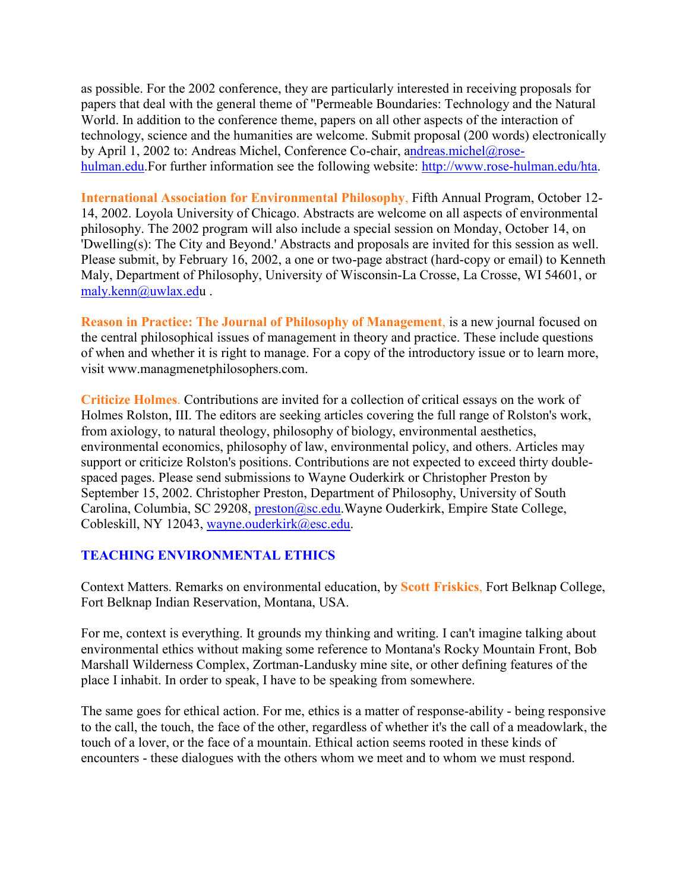as possible. For the 2002 conference, they are particularly interested in receiving proposals for papers that deal with the general theme of "Permeable Boundaries: Technology and the Natural World. In addition to the conference theme, papers on all other aspects of the interaction of technology, science and the humanities are welcome. Submit proposal (200 words) electronically by April 1, 2002 to: Andreas Michel, Conference Co-chair, andreas.michel@rose-hulman.edu.For further information see the following website: http://www.rose-hulman.edu/hta.

**International Association for Environmental Philosophy**, Fifth Annual Program, October 12-14, 2002. Loyola University of Chicago. Abstracts are welcome on all aspects of environmental philosophy. The 2002 program will also include a special session on Monday, October 14, on 'Dwelling(s): The City and Beyond.' Abstracts and proposals are invited for this session as well. Please submit, by February 16, 2002, a one or two-page abstract (hard-copy or email) to Kenneth Maly, Department of Philosophy, University of Wisconsin-La Crosse, La Crosse, WI 54601, or maly.kenn@uwlax.edu .

**Reason in Practice: The Journal of Philosophy of Management**, is a new journal focused on the central philosophical issues of management in theory and practice. These include questions of when and whether it is right to manage. For a copy of the introductory issue or to learn more, visit www.managmenetphilosophers.com.

**Criticize Holmes**. Contributions are invited for a collection of critical essays on the work of Holmes Rolston, III. The editors are seeking articles covering the full range of Rolston's work, from axiology, to natural theology, philosophy of biology, environmental aesthetics, environmental economics, philosophy of law, environmental policy, and others. Articles may support or criticize Rolston's positions. Contributions are not expected to exceed thirty double-spaced pages. Please send submissions to Wayne Ouderkirk or Christopher Preston by September 15, 2002. Christopher Preston, Department of Philosophy, University of South Carolina, Columbia, SC 29208, preston@sc.edu.Wayne Ouderkirk, Empire State College, Cobleskill, NY 12043, wayne.ouderkirk@esc.edu.

## TEACHING ENVIRONMENTAL ETHICS

Context Matters. Remarks on environmental education, by **Scott Friskics**, Fort Belknap College, Fort Belknap Indian Reservation, Montana, USA.

For me, context is everything. It grounds my thinking and writing. I can't imagine talking about environmental ethics without making some reference to Montana's Rocky Mountain Front, Bob Marshall Wilderness Complex, Zortman-Landusky mine site, or other defining features of the place I inhabit. In order to speak, I have to be speaking from somewhere.

The same goes for ethical action. For me, ethics is a matter of response-ability - being responsive to the call, the touch, the face of the other, regardless of whether it's the call of a meadowlark, the touch of a lover, or the face of a mountain. Ethical action seems rooted in these kinds of encounters - these dialogues with the others whom we meet and to whom we must respond.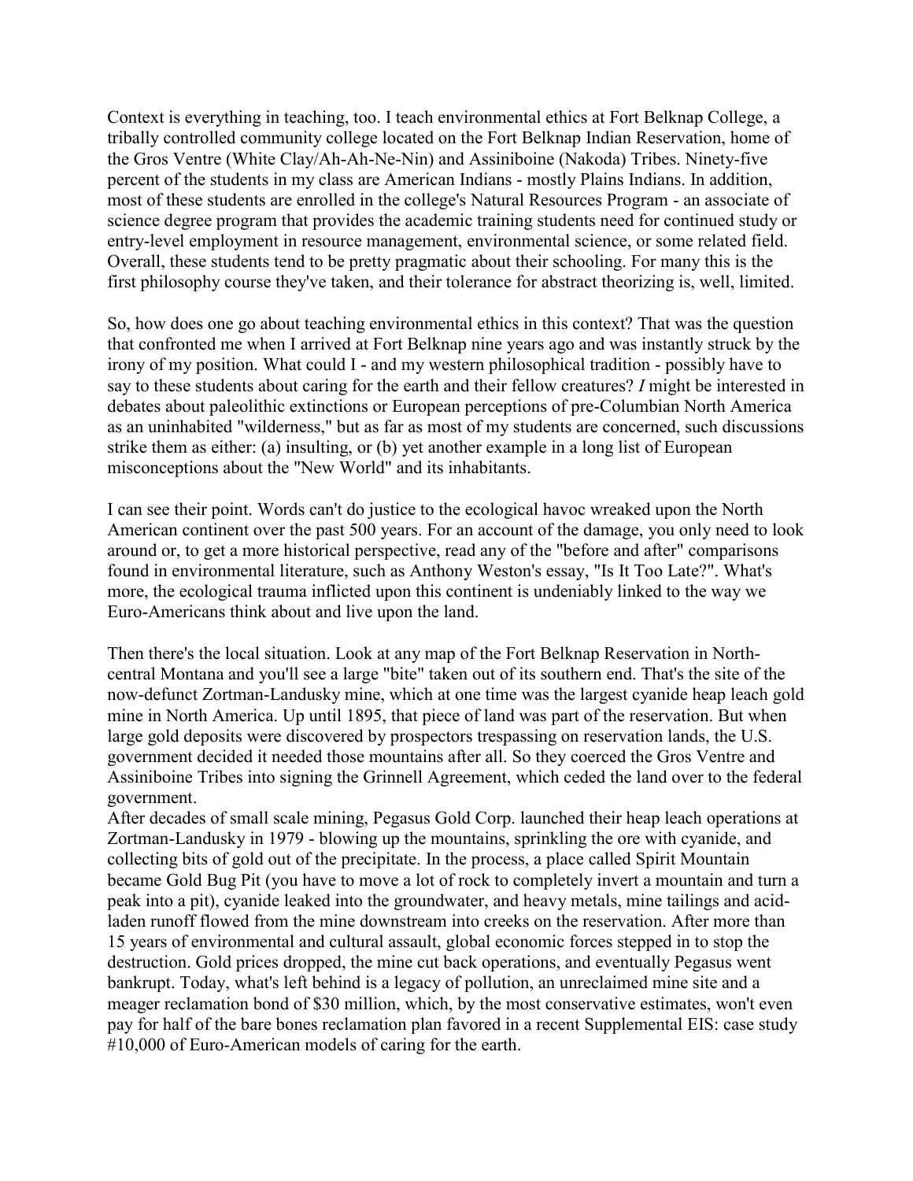Context is everything in teaching, too. I teach environmental ethics at Fort Belknap College, a tribally controlled community college located on the Fort Belknap Indian Reservation, home of the Gros Ventre (White Clay/Ah-Ah-Ne-Nin) and Assiniboine (Nakoda) Tribes. Ninety-five percent of the students in my class are American Indians - mostly Plains Indians. In addition, most of these students are enrolled in the college's Natural Resources Program - an associate of science degree program that provides the academic training students need for continued study or entry-level employment in resource management, environmental science, or some related field. Overall, these students tend to be pretty pragmatic about their schooling. For many this is the first philosophy course they've taken, and their tolerance for abstract theorizing is, well, limited.

So, how does one go about teaching environmental ethics in this context? That was the question that confronted me when I arrived at Fort Belknap nine years ago and was instantly struck by the irony of my position. What could I - and my western philosophical tradition - possibly have to say to these students about caring for the earth and their fellow creatures? *I* might be interested in debates about paleolithic extinctions or European perceptions of pre-Columbian North America as an uninhabited "wilderness," but as far as most of my students are concerned, such discussions strike them as either: (a) insulting, or (b) yet another example in a long list of European misconceptions about the "New World" and its inhabitants.

I can see their point. Words can't do justice to the ecological havoc wreaked upon the North American continent over the past 500 years. For an account of the damage, you only need to look around or, to get a more historical perspective, read any of the "before and after" comparisons found in environmental literature, such as Anthony Weston's essay, "Is It Too Late?". What's more, the ecological trauma inflicted upon this continent is undeniably linked to the way we Euro-Americans think about and live upon the land.

Then there's the local situation. Look at any map of the Fort Belknap Reservation in North-central Montana and you'll see a large "bite" taken out of its southern end. That's the site of the now-defunct Zortman-Landusky mine, which at one time was the largest cyanide heap leach gold mine in North America. Up until 1895, that piece of land was part of the reservation. But when large gold deposits were discovered by prospectors trespassing on reservation lands, the U.S. government decided it needed those mountains after all. So they coerced the Gros Ventre and Assiniboine Tribes into signing the Grinnell Agreement, which ceded the land over to the federal government.

After decades of small scale mining, Pegasus Gold Corp. launched their heap leach operations at Zortman-Landusky in 1979 - blowing up the mountains, sprinkling the ore with cyanide, and collecting bits of gold out of the precipitate. In the process, a place called Spirit Mountain became Gold Bug Pit (you have to move a lot of rock to completely invert a mountain and turn a peak into a pit), cyanide leaked into the groundwater, and heavy metals, mine tailings and acid-laden runoff flowed from the mine downstream into creeks on the reservation. After more than 15 years of environmental and cultural assault, global economic forces stepped in to stop the destruction. Gold prices dropped, the mine cut back operations, and eventually Pegasus went bankrupt. Today, what's left behind is a legacy of pollution, an unreclaimed mine site and a meager reclamation bond of $30 million, which, by the most conservative estimates, won't even pay for half of the bare bones reclamation plan favored in a recent Supplemental EIS: case study #10,000 of Euro-American models of caring for the earth.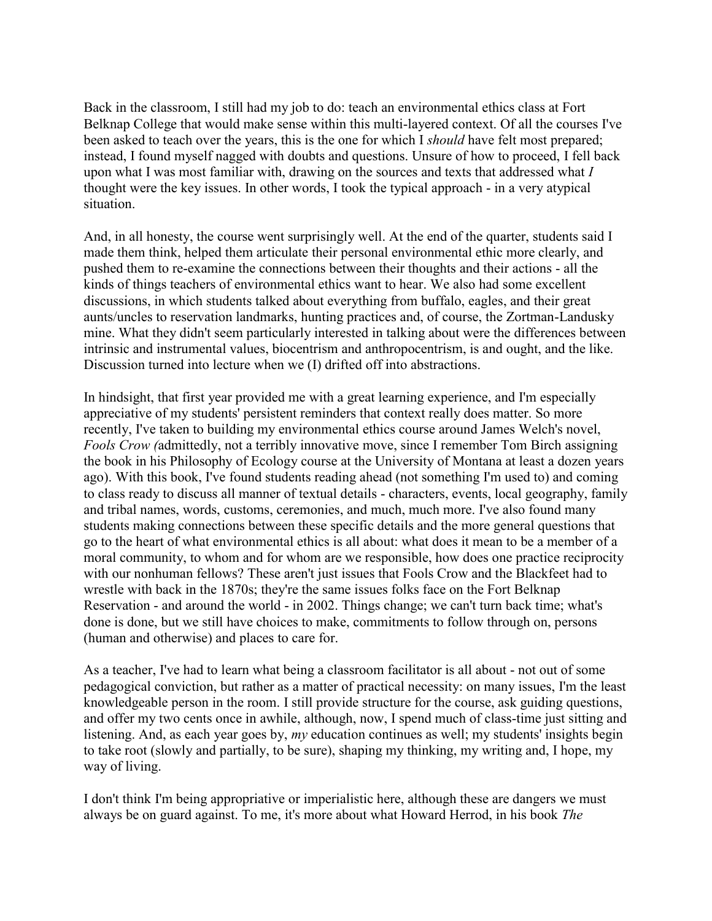Back in the classroom, I still had my job to do: teach an environmental ethics class at Fort Belknap College that would make sense within this multi-layered context. Of all the courses I've been asked to teach over the years, this is the one for which I *should* have felt most prepared; instead, I found myself nagged with doubts and questions. Unsure of how to proceed, I fell back upon what I was most familiar with, drawing on the sources and texts that addressed what *I* thought were the key issues. In other words, I took the typical approach - in a very atypical situation.

And, in all honesty, the course went surprisingly well. At the end of the quarter, students said I made them think, helped them articulate their personal environmental ethic more clearly, and pushed them to re-examine the connections between their thoughts and their actions - all the kinds of things teachers of environmental ethics want to hear. We also had some excellent discussions, in which students talked about everything from buffalo, eagles, and their great aunts/uncles to reservation landmarks, hunting practices and, of course, the Zortman-Landusky mine. What they didn't seem particularly interested in talking about were the differences between intrinsic and instrumental values, biocentrism and anthropocentrism, is and ought, and the like. Discussion turned into lecture when we (I) drifted off into abstractions.

In hindsight, that first year provided me with a great learning experience, and I'm especially appreciative of my students' persistent reminders that context really does matter. So more recently, I've taken to building my environmental ethics course around James Welch's novel, *Fools Crow (*admittedly, not a terribly innovative move, since I remember Tom Birch assigning the book in his Philosophy of Ecology course at the University of Montana at least a dozen years ago). With this book, I've found students reading ahead (not something I'm used to) and coming to class ready to discuss all manner of textual details - characters, events, local geography, family and tribal names, words, customs, ceremonies, and much, much more. I've also found many students making connections between these specific details and the more general questions that go to the heart of what environmental ethics is all about: what does it mean to be a member of a moral community, to whom and for whom are we responsible, how does one practice reciprocity with our nonhuman fellows? These aren't just issues that Fools Crow and the Blackfeet had to wrestle with back in the 1870s; they're the same issues folks face on the Fort Belknap Reservation - and around the world - in 2002. Things change; we can't turn back time; what's done is done, but we still have choices to make, commitments to follow through on, persons (human and otherwise) and places to care for.

As a teacher, I've had to learn what being a classroom facilitator is all about - not out of some pedagogical conviction, but rather as a matter of practical necessity: on many issues, I'm the least knowledgeable person in the room. I still provide structure for the course, ask guiding questions, and offer my two cents once in awhile, although, now, I spend much of class-time just sitting and listening. And, as each year goes by, *my* education continues as well; my students' insights begin to take root (slowly and partially, to be sure), shaping my thinking, my writing and, I hope, my way of living.

I don't think I'm being appropriative or imperialistic here, although these are dangers we must always be on guard against. To me, it's more about what Howard Herrod, in his book *The*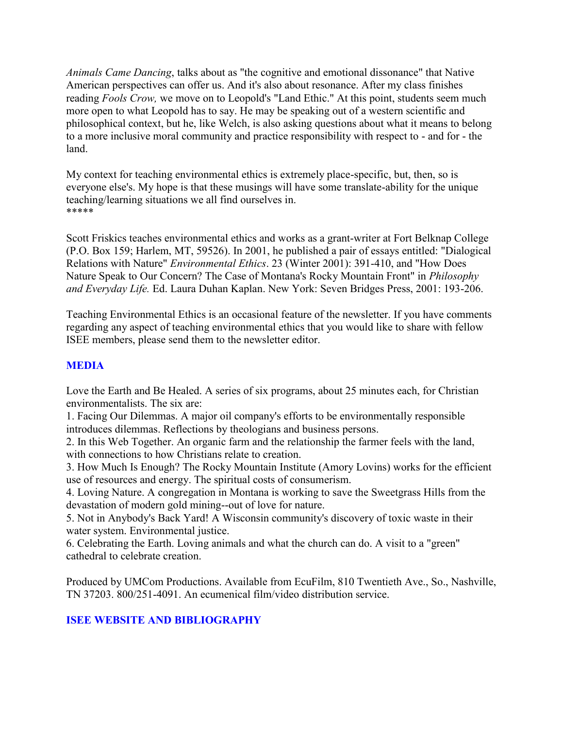*Animals Came Dancing*, talks about as "the cognitive and emotional dissonance" that Native American perspectives can offer us. And it's also about resonance. After my class finishes reading *Fools Crow,* we move on to Leopold's "Land Ethic." At this point, students seem much more open to what Leopold has to say. He may be speaking out of a western scientific and philosophical context, but he, like Welch, is also asking questions about what it means to belong to a more inclusive moral community and practice responsibility with respect to - and for - the land.

My context for teaching environmental ethics is extremely place-specific, but, then, so is everyone else's. My hope is that these musings will have some translate-ability for the unique teaching/learning situations we all find ourselves in.
*****

Scott Friskics teaches environmental ethics and works as a grant-writer at Fort Belknap College (P.O. Box 159; Harlem, MT, 59526). In 2001, he published a pair of essays entitled: "Dialogical Relations with Nature" *Environmental Ethics*. 23 (Winter 2001): 391-410, and "How Does Nature Speak to Our Concern? The Case of Montana's Rocky Mountain Front" in *Philosophy and Everyday Life.* Ed. Laura Duhan Kaplan. New York: Seven Bridges Press, 2001: 193-206.

Teaching Environmental Ethics is an occasional feature of the newsletter. If you have comments regarding any aspect of teaching environmental ethics that you would like to share with fellow ISEE members, please send them to the newsletter editor.

## MEDIA

Love the Earth and Be Healed. A series of six programs, about 25 minutes each, for Christian environmentalists. The six are:
1. Facing Our Dilemmas. A major oil company's efforts to be environmentally responsible introduces dilemmas. Reflections by theologians and business persons.
2. In this Web Together. An organic farm and the relationship the farmer feels with the land, with connections to how Christians relate to creation.
3. How Much Is Enough? The Rocky Mountain Institute (Amory Lovins) works for the efficient use of resources and energy. The spiritual costs of consumerism.
4. Loving Nature. A congregation in Montana is working to save the Sweetgrass Hills from the devastation of modern gold mining--out of love for nature.
5. Not in Anybody's Back Yard! A Wisconsin community's discovery of toxic waste in their water system. Environmental justice.
6. Celebrating the Earth. Loving animals and what the church can do. A visit to a "green" cathedral to celebrate creation.

Produced by UMCom Productions. Available from EcuFilm, 810 Twentieth Ave., So., Nashville, TN 37203. 800/251-4091. An ecumenical film/video distribution service.

## ISEE WEBSITE AND BIBLIOGRAPHY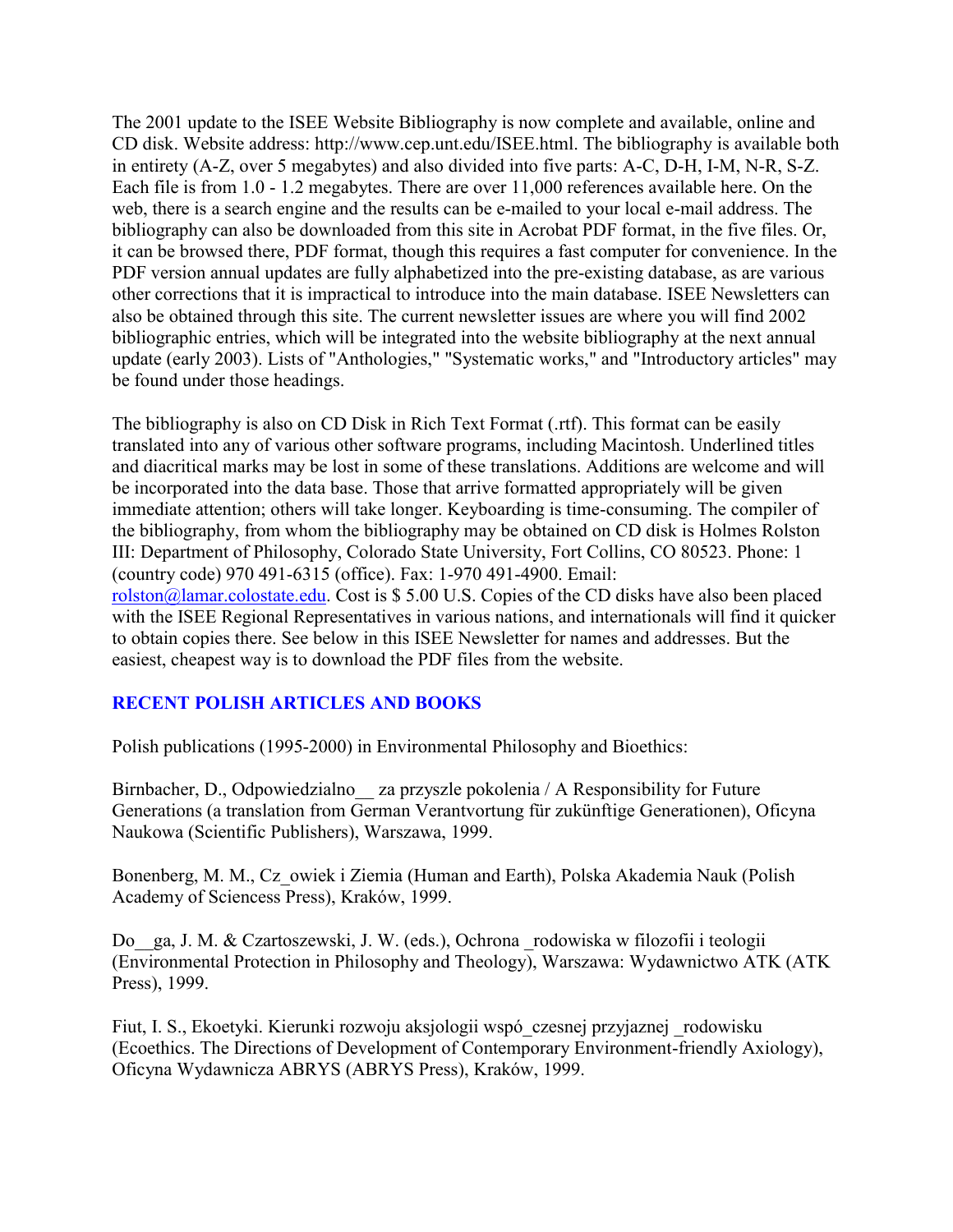The 2001 update to the ISEE Website Bibliography is now complete and available, online and CD disk. Website address: http://www.cep.unt.edu/ISEE.html. The bibliography is available both in entirety (A-Z, over 5 megabytes) and also divided into five parts: A-C, D-H, I-M, N-R, S-Z. Each file is from 1.0 - 1.2 megabytes. There are over 11,000 references available here. On the web, there is a search engine and the results can be e-mailed to your local e-mail address. The bibliography can also be downloaded from this site in Acrobat PDF format, in the five files. Or, it can be browsed there, PDF format, though this requires a fast computer for convenience. In the PDF version annual updates are fully alphabetized into the pre-existing database, as are various other corrections that it is impractical to introduce into the main database. ISEE Newsletters can also be obtained through this site. The current newsletter issues are where you will find 2002 bibliographic entries, which will be integrated into the website bibliography at the next annual update (early 2003). Lists of "Anthologies," "Systematic works," and "Introductory articles" may be found under those headings.

The bibliography is also on CD Disk in Rich Text Format (.rtf). This format can be easily translated into any of various other software programs, including Macintosh. Underlined titles and diacritical marks may be lost in some of these translations. Additions are welcome and will be incorporated into the data base. Those that arrive formatted appropriately will be given immediate attention; others will take longer. Keyboarding is time-consuming. The compiler of the bibliography, from whom the bibliography may be obtained on CD disk is Holmes Rolston III: Department of Philosophy, Colorado State University, Fort Collins, CO 80523. Phone: 1 (country code) 970 491-6315 (office). Fax: 1-970 491-4900. Email: rolston@lamar.colostate.edu. Cost is $ 5.00 U.S. Copies of the CD disks have also been placed with the ISEE Regional Representatives in various nations, and internationals will find it quicker to obtain copies there. See below in this ISEE Newsletter for names and addresses. But the easiest, cheapest way is to download the PDF files from the website.

## RECENT POLISH ARTICLES AND BOOKS

Polish publications (1995-2000) in Environmental Philosophy and Bioethics:

Birnbacher, D., Odpowiedzialno__ za przyszle pokolenia / A Responsibility for Future Generations (a translation from German Verantvortung für zukünftige Generationen), Oficyna Naukowa (Scientific Publishers), Warszawa, 1999.

Bonenberg, M. M., Cz_owiek i Ziemia (Human and Earth), Polska Akademia Nauk (Polish Academy of Sciencess Press), Kraków, 1999.

Do__ga, J. M. & Czartoszewski, J. W. (eds.), Ochrona _rodowiska w filozofii i teologii (Environmental Protection in Philosophy and Theology), Warszawa: Wydawnictwo ATK (ATK Press), 1999.

Fiut, I. S., Ekoetyki. Kierunki rozwoju aksjologii wspó_czesnej przyjaznej _rodowisku (Ecoethics. The Directions of Development of Contemporary Environment-friendly Axiology), Oficyna Wydawnicza ABRYS (ABRYS Press), Kraków, 1999.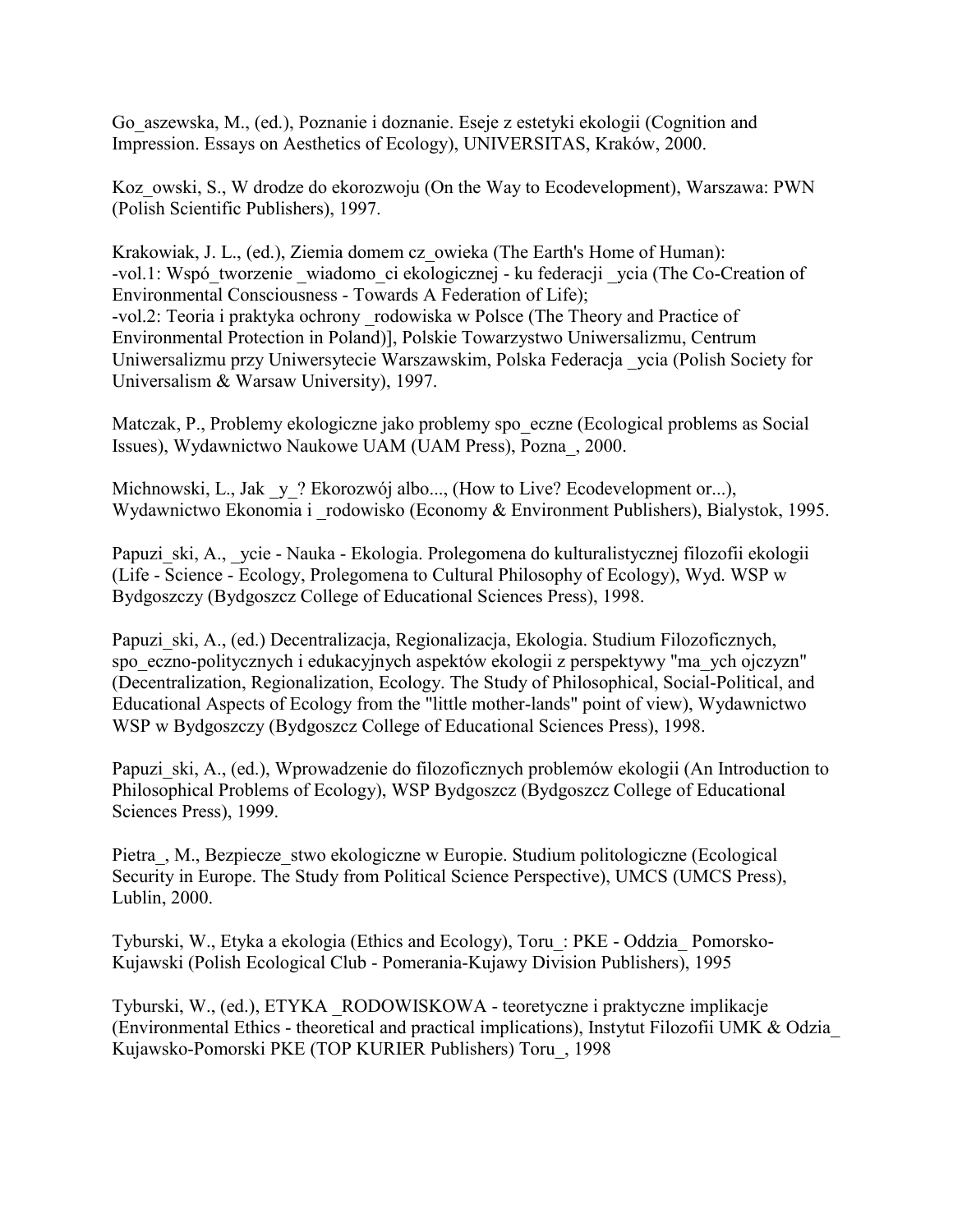Go_aszewska, M., (ed.), Poznanie i doznanie. Eseje z estetyki ekologii (Cognition and Impression. Essays on Aesthetics of Ecology), UNIVERSITAS, Kraków, 2000.

Koz_owski, S., W drodze do ekorozwoju (On the Way to Ecodevelopment), Warszawa: PWN (Polish Scientific Publishers), 1997.

Krakowiak, J. L., (ed.), Ziemia domem cz_owieka (The Earth's Home of Human):
-vol.1: Wspó_tworzenie _wiadomo_ci ekologicznej - ku federacji _ycia (The Co-Creation of Environmental Consciousness - Towards A Federation of Life);
-vol.2: Teoria i praktyka ochrony _rodowiska w Polsce (The Theory and Practice of Environmental Protection in Poland)], Polskie Towarzystwo Uniwersalizmu, Centrum Uniwersalizmu przy Uniwersytecie Warszawskim, Polska Federacja _ycia (Polish Society for Universalism & Warsaw University), 1997.

Matczak, P., Problemy ekologiczne jako problemy spo_eczne (Ecological problems as Social Issues), Wydawnictwo Naukowe UAM (UAM Press), Pozna_, 2000.

Michnowski, L., Jak _y_? Ekorozwój albo..., (How to Live? Ecodevelopment or...), Wydawnictwo Ekonomia i _rodowisko (Economy & Environment Publishers), Bialystok, 1995.

Papuzi_ski, A., _ycie - Nauka - Ekologia. Prolegomena do kulturalistycznej filozofii ekologii (Life - Science - Ecology, Prolegomena to Cultural Philosophy of Ecology), Wyd. WSP w Bydgoszczy (Bydgoszcz College of Educational Sciences Press), 1998.

Papuzi_ski, A., (ed.) Decentralizacja, Regionalizacja, Ekologia. Studium Filozoficznych, spo_eczno-politycznych i edukacyjnych aspektów ekologii z perspektywy "ma_ych ojczyzn" (Decentralization, Regionalization, Ecology. The Study of Philosophical, Social-Political, and Educational Aspects of Ecology from the "little mother-lands" point of view), Wydawnictwo WSP w Bydgoszczy (Bydgoszcz College of Educational Sciences Press), 1998.

Papuzi_ski, A., (ed.), Wprowadzenie do filozoficznych problemów ekologii (An Introduction to Philosophical Problems of Ecology), WSP Bydgoszcz (Bydgoszcz College of Educational Sciences Press), 1999.

Pietra_, M., Bezpiecze_stwo ekologiczne w Europie. Studium politologiczne (Ecological Security in Europe. The Study from Political Science Perspective), UMCS (UMCS Press), Lublin, 2000.

Tyburski, W., Etyka a ekologia (Ethics and Ecology), Toru_: PKE - Oddzia_ Pomorsko-Kujawski (Polish Ecological Club - Pomerania-Kujawy Division Publishers), 1995

Tyburski, W., (ed.), ETYKA _RODOWISKOWA - teoretyczne i praktyczne implikacje (Environmental Ethics - theoretical and practical implications), Instytut Filozofii UMK & Odzia_ Kujawsko-Pomorski PKE (TOP KURIER Publishers) Toru_, 1998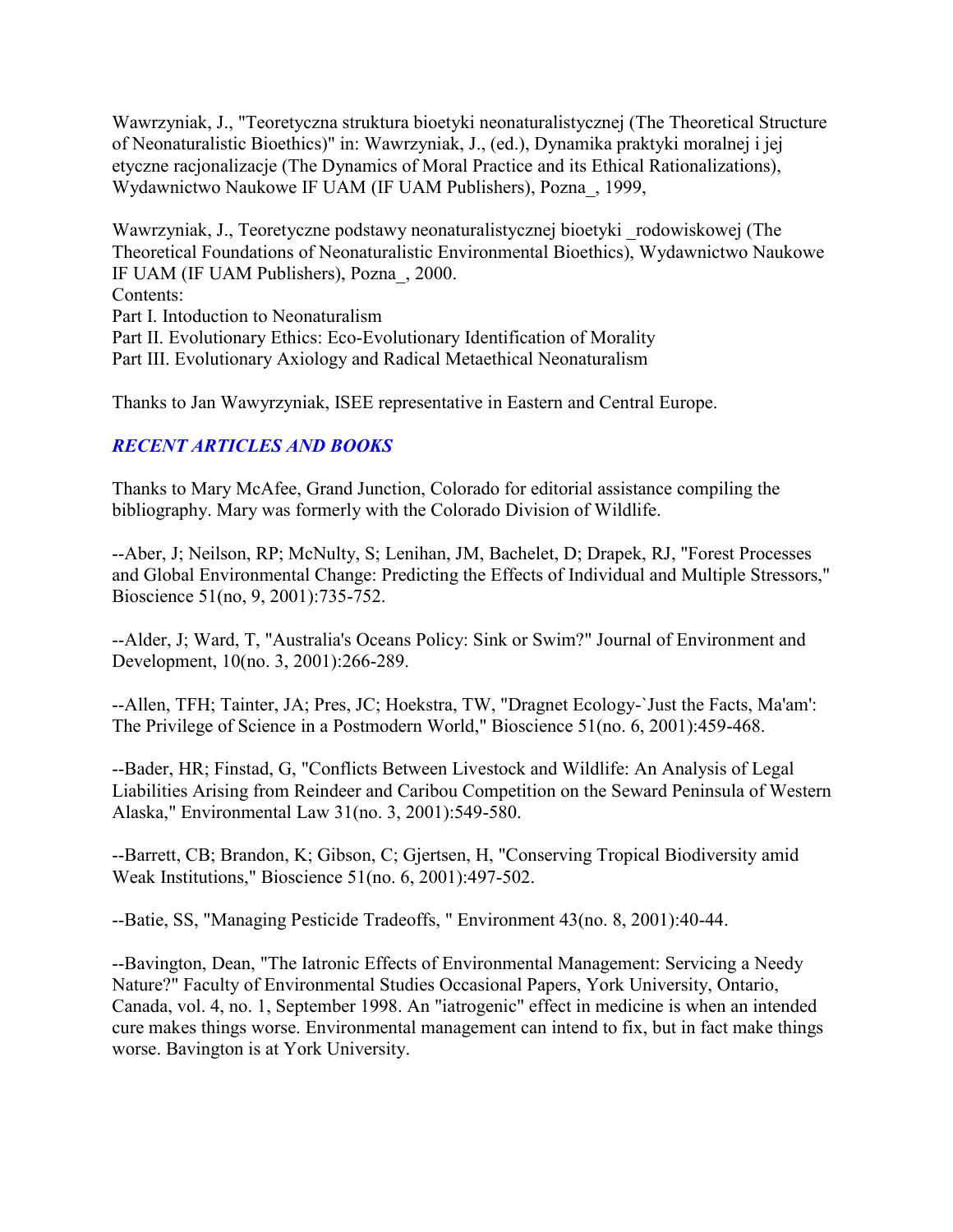Wawrzyniak, J., "Teoretyczna struktura bioetyki neonaturalistycznej (The Theoretical Structure of Neonaturalistic Bioethics)" in: Wawrzyniak, J., (ed.), Dynamika praktyki moralnej i jej etyczne racjonalizacje (The Dynamics of Moral Practice and its Ethical Rationalizations), Wydawnictwo Naukowe IF UAM (IF UAM Publishers), Pozna_, 1999,

Wawrzyniak, J., Teoretyczne podstawy neonaturalistycznej bioetyki _rodowiskowej (The Theoretical Foundations of Neonaturalistic Environmental Bioethics), Wydawnictwo Naukowe IF UAM (IF UAM Publishers), Pozna_, 2000.
Contents:
Part I. Intoduction to Neonaturalism
Part II. Evolutionary Ethics: Eco-Evolutionary Identification of Morality
Part III. Evolutionary Axiology and Radical Metaethical Neonaturalism

Thanks to Jan Wawyrzyniak, ISEE representative in Eastern and Central Europe.

## *RECENT ARTICLES AND BOOKS*

Thanks to Mary McAfee, Grand Junction, Colorado for editorial assistance compiling the bibliography. Mary was formerly with the Colorado Division of Wildlife.

--Aber, J; Neilson, RP; McNulty, S; Lenihan, JM, Bachelet, D; Drapek, RJ, "Forest Processes and Global Environmental Change: Predicting the Effects of Individual and Multiple Stressors," Bioscience 51(no, 9, 2001):735-752.

--Alder, J; Ward, T, "Australia's Oceans Policy: Sink or Swim?" Journal of Environment and Development, 10(no. 3, 2001):266-289.

--Allen, TFH; Tainter, JA; Pres, JC; Hoekstra, TW, "Dragnet Ecology-`Just the Facts, Ma'am': The Privilege of Science in a Postmodern World," Bioscience 51(no. 6, 2001):459-468.

--Bader, HR; Finstad, G, "Conflicts Between Livestock and Wildlife: An Analysis of Legal Liabilities Arising from Reindeer and Caribou Competition on the Seward Peninsula of Western Alaska," Environmental Law 31(no. 3, 2001):549-580.

--Barrett, CB; Brandon, K; Gibson, C; Gjertsen, H, "Conserving Tropical Biodiversity amid Weak Institutions," Bioscience 51(no. 6, 2001):497-502.

--Batie, SS, "Managing Pesticide Tradeoffs, " Environment 43(no. 8, 2001):40-44.

--Bavington, Dean, "The Iatronic Effects of Environmental Management: Servicing a Needy Nature?" Faculty of Environmental Studies Occasional Papers, York University, Ontario, Canada, vol. 4, no. 1, September 1998. An "iatrogenic" effect in medicine is when an intended cure makes things worse. Environmental management can intend to fix, but in fact make things worse. Bavington is at York University.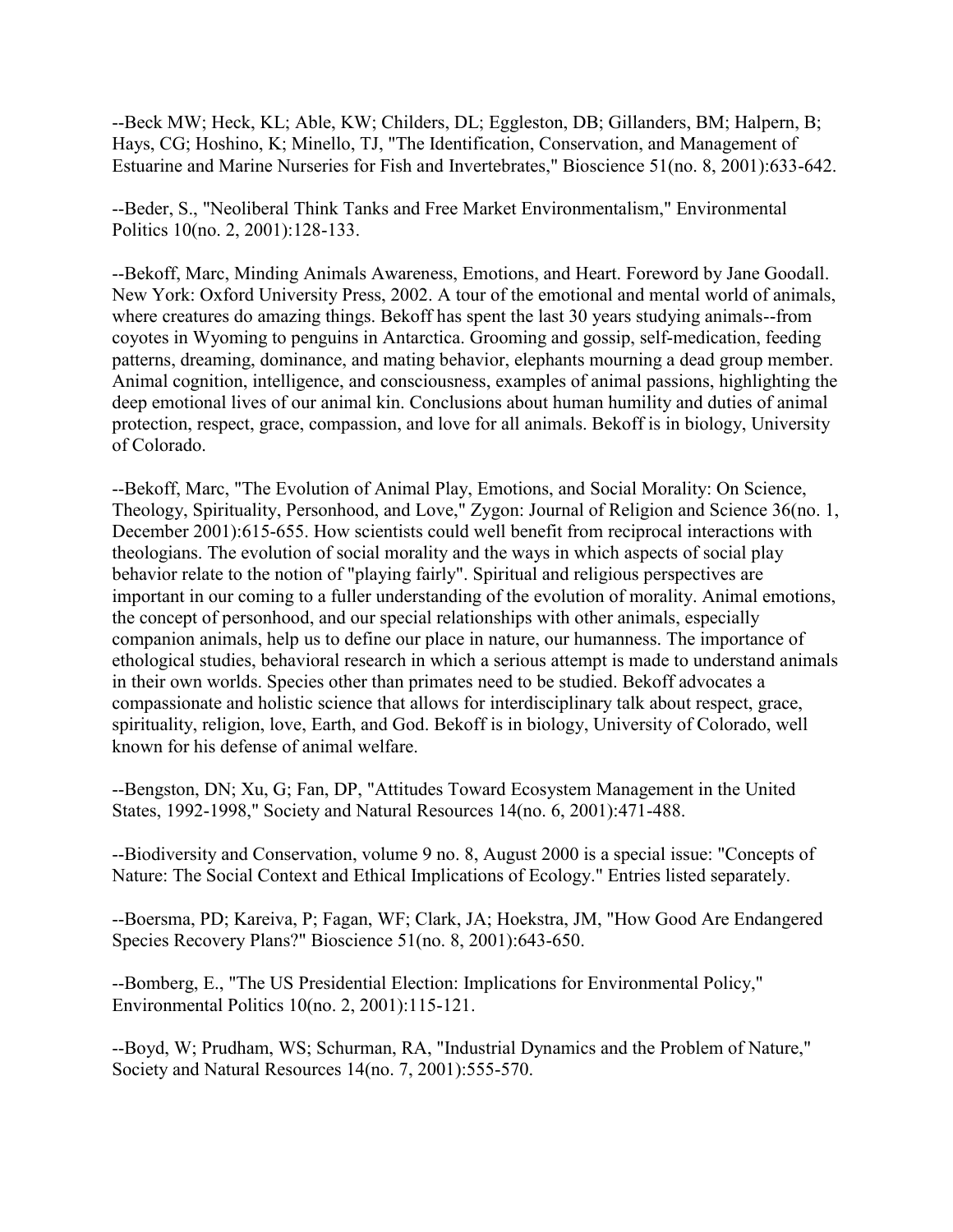--Beck MW; Heck, KL; Able, KW; Childers, DL; Eggleston, DB; Gillanders, BM; Halpern, B; Hays, CG; Hoshino, K; Minello, TJ, "The Identification, Conservation, and Management of Estuarine and Marine Nurseries for Fish and Invertebrates," Bioscience 51(no. 8, 2001):633-642.

--Beder, S., "Neoliberal Think Tanks and Free Market Environmentalism," Environmental Politics 10(no. 2, 2001):128-133.

--Bekoff, Marc, Minding Animals Awareness, Emotions, and Heart. Foreword by Jane Goodall. New York: Oxford University Press, 2002. A tour of the emotional and mental world of animals, where creatures do amazing things. Bekoff has spent the last 30 years studying animals--from coyotes in Wyoming to penguins in Antarctica. Grooming and gossip, self-medication, feeding patterns, dreaming, dominance, and mating behavior, elephants mourning a dead group member. Animal cognition, intelligence, and consciousness, examples of animal passions, highlighting the deep emotional lives of our animal kin. Conclusions about human humility and duties of animal protection, respect, grace, compassion, and love for all animals. Bekoff is in biology, University of Colorado.

--Bekoff, Marc, "The Evolution of Animal Play, Emotions, and Social Morality: On Science, Theology, Spirituality, Personhood, and Love," Zygon: Journal of Religion and Science 36(no. 1, December 2001):615-655. How scientists could well benefit from reciprocal interactions with theologians. The evolution of social morality and the ways in which aspects of social play behavior relate to the notion of "playing fairly". Spiritual and religious perspectives are important in our coming to a fuller understanding of the evolution of morality. Animal emotions, the concept of personhood, and our special relationships with other animals, especially companion animals, help us to define our place in nature, our humanness. The importance of ethological studies, behavioral research in which a serious attempt is made to understand animals in their own worlds. Species other than primates need to be studied. Bekoff advocates a compassionate and holistic science that allows for interdisciplinary talk about respect, grace, spirituality, religion, love, Earth, and God. Bekoff is in biology, University of Colorado, well known for his defense of animal welfare.

--Bengston, DN; Xu, G; Fan, DP, "Attitudes Toward Ecosystem Management in the United States, 1992-1998," Society and Natural Resources 14(no. 6, 2001):471-488.

--Biodiversity and Conservation, volume 9 no. 8, August 2000 is a special issue: "Concepts of Nature: The Social Context and Ethical Implications of Ecology." Entries listed separately.

--Boersma, PD; Kareiva, P; Fagan, WF; Clark, JA; Hoekstra, JM, "How Good Are Endangered Species Recovery Plans?" Bioscience 51(no. 8, 2001):643-650.

--Bomberg, E., "The US Presidential Election: Implications for Environmental Policy," Environmental Politics 10(no. 2, 2001):115-121.

--Boyd, W; Prudham, WS; Schurman, RA, "Industrial Dynamics and the Problem of Nature," Society and Natural Resources 14(no. 7, 2001):555-570.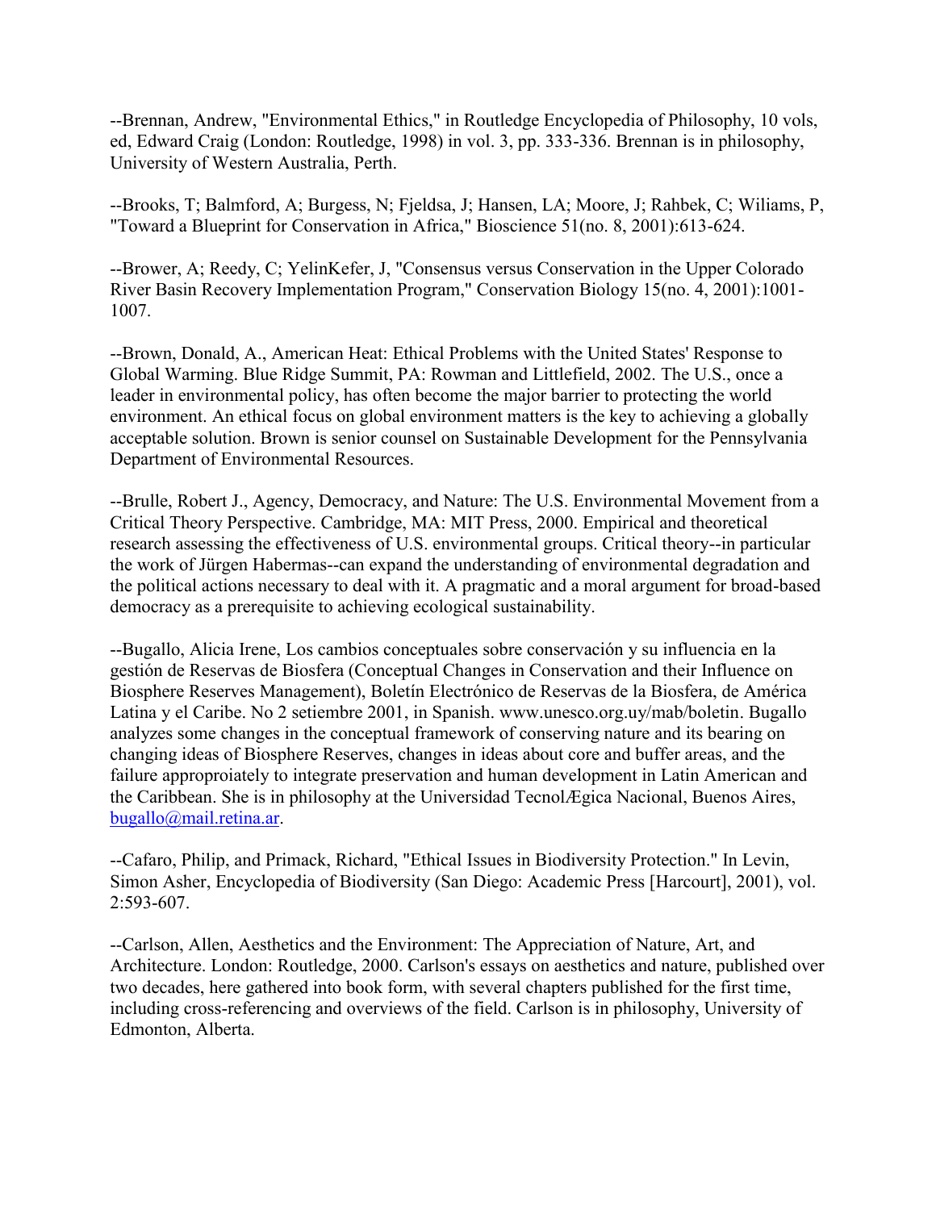--Brennan, Andrew, "Environmental Ethics," in Routledge Encyclopedia of Philosophy, 10 vols, ed, Edward Craig (London: Routledge, 1998) in vol. 3, pp. 333-336. Brennan is in philosophy, University of Western Australia, Perth.

--Brooks, T; Balmford, A; Burgess, N; Fjeldsa, J; Hansen, LA; Moore, J; Rahbek, C; Wiliams, P, "Toward a Blueprint for Conservation in Africa," Bioscience 51(no. 8, 2001):613-624.

--Brower, A; Reedy, C; YelinKefer, J, "Consensus versus Conservation in the Upper Colorado River Basin Recovery Implementation Program," Conservation Biology 15(no. 4, 2001):1001-1007.

--Brown, Donald, A., American Heat: Ethical Problems with the United States' Response to Global Warming. Blue Ridge Summit, PA: Rowman and Littlefield, 2002. The U.S., once a leader in environmental policy, has often become the major barrier to protecting the world environment. An ethical focus on global environment matters is the key to achieving a globally acceptable solution. Brown is senior counsel on Sustainable Development for the Pennsylvania Department of Environmental Resources.

--Brulle, Robert J., Agency, Democracy, and Nature: The U.S. Environmental Movement from a Critical Theory Perspective. Cambridge, MA: MIT Press, 2000. Empirical and theoretical research assessing the effectiveness of U.S. environmental groups. Critical theory--in particular the work of Jürgen Habermas--can expand the understanding of environmental degradation and the political actions necessary to deal with it. A pragmatic and a moral argument for broad-based democracy as a prerequisite to achieving ecological sustainability.

--Bugallo, Alicia Irene, Los cambios conceptuales sobre conservación y su influencia en la gestión de Reservas de Biosfera (Conceptual Changes in Conservation and their Influence on Biosphere Reserves Management), Boletín Electrónico de Reservas de la Biosfera, de América Latina y el Caribe. No 2 setiembre 2001, in Spanish. www.unesco.org.uy/mab/boletin. Bugallo analyzes some changes in the conceptual framework of conserving nature and its bearing on changing ideas of Biosphere Reserves, changes in ideas about core and buffer areas, and the failure approproiately to integrate preservation and human development in Latin American and the Caribbean. She is in philosophy at the Universidad TecnolÆgica Nacional, Buenos Aires, bugallo@mail.retina.ar.

--Cafaro, Philip, and Primack, Richard, "Ethical Issues in Biodiversity Protection." In Levin, Simon Asher, Encyclopedia of Biodiversity (San Diego: Academic Press [Harcourt], 2001), vol. 2:593-607.

--Carlson, Allen, Aesthetics and the Environment: The Appreciation of Nature, Art, and Architecture. London: Routledge, 2000. Carlson's essays on aesthetics and nature, published over two decades, here gathered into book form, with several chapters published for the first time, including cross-referencing and overviews of the field. Carlson is in philosophy, University of Edmonton, Alberta.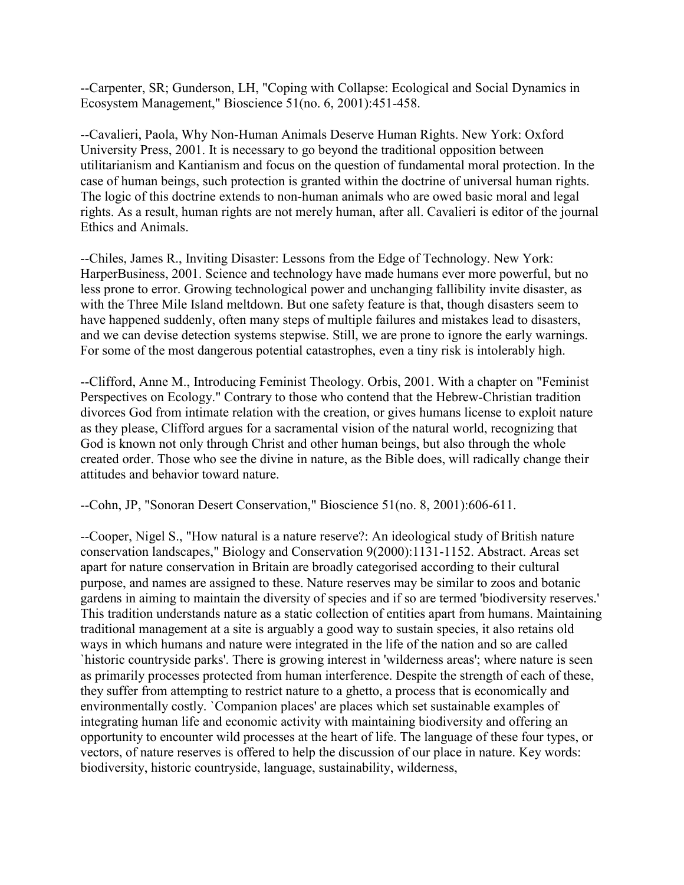--Carpenter, SR; Gunderson, LH, "Coping with Collapse: Ecological and Social Dynamics in Ecosystem Management," Bioscience 51(no. 6, 2001):451-458.

--Cavalieri, Paola, Why Non-Human Animals Deserve Human Rights. New York: Oxford University Press, 2001. It is necessary to go beyond the traditional opposition between utilitarianism and Kantianism and focus on the question of fundamental moral protection. In the case of human beings, such protection is granted within the doctrine of universal human rights. The logic of this doctrine extends to non-human animals who are owed basic moral and legal rights. As a result, human rights are not merely human, after all. Cavalieri is editor of the journal Ethics and Animals.

--Chiles, James R., Inviting Disaster: Lessons from the Edge of Technology. New York: HarperBusiness, 2001. Science and technology have made humans ever more powerful, but no less prone to error. Growing technological power and unchanging fallibility invite disaster, as with the Three Mile Island meltdown. But one safety feature is that, though disasters seem to have happened suddenly, often many steps of multiple failures and mistakes lead to disasters, and we can devise detection systems stepwise. Still, we are prone to ignore the early warnings. For some of the most dangerous potential catastrophes, even a tiny risk is intolerably high.

--Clifford, Anne M., Introducing Feminist Theology. Orbis, 2001. With a chapter on "Feminist Perspectives on Ecology." Contrary to those who contend that the Hebrew-Christian tradition divorces God from intimate relation with the creation, or gives humans license to exploit nature as they please, Clifford argues for a sacramental vision of the natural world, recognizing that God is known not only through Christ and other human beings, but also through the whole created order. Those who see the divine in nature, as the Bible does, will radically change their attitudes and behavior toward nature.

--Cohn, JP, "Sonoran Desert Conservation," Bioscience 51(no. 8, 2001):606-611.

--Cooper, Nigel S., "How natural is a nature reserve?: An ideological study of British nature conservation landscapes," Biology and Conservation 9(2000):1131-1152. Abstract. Areas set apart for nature conservation in Britain are broadly categorised according to their cultural purpose, and names are assigned to these. Nature reserves may be similar to zoos and botanic gardens in aiming to maintain the diversity of species and if so are termed 'biodiversity reserves.' This tradition understands nature as a static collection of entities apart from humans. Maintaining traditional management at a site is arguably a good way to sustain species, it also retains old ways in which humans and nature were integrated in the life of the nation and so are called `historic countryside parks'. There is growing interest in 'wilderness areas'; where nature is seen as primarily processes protected from human interference. Despite the strength of each of these, they suffer from attempting to restrict nature to a ghetto, a process that is economically and environmentally costly. `Companion places' are places which set sustainable examples of integrating human life and economic activity with maintaining biodiversity and offering an opportunity to encounter wild processes at the heart of life. The language of these four types, or vectors, of nature reserves is offered to help the discussion of our place in nature. Key words: biodiversity, historic countryside, language, sustainability, wilderness,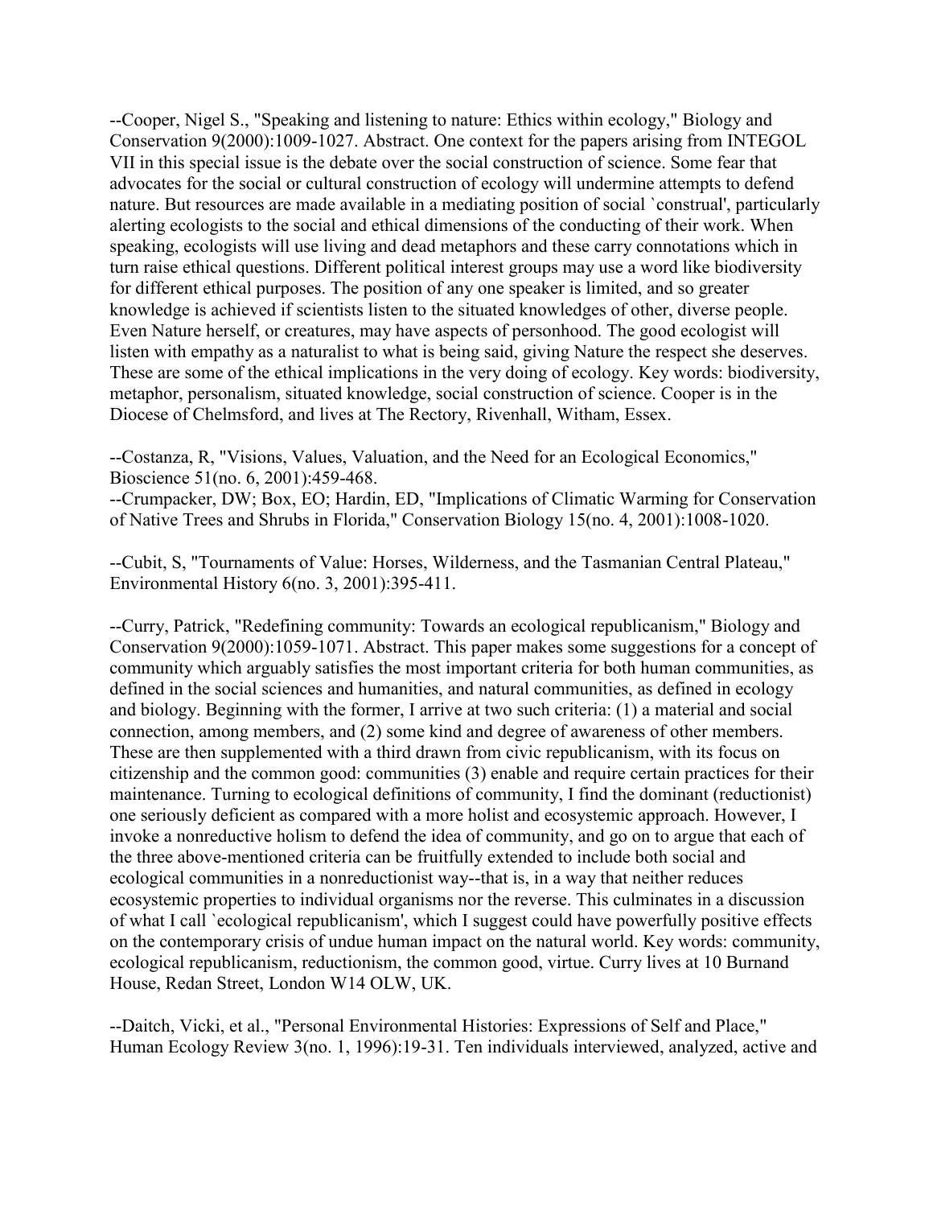--Cooper, Nigel S., "Speaking and listening to nature: Ethics within ecology," Biology and Conservation 9(2000):1009-1027. Abstract. One context for the papers arising from INTEGOL VII in this special issue is the debate over the social construction of science. Some fear that advocates for the social or cultural construction of ecology will undermine attempts to defend nature. But resources are made available in a mediating position of social `construal', particularly alerting ecologists to the social and ethical dimensions of the conducting of their work. When speaking, ecologists will use living and dead metaphors and these carry connotations which in turn raise ethical questions. Different political interest groups may use a word like biodiversity for different ethical purposes. The position of any one speaker is limited, and so greater knowledge is achieved if scientists listen to the situated knowledges of other, diverse people. Even Nature herself, or creatures, may have aspects of personhood. The good ecologist will listen with empathy as a naturalist to what is being said, giving Nature the respect she deserves. These are some of the ethical implications in the very doing of ecology. Key words: biodiversity, metaphor, personalism, situated knowledge, social construction of science. Cooper is in the Diocese of Chelmsford, and lives at The Rectory, Rivenhall, Witham, Essex.

--Costanza, R, "Visions, Values, Valuation, and the Need for an Ecological Economics," Bioscience 51(no. 6, 2001):459-468.
--Crumpacker, DW; Box, EO; Hardin, ED, "Implications of Climatic Warming for Conservation of Native Trees and Shrubs in Florida," Conservation Biology 15(no. 4, 2001):1008-1020.

--Cubit, S, "Tournaments of Value: Horses, Wilderness, and the Tasmanian Central Plateau," Environmental History 6(no. 3, 2001):395-411.

--Curry, Patrick, "Redefining community: Towards an ecological republicanism," Biology and Conservation 9(2000):1059-1071. Abstract. This paper makes some suggestions for a concept of community which arguably satisfies the most important criteria for both human communities, as defined in the social sciences and humanities, and natural communities, as defined in ecology and biology. Beginning with the former, I arrive at two such criteria: (1) a material and social connection, among members, and (2) some kind and degree of awareness of other members. These are then supplemented with a third drawn from civic republicanism, with its focus on citizenship and the common good: communities (3) enable and require certain practices for their maintenance. Turning to ecological definitions of community, I find the dominant (reductionist) one seriously deficient as compared with a more holist and ecosystemic approach. However, I invoke a nonreductive holism to defend the idea of community, and go on to argue that each of the three above-mentioned criteria can be fruitfully extended to include both social and ecological communities in a nonreductionist way--that is, in a way that neither reduces ecosystemic properties to individual organisms nor the reverse. This culminates in a discussion of what I call `ecological republicanism', which I suggest could have powerfully positive effects on the contemporary crisis of undue human impact on the natural world. Key words: community, ecological republicanism, reductionism, the common good, virtue. Curry lives at 10 Burnand House, Redan Street, London W14 OLW, UK.

--Daitch, Vicki, et al., "Personal Environmental Histories: Expressions of Self and Place," Human Ecology Review 3(no. 1, 1996):19-31. Ten individuals interviewed, analyzed, active and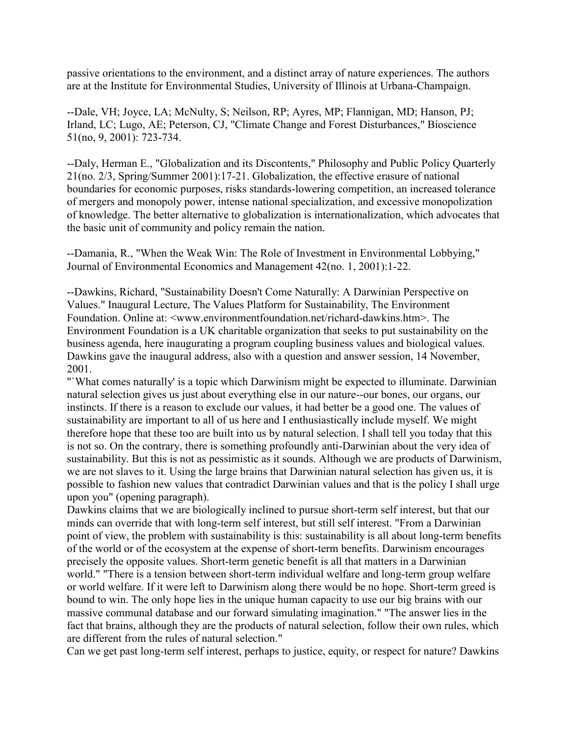passive orientations to the environment, and a distinct array of nature experiences. The authors are at the Institute for Environmental Studies, University of Illinois at Urbana-Champaign.

--Dale, VH; Joyce, LA; McNulty, S; Neilson, RP; Ayres, MP; Flannigan, MD; Hanson, PJ; Irland, LC; Lugo, AE; Peterson, CJ, "Climate Change and Forest Disturbances," Bioscience 51(no, 9, 2001): 723-734.

--Daly, Herman E., "Globalization and its Discontents," Philosophy and Public Policy Quarterly 21(no. 2/3, Spring/Summer 2001):17-21. Globalization, the effective erasure of national boundaries for economic purposes, risks standards-lowering competition, an increased tolerance of mergers and monopoly power, intense national specialization, and excessive monopolization of knowledge. The better alternative to globalization is internationalization, which advocates that the basic unit of community and policy remain the nation.

--Damania, R., "When the Weak Win: The Role of Investment in Environmental Lobbying," Journal of Environmental Economics and Management 42(no. 1, 2001):1-22.

--Dawkins, Richard, "Sustainability Doesn't Come Naturally: A Darwinian Perspective on Values." Inaugural Lecture, The Values Platform for Sustainability, The Environment Foundation. Online at: <www.environmentfoundation.net/richard-dawkins.htm>. The Environment Foundation is a UK charitable organization that seeks to put sustainability on the business agenda, here inaugurating a program coupling business values and biological values. Dawkins gave the inaugural address, also with a question and answer session, 14 November, 2001.

"`What comes naturally' is a topic which Darwinism might be expected to illuminate. Darwinian natural selection gives us just about everything else in our nature--our bones, our organs, our instincts. If there is a reason to exclude our values, it had better be a good one. The values of sustainability are important to all of us here and I enthusiastically include myself. We might therefore hope that these too are built into us by natural selection. I shall tell you today that this is not so. On the contrary, there is something profoundly anti-Darwinian about the very idea of sustainability. But this is not as pessimistic as it sounds. Although we are products of Darwinism, we are not slaves to it. Using the large brains that Darwinian natural selection has given us, it is possible to fashion new values that contradict Darwinian values and that is the policy I shall urge upon you" (opening paragraph).

Dawkins claims that we are biologically inclined to pursue short-term self interest, but that our minds can override that with long-term self interest, but still self interest. "From a Darwinian point of view, the problem with sustainability is this: sustainability is all about long-term benefits of the world or of the ecosystem at the expense of short-term benefits. Darwinism encourages precisely the opposite values. Short-term genetic benefit is all that matters in a Darwinian world." "There is a tension between short-term individual welfare and long-term group welfare or world welfare. If it were left to Darwinism along there would be no hope. Short-term greed is bound to win. The only hope lies in the unique human capacity to use our big brains with our massive communal database and our forward simulating imagination." "The answer lies in the fact that brains, although they are the products of natural selection, follow their own rules, which are different from the rules of natural selection."

Can we get past long-term self interest, perhaps to justice, equity, or respect for nature? Dawkins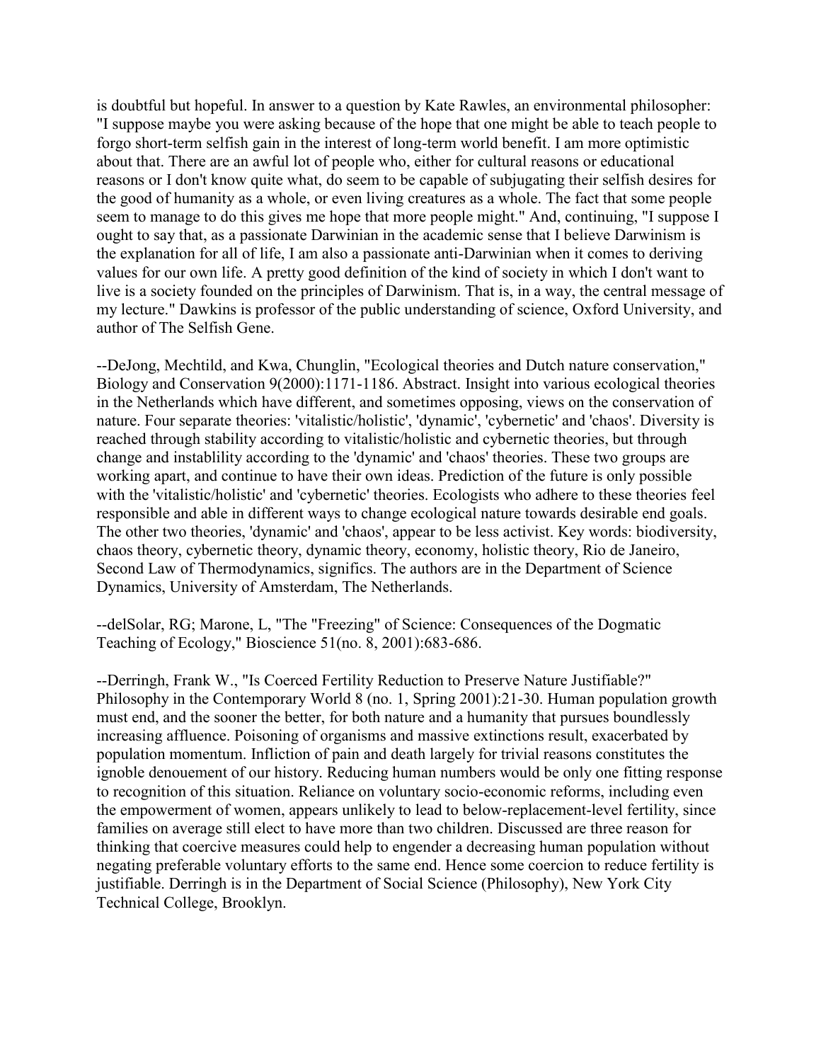is doubtful but hopeful. In answer to a question by Kate Rawles, an environmental philosopher: "I suppose maybe you were asking because of the hope that one might be able to teach people to forgo short-term selfish gain in the interest of long-term world benefit. I am more optimistic about that. There are an awful lot of people who, either for cultural reasons or educational reasons or I don't know quite what, do seem to be capable of subjugating their selfish desires for the good of humanity as a whole, or even living creatures as a whole. The fact that some people seem to manage to do this gives me hope that more people might." And, continuing, "I suppose I ought to say that, as a passionate Darwinian in the academic sense that I believe Darwinism is the explanation for all of life, I am also a passionate anti-Darwinian when it comes to deriving values for our own life. A pretty good definition of the kind of society in which I don't want to live is a society founded on the principles of Darwinism. That is, in a way, the central message of my lecture." Dawkins is professor of the public understanding of science, Oxford University, and author of The Selfish Gene.

--DeJong, Mechtild, and Kwa, Chunglin, "Ecological theories and Dutch nature conservation," Biology and Conservation 9(2000):1171-1186. Abstract. Insight into various ecological theories in the Netherlands which have different, and sometimes opposing, views on the conservation of nature. Four separate theories: 'vitalistic/holistic', 'dynamic', 'cybernetic' and 'chaos'. Diversity is reached through stability according to vitalistic/holistic and cybernetic theories, but through change and instablility according to the 'dynamic' and 'chaos' theories. These two groups are working apart, and continue to have their own ideas. Prediction of the future is only possible with the 'vitalistic/holistic' and 'cybernetic' theories. Ecologists who adhere to these theories feel responsible and able in different ways to change ecological nature towards desirable end goals. The other two theories, 'dynamic' and 'chaos', appear to be less activist. Key words: biodiversity, chaos theory, cybernetic theory, dynamic theory, economy, holistic theory, Rio de Janeiro, Second Law of Thermodynamics, significs. The authors are in the Department of Science Dynamics, University of Amsterdam, The Netherlands.

--delSolar, RG; Marone, L, "The "Freezing" of Science: Consequences of the Dogmatic Teaching of Ecology," Bioscience 51(no. 8, 2001):683-686.

--Derringh, Frank W., "Is Coerced Fertility Reduction to Preserve Nature Justifiable?" Philosophy in the Contemporary World 8 (no. 1, Spring 2001):21-30. Human population growth must end, and the sooner the better, for both nature and a humanity that pursues boundlessly increasing affluence. Poisoning of organisms and massive extinctions result, exacerbated by population momentum. Infliction of pain and death largely for trivial reasons constitutes the ignoble denouement of our history. Reducing human numbers would be only one fitting response to recognition of this situation. Reliance on voluntary socio-economic reforms, including even the empowerment of women, appears unlikely to lead to below-replacement-level fertility, since families on average still elect to have more than two children. Discussed are three reason for thinking that coercive measures could help to engender a decreasing human population without negating preferable voluntary efforts to the same end. Hence some coercion to reduce fertility is justifiable. Derringh is in the Department of Social Science (Philosophy), New York City Technical College, Brooklyn.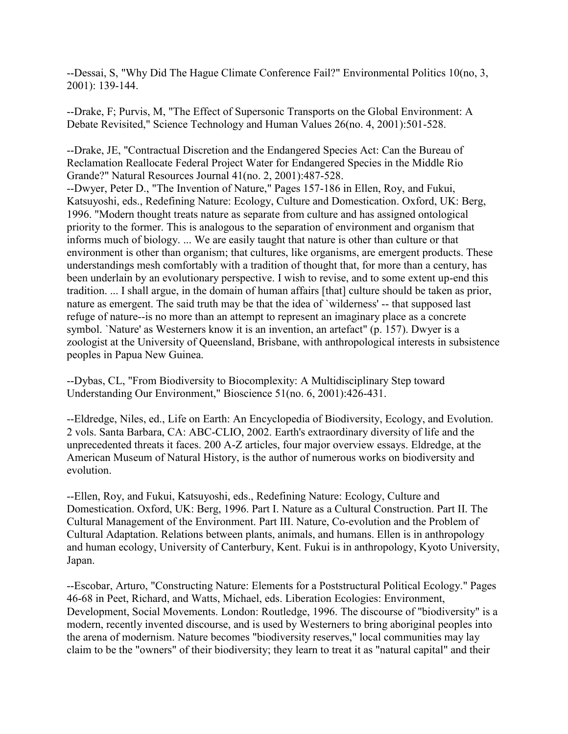--Dessai, S, "Why Did The Hague Climate Conference Fail?" Environmental Politics 10(no, 3, 2001): 139-144.

--Drake, F; Purvis, M, "The Effect of Supersonic Transports on the Global Environment: A Debate Revisited," Science Technology and Human Values 26(no. 4, 2001):501-528.

--Drake, JE, "Contractual Discretion and the Endangered Species Act: Can the Bureau of Reclamation Reallocate Federal Project Water for Endangered Species in the Middle Rio Grande?" Natural Resources Journal 41(no. 2, 2001):487-528.

--Dwyer, Peter D., "The Invention of Nature," Pages 157-186 in Ellen, Roy, and Fukui, Katsuyoshi, eds., Redefining Nature: Ecology, Culture and Domestication. Oxford, UK: Berg, 1996. "Modern thought treats nature as separate from culture and has assigned ontological priority to the former. This is analogous to the separation of environment and organism that informs much of biology. ... We are easily taught that nature is other than culture or that environment is other than organism; that cultures, like organisms, are emergent products. These understandings mesh comfortably with a tradition of thought that, for more than a century, has been underlain by an evolutionary perspective. I wish to revise, and to some extent up-end this tradition. ... I shall argue, in the domain of human affairs [that] culture should be taken as prior, nature as emergent. The said truth may be that the idea of `wilderness' -- that supposed last refuge of nature--is no more than an attempt to represent an imaginary place as a concrete symbol. `Nature' as Westerners know it is an invention, an artefact" (p. 157). Dwyer is a zoologist at the University of Queensland, Brisbane, with anthropological interests in subsistence peoples in Papua New Guinea.

--Dybas, CL, "From Biodiversity to Biocomplexity: A Multidisciplinary Step toward Understanding Our Environment," Bioscience 51(no. 6, 2001):426-431.

--Eldredge, Niles, ed., Life on Earth: An Encyclopedia of Biodiversity, Ecology, and Evolution. 2 vols. Santa Barbara, CA: ABC-CLIO, 2002. Earth's extraordinary diversity of life and the unprecedented threats it faces. 200 A-Z articles, four major overview essays. Eldredge, at the American Museum of Natural History, is the author of numerous works on biodiversity and evolution.

--Ellen, Roy, and Fukui, Katsuyoshi, eds., Redefining Nature: Ecology, Culture and Domestication. Oxford, UK: Berg, 1996. Part I. Nature as a Cultural Construction. Part II. The Cultural Management of the Environment. Part III. Nature, Co-evolution and the Problem of Cultural Adaptation. Relations between plants, animals, and humans. Ellen is in anthropology and human ecology, University of Canterbury, Kent. Fukui is in anthropology, Kyoto University, Japan.

--Escobar, Arturo, "Constructing Nature: Elements for a Poststructural Political Ecology." Pages 46-68 in Peet, Richard, and Watts, Michael, eds. Liberation Ecologies: Environment, Development, Social Movements. London: Routledge, 1996. The discourse of "biodiversity" is a modern, recently invented discourse, and is used by Westerners to bring aboriginal peoples into the arena of modernism. Nature becomes "biodiversity reserves," local communities may lay claim to be the "owners" of their biodiversity; they learn to treat it as "natural capital" and their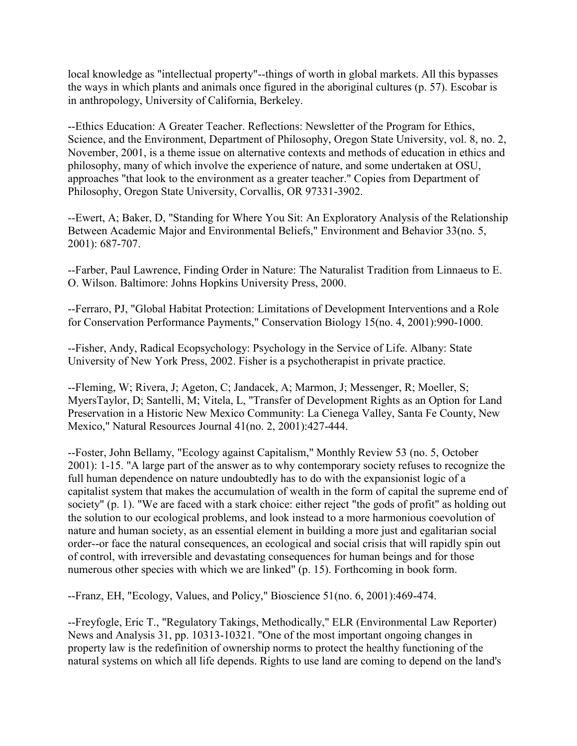local knowledge as "intellectual property"--things of worth in global markets. All this bypasses the ways in which plants and animals once figured in the aboriginal cultures (p. 57). Escobar is in anthropology, University of California, Berkeley.

--Ethics Education: A Greater Teacher. Reflections: Newsletter of the Program for Ethics, Science, and the Environment, Department of Philosophy, Oregon State University, vol. 8, no. 2, November, 2001, is a theme issue on alternative contexts and methods of education in ethics and philosophy, many of which involve the experience of nature, and some undertaken at OSU, approaches "that look to the environment as a greater teacher." Copies from Department of Philosophy, Oregon State University, Corvallis, OR 97331-3902.

--Ewert, A; Baker, D, "Standing for Where You Sit: An Exploratory Analysis of the Relationship Between Academic Major and Environmental Beliefs," Environment and Behavior 33(no. 5, 2001): 687-707.

--Farber, Paul Lawrence, Finding Order in Nature: The Naturalist Tradition from Linnaeus to E. O. Wilson. Baltimore: Johns Hopkins University Press, 2000.

--Ferraro, PJ, "Global Habitat Protection: Limitations of Development Interventions and a Role for Conservation Performance Payments," Conservation Biology 15(no. 4, 2001):990-1000.

--Fisher, Andy, Radical Ecopsychology: Psychology in the Service of Life. Albany: State University of New York Press, 2002. Fisher is a psychotherapist in private practice.

--Fleming, W; Rivera, J; Ageton, C; Jandacek, A; Marmon, J; Messenger, R; Moeller, S; MyersTaylor, D; Santelli, M; Vitela, L, "Transfer of Development Rights as an Option for Land Preservation in a Historic New Mexico Community: La Cienega Valley, Santa Fe County, New Mexico," Natural Resources Journal 41(no. 2, 2001):427-444.

--Foster, John Bellamy, "Ecology against Capitalism," Monthly Review 53 (no. 5, October 2001): 1-15. "A large part of the answer as to why contemporary society refuses to recognize the full human dependence on nature undoubtedly has to do with the expansionist logic of a capitalist system that makes the accumulation of wealth in the form of capital the supreme end of society" (p. 1). "We are faced with a stark choice: either reject "the gods of profit" as holding out the solution to our ecological problems, and look instead to a more harmonious coevolution of nature and human society, as an essential element in building a more just and egalitarian social order--or face the natural consequences, an ecological and social crisis that will rapidly spin out of control, with irreversible and devastating consequences for human beings and for those numerous other species with which we are linked" (p. 15). Forthcoming in book form.

--Franz, EH, "Ecology, Values, and Policy," Bioscience 51(no. 6, 2001):469-474.

--Freyfogle, Eric T., "Regulatory Takings, Methodically," ELR (Environmental Law Reporter) News and Analysis 31, pp. 10313-10321. "One of the most important ongoing changes in property law is the redefinition of ownership norms to protect the healthy functioning of the natural systems on which all life depends. Rights to use land are coming to depend on the land's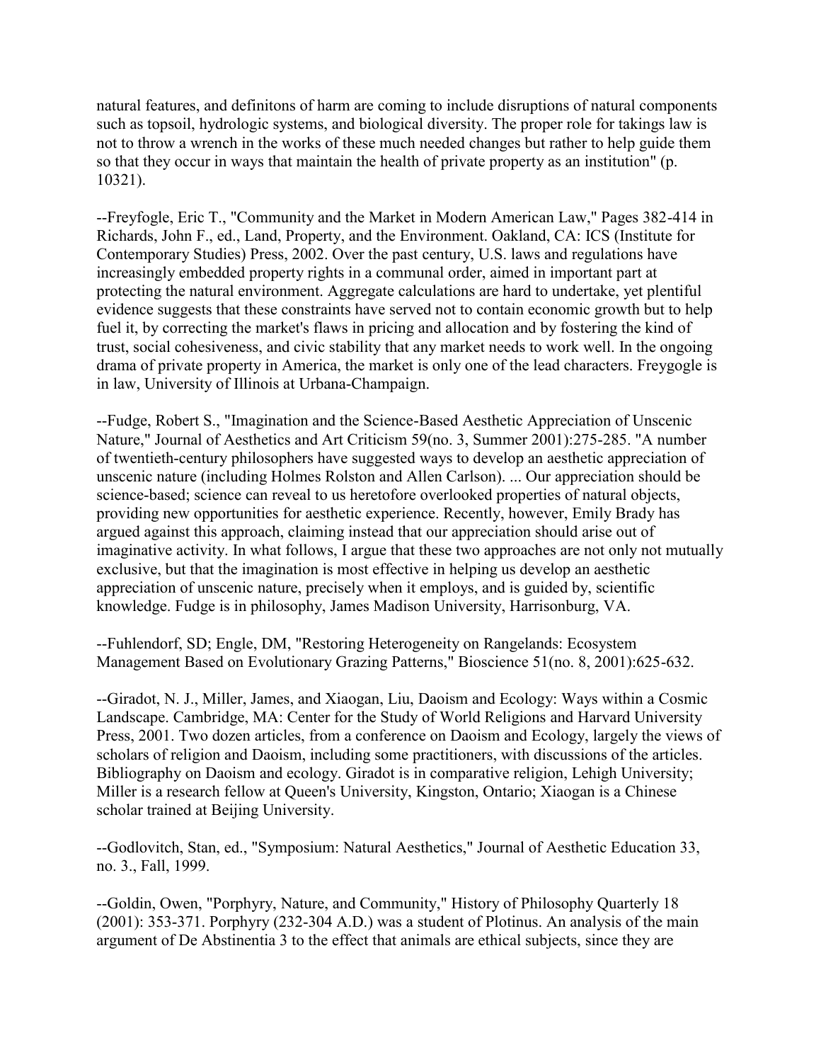natural features, and definitons of harm are coming to include disruptions of natural components such as topsoil, hydrologic systems, and biological diversity. The proper role for takings law is not to throw a wrench in the works of these much needed changes but rather to help guide them so that they occur in ways that maintain the health of private property as an institution" (p. 10321).

--Freyfogle, Eric T., "Community and the Market in Modern American Law," Pages 382-414 in Richards, John F., ed., Land, Property, and the Environment. Oakland, CA: ICS (Institute for Contemporary Studies) Press, 2002. Over the past century, U.S. laws and regulations have increasingly embedded property rights in a communal order, aimed in important part at protecting the natural environment. Aggregate calculations are hard to undertake, yet plentiful evidence suggests that these constraints have served not to contain economic growth but to help fuel it, by correcting the market's flaws in pricing and allocation and by fostering the kind of trust, social cohesiveness, and civic stability that any market needs to work well. In the ongoing drama of private property in America, the market is only one of the lead characters. Freygogle is in law, University of Illinois at Urbana-Champaign.

--Fudge, Robert S., "Imagination and the Science-Based Aesthetic Appreciation of Unscenic Nature," Journal of Aesthetics and Art Criticism 59(no. 3, Summer 2001):275-285. "A number of twentieth-century philosophers have suggested ways to develop an aesthetic appreciation of unscenic nature (including Holmes Rolston and Allen Carlson). ... Our appreciation should be science-based; science can reveal to us heretofore overlooked properties of natural objects, providing new opportunities for aesthetic experience. Recently, however, Emily Brady has argued against this approach, claiming instead that our appreciation should arise out of imaginative activity. In what follows, I argue that these two approaches are not only not mutually exclusive, but that the imagination is most effective in helping us develop an aesthetic appreciation of unscenic nature, precisely when it employs, and is guided by, scientific knowledge. Fudge is in philosophy, James Madison University, Harrisonburg, VA.

--Fuhlendorf, SD; Engle, DM, "Restoring Heterogeneity on Rangelands: Ecosystem Management Based on Evolutionary Grazing Patterns," Bioscience 51(no. 8, 2001):625-632.

--Giradot, N. J., Miller, James, and Xiaogan, Liu, Daoism and Ecology: Ways within a Cosmic Landscape. Cambridge, MA: Center for the Study of World Religions and Harvard University Press, 2001. Two dozen articles, from a conference on Daoism and Ecology, largely the views of scholars of religion and Daoism, including some practitioners, with discussions of the articles. Bibliography on Daoism and ecology. Giradot is in comparative religion, Lehigh University; Miller is a research fellow at Queen's University, Kingston, Ontario; Xiaogan is a Chinese scholar trained at Beijing University.

--Godlovitch, Stan, ed., "Symposium: Natural Aesthetics," Journal of Aesthetic Education 33, no. 3., Fall, 1999.

--Goldin, Owen, "Porphyry, Nature, and Community," History of Philosophy Quarterly 18 (2001): 353-371. Porphyry (232-304 A.D.) was a student of Plotinus. An analysis of the main argument of De Abstinentia 3 to the effect that animals are ethical subjects, since they are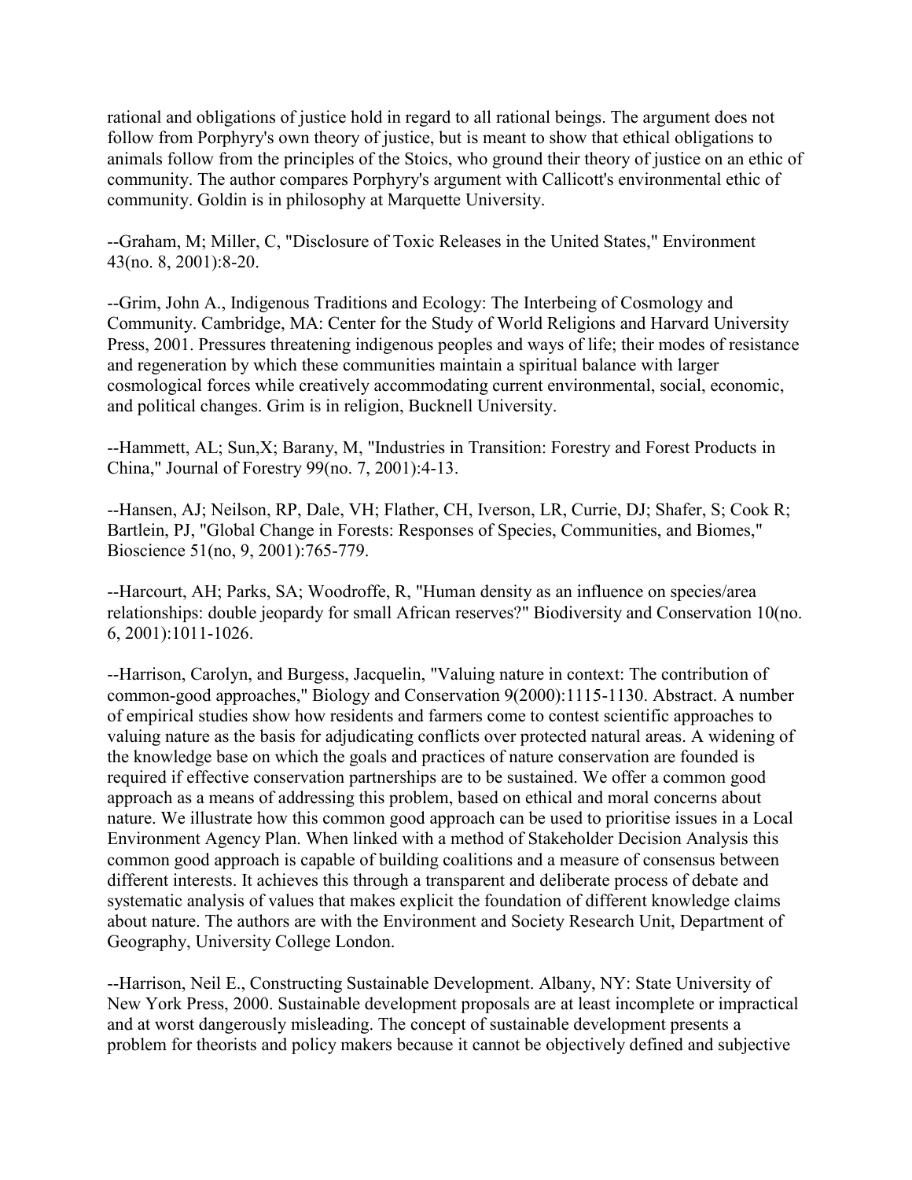rational and obligations of justice hold in regard to all rational beings. The argument does not follow from Porphyry's own theory of justice, but is meant to show that ethical obligations to animals follow from the principles of the Stoics, who ground their theory of justice on an ethic of community. The author compares Porphyry's argument with Callicott's environmental ethic of community. Goldin is in philosophy at Marquette University.

--Graham, M; Miller, C, "Disclosure of Toxic Releases in the United States," Environment 43(no. 8, 2001):8-20.

--Grim, John A., Indigenous Traditions and Ecology: The Interbeing of Cosmology and Community. Cambridge, MA: Center for the Study of World Religions and Harvard University Press, 2001. Pressures threatening indigenous peoples and ways of life; their modes of resistance and regeneration by which these communities maintain a spiritual balance with larger cosmological forces while creatively accommodating current environmental, social, economic, and political changes. Grim is in religion, Bucknell University.

--Hammett, AL; Sun,X; Barany, M, "Industries in Transition: Forestry and Forest Products in China," Journal of Forestry 99(no. 7, 2001):4-13.

--Hansen, AJ; Neilson, RP, Dale, VH; Flather, CH, Iverson, LR, Currie, DJ; Shafer, S; Cook R; Bartlein, PJ, "Global Change in Forests: Responses of Species, Communities, and Biomes," Bioscience 51(no, 9, 2001):765-779.

--Harcourt, AH; Parks, SA; Woodroffe, R, "Human density as an influence on species/area relationships: double jeopardy for small African reserves?" Biodiversity and Conservation 10(no. 6, 2001):1011-1026.

--Harrison, Carolyn, and Burgess, Jacquelin, "Valuing nature in context: The contribution of common-good approaches," Biology and Conservation 9(2000):1115-1130. Abstract. A number of empirical studies show how residents and farmers come to contest scientific approaches to valuing nature as the basis for adjudicating conflicts over protected natural areas. A widening of the knowledge base on which the goals and practices of nature conservation are founded is required if effective conservation partnerships are to be sustained. We offer a common good approach as a means of addressing this problem, based on ethical and moral concerns about nature. We illustrate how this common good approach can be used to prioritise issues in a Local Environment Agency Plan. When linked with a method of Stakeholder Decision Analysis this common good approach is capable of building coalitions and a measure of consensus between different interests. It achieves this through a transparent and deliberate process of debate and systematic analysis of values that makes explicit the foundation of different knowledge claims about nature. The authors are with the Environment and Society Research Unit, Department of Geography, University College London.

--Harrison, Neil E., Constructing Sustainable Development. Albany, NY: State University of New York Press, 2000. Sustainable development proposals are at least incomplete or impractical and at worst dangerously misleading. The concept of sustainable development presents a problem for theorists and policy makers because it cannot be objectively defined and subjective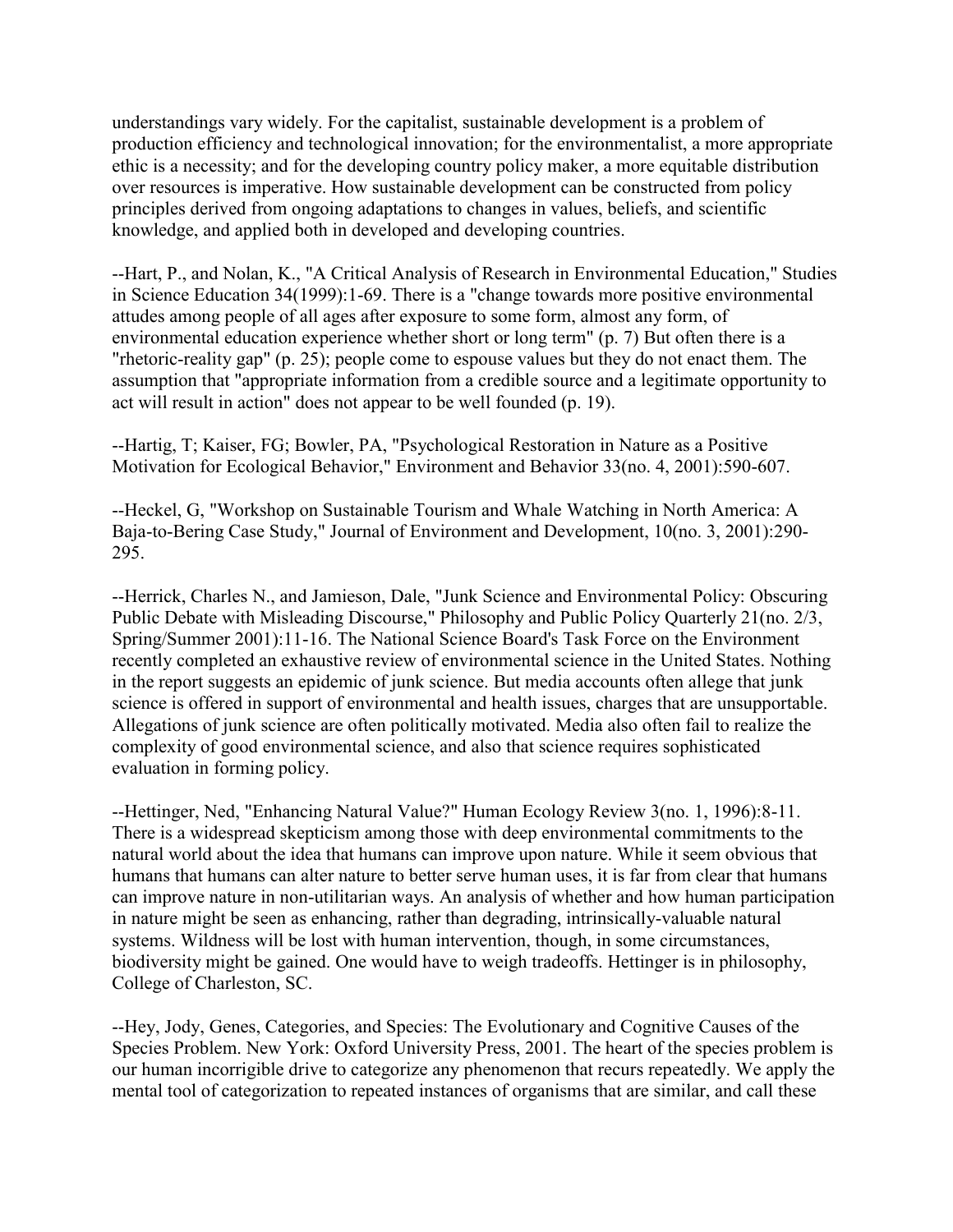understandings vary widely. For the capitalist, sustainable development is a problem of production efficiency and technological innovation; for the environmentalist, a more appropriate ethic is a necessity; and for the developing country policy maker, a more equitable distribution over resources is imperative. How sustainable development can be constructed from policy principles derived from ongoing adaptations to changes in values, beliefs, and scientific knowledge, and applied both in developed and developing countries.

--Hart, P., and Nolan, K., "A Critical Analysis of Research in Environmental Education," Studies in Science Education 34(1999):1-69. There is a "change towards more positive environmental attudes among people of all ages after exposure to some form, almost any form, of environmental education experience whether short or long term" (p. 7) But often there is a "rhetoric-reality gap" (p. 25); people come to espouse values but they do not enact them. The assumption that "appropriate information from a credible source and a legitimate opportunity to act will result in action" does not appear to be well founded (p. 19).

--Hartig, T; Kaiser, FG; Bowler, PA, "Psychological Restoration in Nature as a Positive Motivation for Ecological Behavior," Environment and Behavior 33(no. 4, 2001):590-607.

--Heckel, G, "Workshop on Sustainable Tourism and Whale Watching in North America: A Baja-to-Bering Case Study," Journal of Environment and Development, 10(no. 3, 2001):290-295.

--Herrick, Charles N., and Jamieson, Dale, "Junk Science and Environmental Policy: Obscuring Public Debate with Misleading Discourse," Philosophy and Public Policy Quarterly 21(no. 2/3, Spring/Summer 2001):11-16. The National Science Board's Task Force on the Environment recently completed an exhaustive review of environmental science in the United States. Nothing in the report suggests an epidemic of junk science. But media accounts often allege that junk science is offered in support of environmental and health issues, charges that are unsupportable. Allegations of junk science are often politically motivated. Media also often fail to realize the complexity of good environmental science, and also that science requires sophisticated evaluation in forming policy.

--Hettinger, Ned, "Enhancing Natural Value?" Human Ecology Review 3(no. 1, 1996):8-11. There is a widespread skepticism among those with deep environmental commitments to the natural world about the idea that humans can improve upon nature. While it seem obvious that humans that humans can alter nature to better serve human uses, it is far from clear that humans can improve nature in non-utilitarian ways. An analysis of whether and how human participation in nature might be seen as enhancing, rather than degrading, intrinsically-valuable natural systems. Wildness will be lost with human intervention, though, in some circumstances, biodiversity might be gained. One would have to weigh tradeoffs. Hettinger is in philosophy, College of Charleston, SC.

--Hey, Jody, Genes, Categories, and Species: The Evolutionary and Cognitive Causes of the Species Problem. New York: Oxford University Press, 2001. The heart of the species problem is our human incorrigible drive to categorize any phenomenon that recurs repeatedly. We apply the mental tool of categorization to repeated instances of organisms that are similar, and call these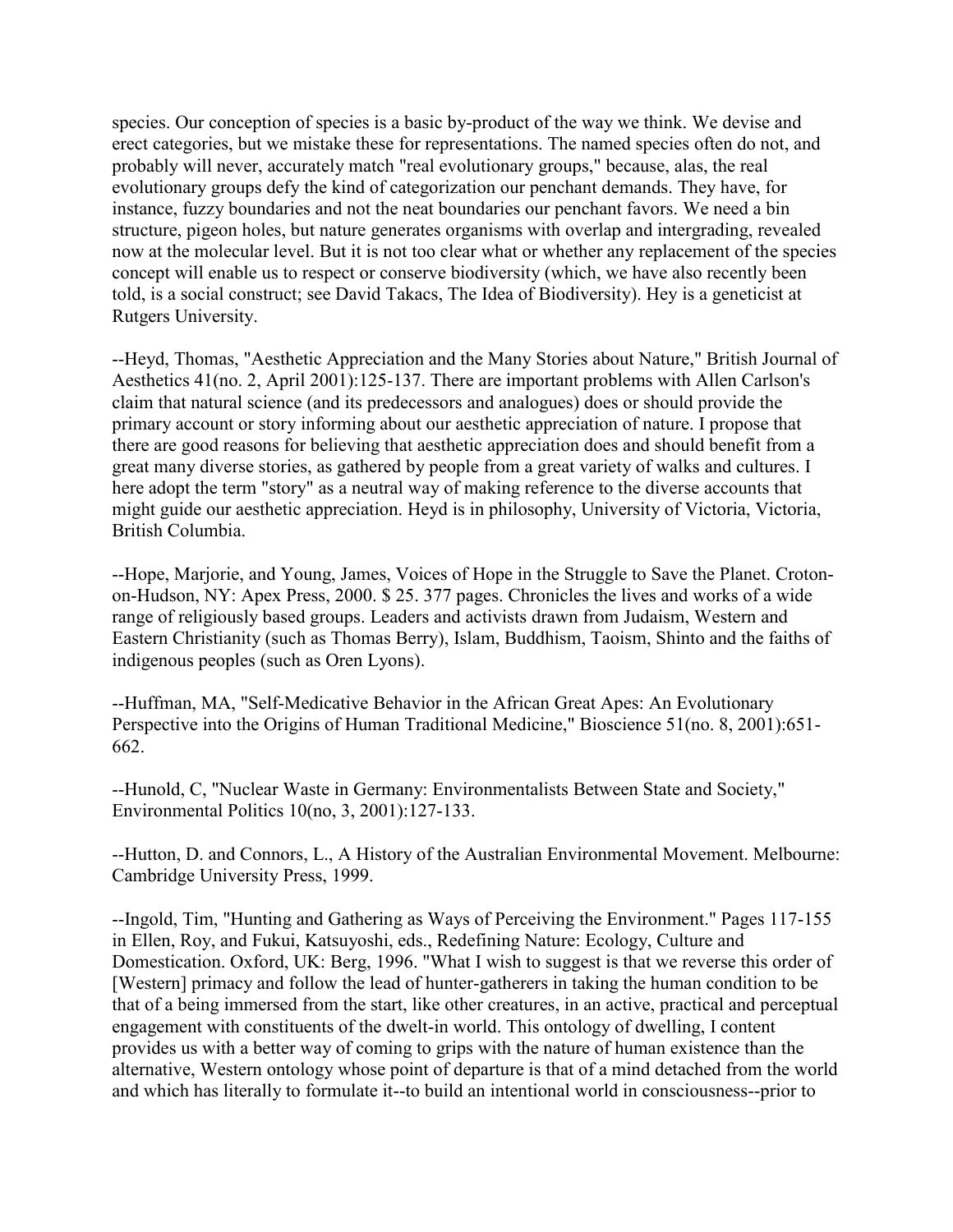species. Our conception of species is a basic by-product of the way we think. We devise and erect categories, but we mistake these for representations. The named species often do not, and probably will never, accurately match "real evolutionary groups," because, alas, the real evolutionary groups defy the kind of categorization our penchant demands. They have, for instance, fuzzy boundaries and not the neat boundaries our penchant favors. We need a bin structure, pigeon holes, but nature generates organisms with overlap and intergrading, revealed now at the molecular level. But it is not too clear what or whether any replacement of the species concept will enable us to respect or conserve biodiversity (which, we have also recently been told, is a social construct; see David Takacs, The Idea of Biodiversity). Hey is a geneticist at Rutgers University.

--Heyd, Thomas, "Aesthetic Appreciation and the Many Stories about Nature," British Journal of Aesthetics 41(no. 2, April 2001):125-137. There are important problems with Allen Carlson's claim that natural science (and its predecessors and analogues) does or should provide the primary account or story informing about our aesthetic appreciation of nature. I propose that there are good reasons for believing that aesthetic appreciation does and should benefit from a great many diverse stories, as gathered by people from a great variety of walks and cultures. I here adopt the term "story" as a neutral way of making reference to the diverse accounts that might guide our aesthetic appreciation. Heyd is in philosophy, University of Victoria, Victoria, British Columbia.

--Hope, Marjorie, and Young, James, Voices of Hope in the Struggle to Save the Planet. Croton-on-Hudson, NY: Apex Press, 2000. $ 25. 377 pages. Chronicles the lives and works of a wide range of religiously based groups. Leaders and activists drawn from Judaism, Western and Eastern Christianity (such as Thomas Berry), Islam, Buddhism, Taoism, Shinto and the faiths of indigenous peoples (such as Oren Lyons).

--Huffman, MA, "Self-Medicative Behavior in the African Great Apes: An Evolutionary Perspective into the Origins of Human Traditional Medicine," Bioscience 51(no. 8, 2001):651-662.

--Hunold, C, "Nuclear Waste in Germany: Environmentalists Between State and Society," Environmental Politics 10(no, 3, 2001):127-133.

--Hutton, D. and Connors, L., A History of the Australian Environmental Movement. Melbourne: Cambridge University Press, 1999.

--Ingold, Tim, "Hunting and Gathering as Ways of Perceiving the Environment." Pages 117-155 in Ellen, Roy, and Fukui, Katsuyoshi, eds., Redefining Nature: Ecology, Culture and Domestication. Oxford, UK: Berg, 1996. "What I wish to suggest is that we reverse this order of [Western] primacy and follow the lead of hunter-gatherers in taking the human condition to be that of a being immersed from the start, like other creatures, in an active, practical and perceptual engagement with constituents of the dwelt-in world. This ontology of dwelling, I content provides us with a better way of coming to grips with the nature of human existence than the alternative, Western ontology whose point of departure is that of a mind detached from the world and which has literally to formulate it--to build an intentional world in consciousness--prior to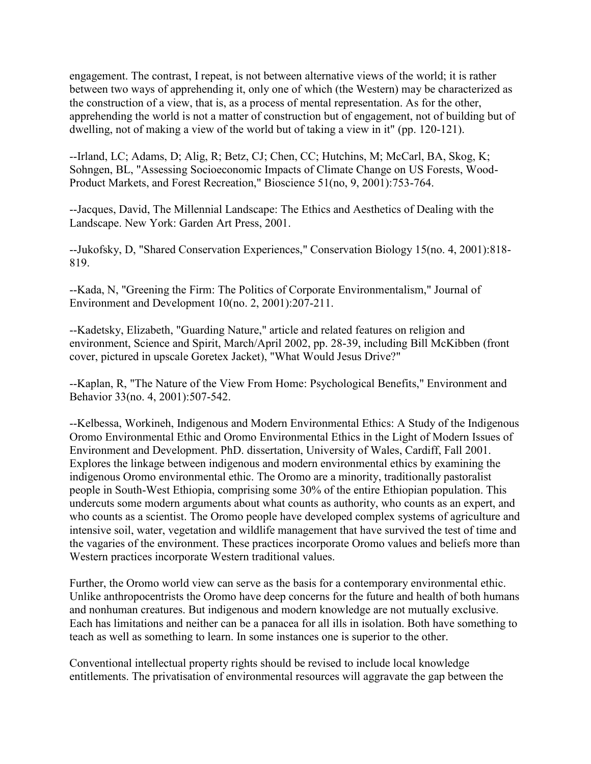engagement. The contrast, I repeat, is not between alternative views of the world; it is rather between two ways of apprehending it, only one of which (the Western) may be characterized as the construction of a view, that is, as a process of mental representation. As for the other, apprehending the world is not a matter of construction but of engagement, not of building but of dwelling, not of making a view of the world but of taking a view in it" (pp. 120-121).

--Irland, LC; Adams, D; Alig, R; Betz, CJ; Chen, CC; Hutchins, M; McCarl, BA, Skog, K; Sohngen, BL, "Assessing Socioeconomic Impacts of Climate Change on US Forests, Wood-Product Markets, and Forest Recreation," Bioscience 51(no, 9, 2001):753-764.

--Jacques, David, The Millennial Landscape: The Ethics and Aesthetics of Dealing with the Landscape. New York: Garden Art Press, 2001.

--Jukofsky, D, "Shared Conservation Experiences," Conservation Biology 15(no. 4, 2001):818-819.

--Kada, N, "Greening the Firm: The Politics of Corporate Environmentalism," Journal of Environment and Development 10(no. 2, 2001):207-211.

--Kadetsky, Elizabeth, "Guarding Nature," article and related features on religion and environment, Science and Spirit, March/April 2002, pp. 28-39, including Bill McKibben (front cover, pictured in upscale Goretex Jacket), "What Would Jesus Drive?"

--Kaplan, R, "The Nature of the View From Home: Psychological Benefits," Environment and Behavior 33(no. 4, 2001):507-542.

--Kelbessa, Workineh, Indigenous and Modern Environmental Ethics: A Study of the Indigenous Oromo Environmental Ethic and Oromo Environmental Ethics in the Light of Modern Issues of Environment and Development. PhD. dissertation, University of Wales, Cardiff, Fall 2001. Explores the linkage between indigenous and modern environmental ethics by examining the indigenous Oromo environmental ethic. The Oromo are a minority, traditionally pastoralist people in South-West Ethiopia, comprising some 30% of the entire Ethiopian population. This undercuts some modern arguments about what counts as authority, who counts as an expert, and who counts as a scientist. The Oromo people have developed complex systems of agriculture and intensive soil, water, vegetation and wildlife management that have survived the test of time and the vagaries of the environment. These practices incorporate Oromo values and beliefs more than Western practices incorporate Western traditional values.

Further, the Oromo world view can serve as the basis for a contemporary environmental ethic. Unlike anthropocentrists the Oromo have deep concerns for the future and health of both humans and nonhuman creatures. But indigenous and modern knowledge are not mutually exclusive. Each has limitations and neither can be a panacea for all ills in isolation. Both have something to teach as well as something to learn. In some instances one is superior to the other.

Conventional intellectual property rights should be revised to include local knowledge entitlements. The privatisation of environmental resources will aggravate the gap between the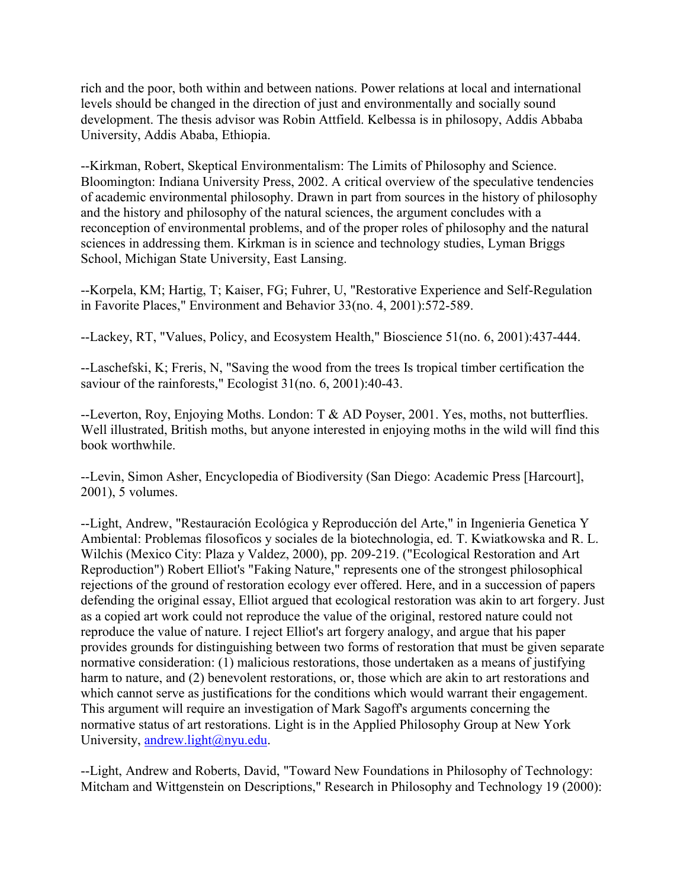rich and the poor, both within and between nations. Power relations at local and international levels should be changed in the direction of just and environmentally and socially sound development. The thesis advisor was Robin Attfield. Kelbessa is in philosopy, Addis Abbaba University, Addis Ababa, Ethiopia.

--Kirkman, Robert, Skeptical Environmentalism: The Limits of Philosophy and Science. Bloomington: Indiana University Press, 2002. A critical overview of the speculative tendencies of academic environmental philosophy. Drawn in part from sources in the history of philosophy and the history and philosophy of the natural sciences, the argument concludes with a reconception of environmental problems, and of the proper roles of philosophy and the natural sciences in addressing them. Kirkman is in science and technology studies, Lyman Briggs School, Michigan State University, East Lansing.

--Korpela, KM; Hartig, T; Kaiser, FG; Fuhrer, U, "Restorative Experience and Self-Regulation in Favorite Places," Environment and Behavior 33(no. 4, 2001):572-589.

--Lackey, RT, "Values, Policy, and Ecosystem Health," Bioscience 51(no. 6, 2001):437-444.

--Laschefski, K; Freris, N, "Saving the wood from the trees Is tropical timber certification the saviour of the rainforests," Ecologist 31(no. 6, 2001):40-43.

--Leverton, Roy, Enjoying Moths. London: T & AD Poyser, 2001. Yes, moths, not butterflies. Well illustrated, British moths, but anyone interested in enjoying moths in the wild will find this book worthwhile.

--Levin, Simon Asher, Encyclopedia of Biodiversity (San Diego: Academic Press [Harcourt], 2001), 5 volumes.

--Light, Andrew, "Restauración Ecológica y Reproducción del Arte," in Ingenieria Genetica Y Ambiental: Problemas filosoficos y sociales de la biotechnologia, ed. T. Kwiatkowska and R. L. Wilchis (Mexico City: Plaza y Valdez, 2000), pp. 209-219. ("Ecological Restoration and Art Reproduction") Robert Elliot's "Faking Nature," represents one of the strongest philosophical rejections of the ground of restoration ecology ever offered. Here, and in a succession of papers defending the original essay, Elliot argued that ecological restoration was akin to art forgery. Just as a copied art work could not reproduce the value of the original, restored nature could not reproduce the value of nature. I reject Elliot's art forgery analogy, and argue that his paper provides grounds for distinguishing between two forms of restoration that must be given separate normative consideration: (1) malicious restorations, those undertaken as a means of justifying harm to nature, and (2) benevolent restorations, or, those which are akin to art restorations and which cannot serve as justifications for the conditions which would warrant their engagement. This argument will require an investigation of Mark Sagoff's arguments concerning the normative status of art restorations. Light is in the Applied Philosophy Group at New York University, andrew.light@nyu.edu.

--Light, Andrew and Roberts, David, "Toward New Foundations in Philosophy of Technology: Mitcham and Wittgenstein on Descriptions," Research in Philosophy and Technology 19 (2000):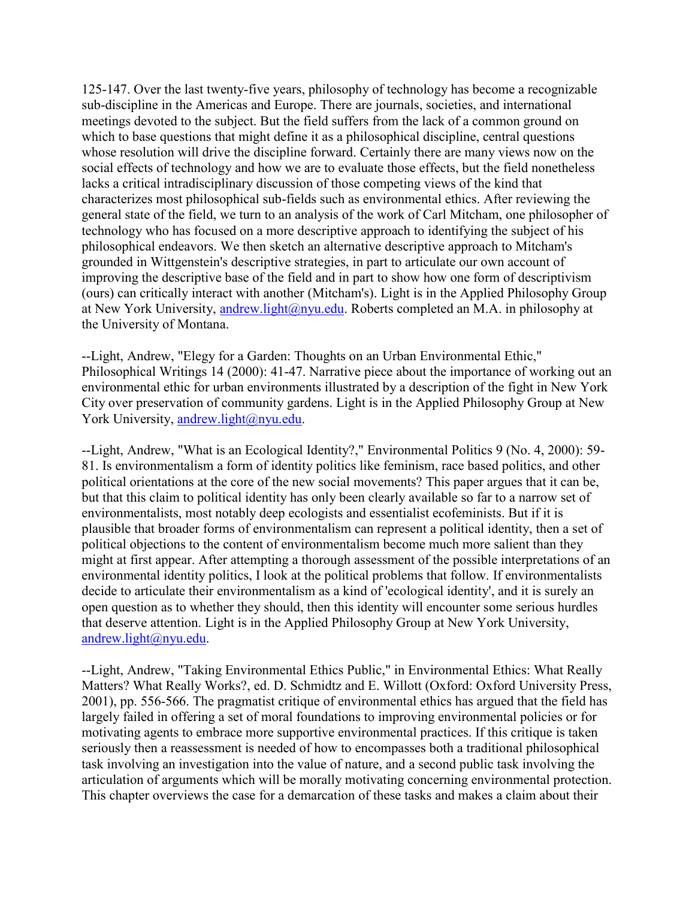125-147. Over the last twenty-five years, philosophy of technology has become a recognizable sub-discipline in the Americas and Europe. There are journals, societies, and international meetings devoted to the subject. But the field suffers from the lack of a common ground on which to base questions that might define it as a philosophical discipline, central questions whose resolution will drive the discipline forward. Certainly there are many views now on the social effects of technology and how we are to evaluate those effects, but the field nonetheless lacks a critical intradisciplinary discussion of those competing views of the kind that characterizes most philosophical sub-fields such as environmental ethics. After reviewing the general state of the field, we turn to an analysis of the work of Carl Mitcham, one philosopher of technology who has focused on a more descriptive approach to identifying the subject of his philosophical endeavors. We then sketch an alternative descriptive approach to Mitcham's grounded in Wittgenstein's descriptive strategies, in part to articulate our own account of improving the descriptive base of the field and in part to show how one form of descriptivism (ours) can critically interact with another (Mitcham's). Light is in the Applied Philosophy Group at New York University, andrew.light@nyu.edu. Roberts completed an M.A. in philosophy at the University of Montana.

--Light, Andrew, "Elegy for a Garden: Thoughts on an Urban Environmental Ethic," Philosophical Writings 14 (2000): 41-47. Narrative piece about the importance of working out an environmental ethic for urban environments illustrated by a description of the fight in New York City over preservation of community gardens. Light is in the Applied Philosophy Group at New York University, andrew.light@nyu.edu.

--Light, Andrew, "What is an Ecological Identity?," Environmental Politics 9 (No. 4, 2000): 59-81. Is environmentalism a form of identity politics like feminism, race based politics, and other political orientations at the core of the new social movements? This paper argues that it can be, but that this claim to political identity has only been clearly available so far to a narrow set of environmentalists, most notably deep ecologists and essentialist ecofeminists. But if it is plausible that broader forms of environmentalism can represent a political identity, then a set of political objections to the content of environmentalism become much more salient than they might at first appear. After attempting a thorough assessment of the possible interpretations of an environmental identity politics, I look at the political problems that follow. If environmentalists decide to articulate their environmentalism as a kind of 'ecological identity', and it is surely an open question as to whether they should, then this identity will encounter some serious hurdles that deserve attention. Light is in the Applied Philosophy Group at New York University, andrew.light@nyu.edu.

--Light, Andrew, "Taking Environmental Ethics Public," in Environmental Ethics: What Really Matters? What Really Works?, ed. D. Schmidtz and E. Willott (Oxford: Oxford University Press, 2001), pp. 556-566. The pragmatist critique of environmental ethics has argued that the field has largely failed in offering a set of moral foundations to improving environmental policies or for motivating agents to embrace more supportive environmental practices. If this critique is taken seriously then a reassessment is needed of how to encompasses both a traditional philosophical task involving an investigation into the value of nature, and a second public task involving the articulation of arguments which will be morally motivating concerning environmental protection. This chapter overviews the case for a demarcation of these tasks and makes a claim about their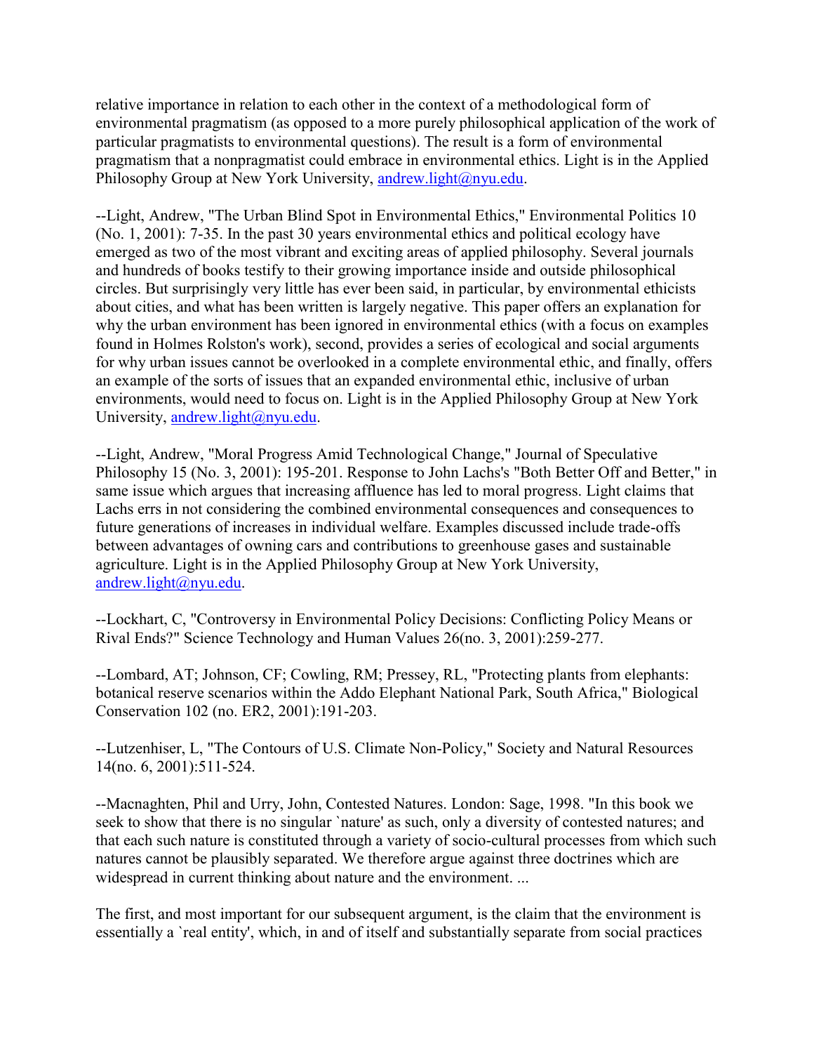relative importance in relation to each other in the context of a methodological form of environmental pragmatism (as opposed to a more purely philosophical application of the work of particular pragmatists to environmental questions). The result is a form of environmental pragmatism that a nonpragmatist could embrace in environmental ethics. Light is in the Applied Philosophy Group at New York University, andrew.light@nyu.edu.

--Light, Andrew, "The Urban Blind Spot in Environmental Ethics," Environmental Politics 10 (No. 1, 2001): 7-35. In the past 30 years environmental ethics and political ecology have emerged as two of the most vibrant and exciting areas of applied philosophy. Several journals and hundreds of books testify to their growing importance inside and outside philosophical circles. But surprisingly very little has ever been said, in particular, by environmental ethicists about cities, and what has been written is largely negative. This paper offers an explanation for why the urban environment has been ignored in environmental ethics (with a focus on examples found in Holmes Rolston's work), second, provides a series of ecological and social arguments for why urban issues cannot be overlooked in a complete environmental ethic, and finally, offers an example of the sorts of issues that an expanded environmental ethic, inclusive of urban environments, would need to focus on. Light is in the Applied Philosophy Group at New York University, andrew.light@nyu.edu.

--Light, Andrew, "Moral Progress Amid Technological Change," Journal of Speculative Philosophy 15 (No. 3, 2001): 195-201. Response to John Lachs's "Both Better Off and Better," in same issue which argues that increasing affluence has led to moral progress. Light claims that Lachs errs in not considering the combined environmental consequences and consequences to future generations of increases in individual welfare. Examples discussed include trade-offs between advantages of owning cars and contributions to greenhouse gases and sustainable agriculture. Light is in the Applied Philosophy Group at New York University, andrew.light@nyu.edu.

--Lockhart, C, "Controversy in Environmental Policy Decisions: Conflicting Policy Means or Rival Ends?" Science Technology and Human Values 26(no. 3, 2001):259-277.

--Lombard, AT; Johnson, CF; Cowling, RM; Pressey, RL, "Protecting plants from elephants: botanical reserve scenarios within the Addo Elephant National Park, South Africa," Biological Conservation 102 (no. ER2, 2001):191-203.

--Lutzenhiser, L, "The Contours of U.S. Climate Non-Policy," Society and Natural Resources 14(no. 6, 2001):511-524.

--Macnaghten, Phil and Urry, John, Contested Natures. London: Sage, 1998. "In this book we seek to show that there is no singular `nature' as such, only a diversity of contested natures; and that each such nature is constituted through a variety of socio-cultural processes from which such natures cannot be plausibly separated. We therefore argue against three doctrines which are widespread in current thinking about nature and the environment. ...

The first, and most important for our subsequent argument, is the claim that the environment is essentially a `real entity', which, in and of itself and substantially separate from social practices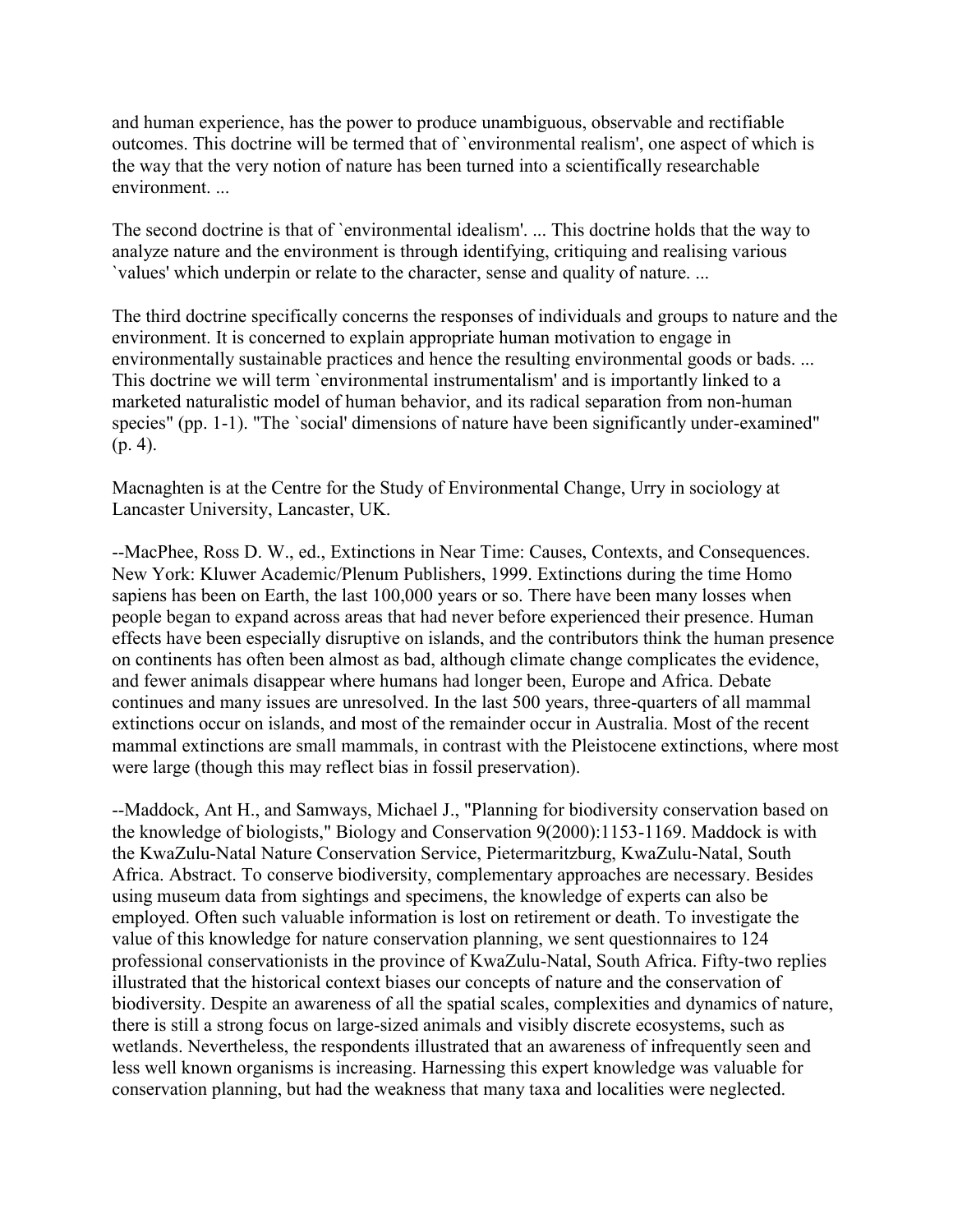and human experience, has the power to produce unambiguous, observable and rectifiable outcomes. This doctrine will be termed that of `environmental realism', one aspect of which is the way that the very notion of nature has been turned into a scientifically researchable environment. ...

The second doctrine is that of `environmental idealism'. ... This doctrine holds that the way to analyze nature and the environment is through identifying, critiquing and realising various `values' which underpin or relate to the character, sense and quality of nature. ...

The third doctrine specifically concerns the responses of individuals and groups to nature and the environment. It is concerned to explain appropriate human motivation to engage in environmentally sustainable practices and hence the resulting environmental goods or bads. ... This doctrine we will term `environmental instrumentalism' and is importantly linked to a marketed naturalistic model of human behavior, and its radical separation from non-human species" (pp. 1-1). "The `social' dimensions of nature have been significantly under-examined" (p. 4).

Macnaghten is at the Centre for the Study of Environmental Change, Urry in sociology at Lancaster University, Lancaster, UK.

--MacPhee, Ross D. W., ed., Extinctions in Near Time: Causes, Contexts, and Consequences. New York: Kluwer Academic/Plenum Publishers, 1999. Extinctions during the time Homo sapiens has been on Earth, the last 100,000 years or so. There have been many losses when people began to expand across areas that had never before experienced their presence. Human effects have been especially disruptive on islands, and the contributors think the human presence on continents has often been almost as bad, although climate change complicates the evidence, and fewer animals disappear where humans had longer been, Europe and Africa. Debate continues and many issues are unresolved. In the last 500 years, three-quarters of all mammal extinctions occur on islands, and most of the remainder occur in Australia. Most of the recent mammal extinctions are small mammals, in contrast with the Pleistocene extinctions, where most were large (though this may reflect bias in fossil preservation).

--Maddock, Ant H., and Samways, Michael J., "Planning for biodiversity conservation based on the knowledge of biologists," Biology and Conservation 9(2000):1153-1169. Maddock is with the KwaZulu-Natal Nature Conservation Service, Pietermaritzburg, KwaZulu-Natal, South Africa. Abstract. To conserve biodiversity, complementary approaches are necessary. Besides using museum data from sightings and specimens, the knowledge of experts can also be employed. Often such valuable information is lost on retirement or death. To investigate the value of this knowledge for nature conservation planning, we sent questionnaires to 124 professional conservationists in the province of KwaZulu-Natal, South Africa. Fifty-two replies illustrated that the historical context biases our concepts of nature and the conservation of biodiversity. Despite an awareness of all the spatial scales, complexities and dynamics of nature, there is still a strong focus on large-sized animals and visibly discrete ecosystems, such as wetlands. Nevertheless, the respondents illustrated that an awareness of infrequently seen and less well known organisms is increasing. Harnessing this expert knowledge was valuable for conservation planning, but had the weakness that many taxa and localities were neglected.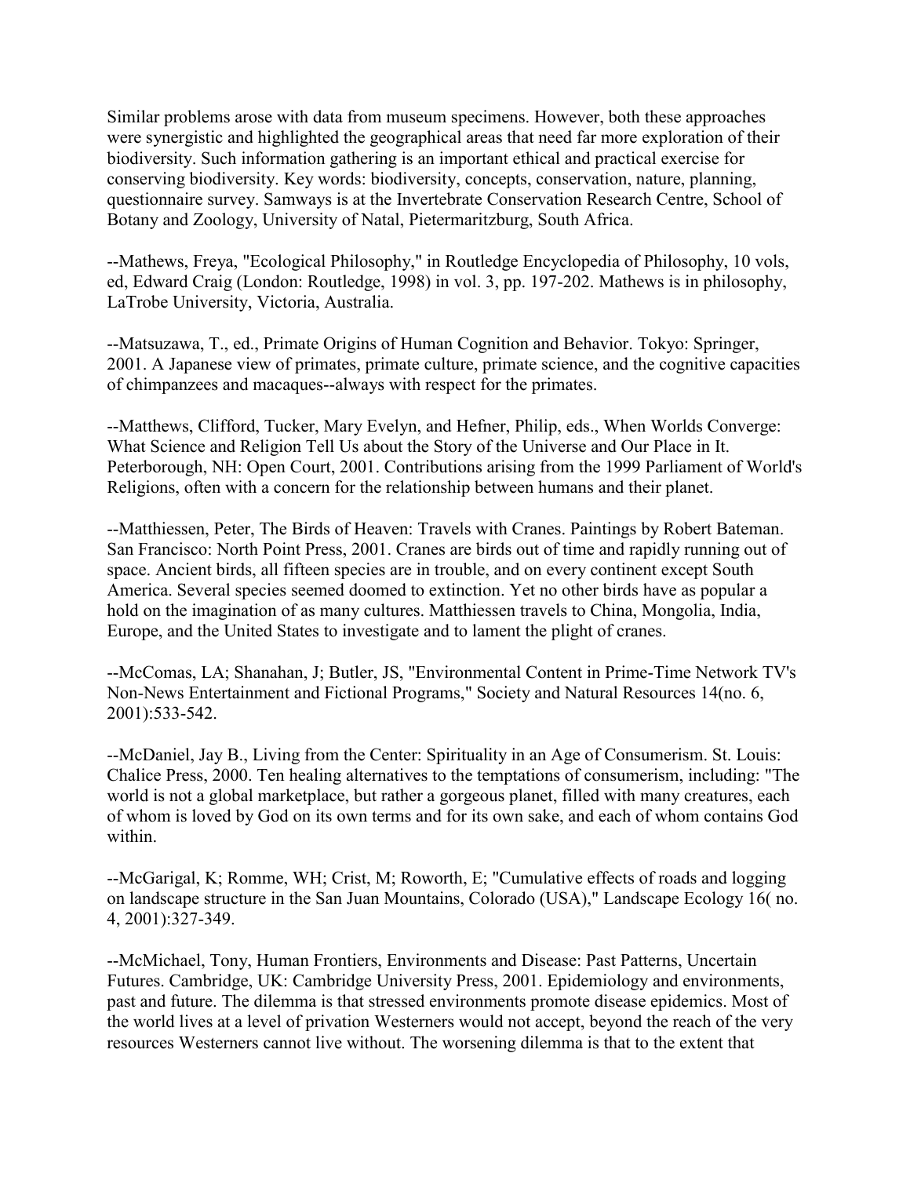Similar problems arose with data from museum specimens. However, both these approaches were synergistic and highlighted the geographical areas that need far more exploration of their biodiversity. Such information gathering is an important ethical and practical exercise for conserving biodiversity. Key words: biodiversity, concepts, conservation, nature, planning, questionnaire survey. Samways is at the Invertebrate Conservation Research Centre, School of Botany and Zoology, University of Natal, Pietermaritzburg, South Africa.

--Mathews, Freya, "Ecological Philosophy," in Routledge Encyclopedia of Philosophy, 10 vols, ed, Edward Craig (London: Routledge, 1998) in vol. 3, pp. 197-202. Mathews is in philosophy, LaTrobe University, Victoria, Australia.

--Matsuzawa, T., ed., Primate Origins of Human Cognition and Behavior. Tokyo: Springer, 2001. A Japanese view of primates, primate culture, primate science, and the cognitive capacities of chimpanzees and macaques--always with respect for the primates.

--Matthews, Clifford, Tucker, Mary Evelyn, and Hefner, Philip, eds., When Worlds Converge: What Science and Religion Tell Us about the Story of the Universe and Our Place in It. Peterborough, NH: Open Court, 2001. Contributions arising from the 1999 Parliament of World's Religions, often with a concern for the relationship between humans and their planet.

--Matthiessen, Peter, The Birds of Heaven: Travels with Cranes. Paintings by Robert Bateman. San Francisco: North Point Press, 2001. Cranes are birds out of time and rapidly running out of space. Ancient birds, all fifteen species are in trouble, and on every continent except South America. Several species seemed doomed to extinction. Yet no other birds have as popular a hold on the imagination of as many cultures. Matthiessen travels to China, Mongolia, India, Europe, and the United States to investigate and to lament the plight of cranes.

--McComas, LA; Shanahan, J; Butler, JS, "Environmental Content in Prime-Time Network TV's Non-News Entertainment and Fictional Programs," Society and Natural Resources 14(no. 6, 2001):533-542.

--McDaniel, Jay B., Living from the Center: Spirituality in an Age of Consumerism. St. Louis: Chalice Press, 2000. Ten healing alternatives to the temptations of consumerism, including: "The world is not a global marketplace, but rather a gorgeous planet, filled with many creatures, each of whom is loved by God on its own terms and for its own sake, and each of whom contains God within.

--McGarigal, K; Romme, WH; Crist, M; Roworth, E; "Cumulative effects of roads and logging on landscape structure in the San Juan Mountains, Colorado (USA)," Landscape Ecology 16( no. 4, 2001):327-349.

--McMichael, Tony, Human Frontiers, Environments and Disease: Past Patterns, Uncertain Futures. Cambridge, UK: Cambridge University Press, 2001. Epidemiology and environments, past and future. The dilemma is that stressed environments promote disease epidemics. Most of the world lives at a level of privation Westerners would not accept, beyond the reach of the very resources Westerners cannot live without. The worsening dilemma is that to the extent that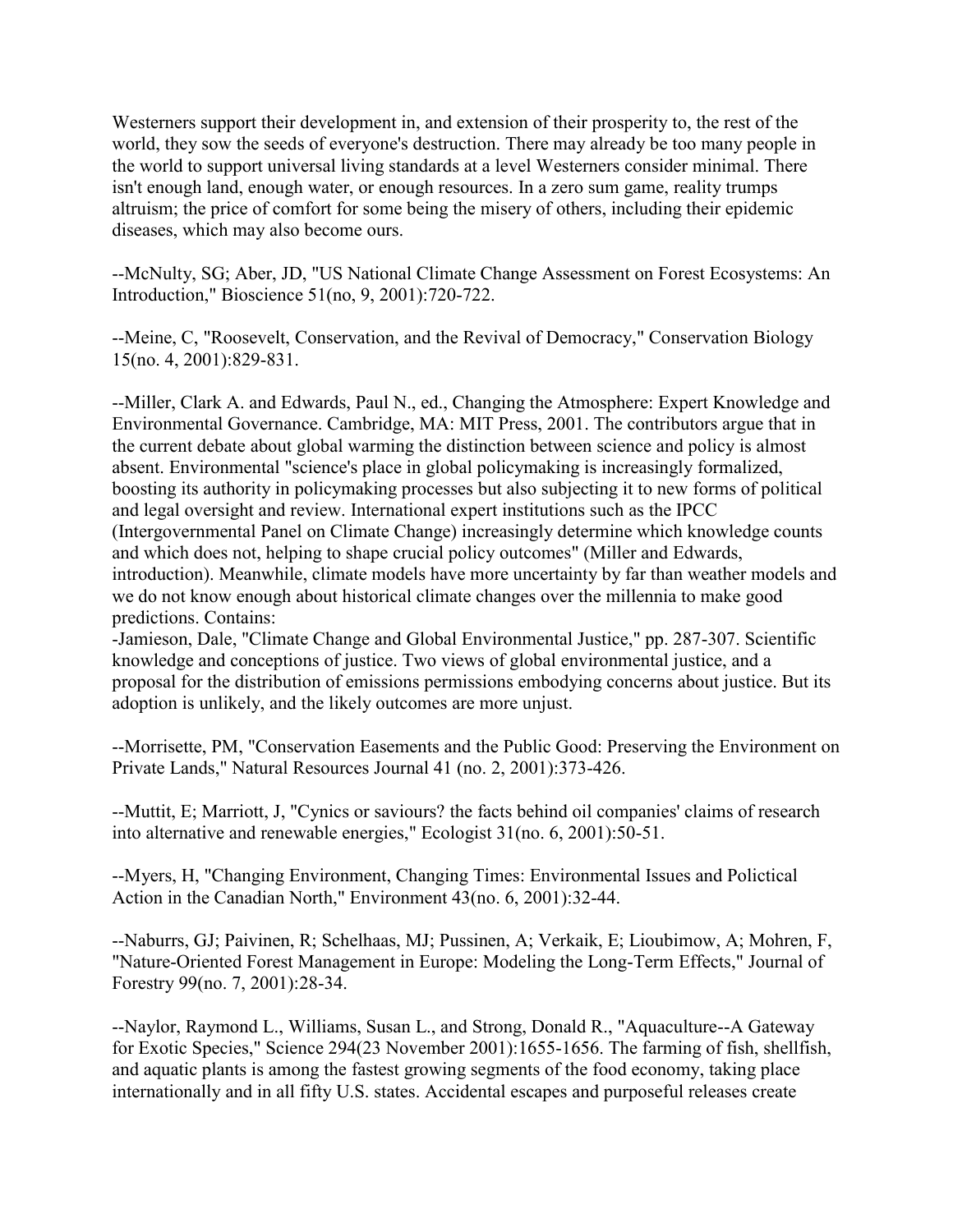Westerners support their development in, and extension of their prosperity to, the rest of the world, they sow the seeds of everyone's destruction. There may already be too many people in the world to support universal living standards at a level Westerners consider minimal. There isn't enough land, enough water, or enough resources. In a zero sum game, reality trumps altruism; the price of comfort for some being the misery of others, including their epidemic diseases, which may also become ours.

--McNulty, SG; Aber, JD, "US National Climate Change Assessment on Forest Ecosystems: An Introduction," Bioscience 51(no, 9, 2001):720-722.

--Meine, C, "Roosevelt, Conservation, and the Revival of Democracy," Conservation Biology 15(no. 4, 2001):829-831.

--Miller, Clark A. and Edwards, Paul N., ed., Changing the Atmosphere: Expert Knowledge and Environmental Governance. Cambridge, MA: MIT Press, 2001. The contributors argue that in the current debate about global warming the distinction between science and policy is almost absent. Environmental "science's place in global policymaking is increasingly formalized, boosting its authority in policymaking processes but also subjecting it to new forms of political and legal oversight and review. International expert institutions such as the IPCC (Intergovernmental Panel on Climate Change) increasingly determine which knowledge counts and which does not, helping to shape crucial policy outcomes" (Miller and Edwards, introduction). Meanwhile, climate models have more uncertainty by far than weather models and we do not know enough about historical climate changes over the millennia to make good predictions. Contains:
-Jamieson, Dale, "Climate Change and Global Environmental Justice," pp. 287-307. Scientific knowledge and conceptions of justice. Two views of global environmental justice, and a proposal for the distribution of emissions permissions embodying concerns about justice. But its adoption is unlikely, and the likely outcomes are more unjust.

--Morrisette, PM, "Conservation Easements and the Public Good: Preserving the Environment on Private Lands," Natural Resources Journal 41 (no. 2, 2001):373-426.

--Muttit, E; Marriott, J, "Cynics or saviours? the facts behind oil companies' claims of research into alternative and renewable energies," Ecologist 31(no. 6, 2001):50-51.

--Myers, H, "Changing Environment, Changing Times: Environmental Issues and Polictical Action in the Canadian North," Environment 43(no. 6, 2001):32-44.

--Naburrs, GJ; Paivinen, R; Schelhaas, MJ; Pussinen, A; Verkaik, E; Lioubimow, A; Mohren, F, "Nature-Oriented Forest Management in Europe: Modeling the Long-Term Effects," Journal of Forestry 99(no. 7, 2001):28-34.

--Naylor, Raymond L., Williams, Susan L., and Strong, Donald R., "Aquaculture--A Gateway for Exotic Species," Science 294(23 November 2001):1655-1656. The farming of fish, shellfish, and aquatic plants is among the fastest growing segments of the food economy, taking place internationally and in all fifty U.S. states. Accidental escapes and purposeful releases create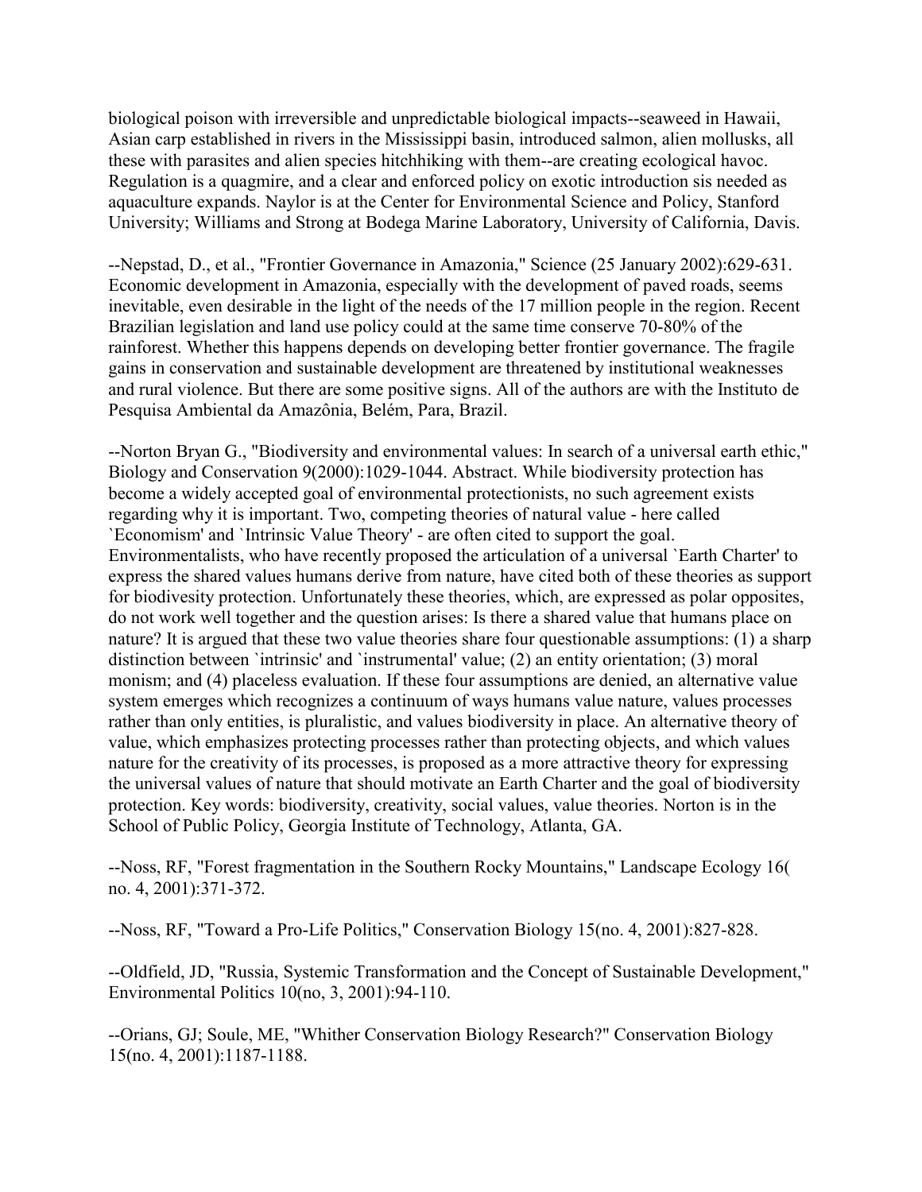biological poison with irreversible and unpredictable biological impacts--seaweed in Hawaii, Asian carp established in rivers in the Mississippi basin, introduced salmon, alien mollusks, all these with parasites and alien species hitchhiking with them--are creating ecological havoc. Regulation is a quagmire, and a clear and enforced policy on exotic introduction sis needed as aquaculture expands. Naylor is at the Center for Environmental Science and Policy, Stanford University; Williams and Strong at Bodega Marine Laboratory, University of California, Davis.

--Nepstad, D., et al., "Frontier Governance in Amazonia," Science (25 January 2002):629-631. Economic development in Amazonia, especially with the development of paved roads, seems inevitable, even desirable in the light of the needs of the 17 million people in the region. Recent Brazilian legislation and land use policy could at the same time conserve 70-80% of the rainforest. Whether this happens depends on developing better frontier governance. The fragile gains in conservation and sustainable development are threatened by institutional weaknesses and rural violence. But there are some positive signs. All of the authors are with the Instituto de Pesquisa Ambiental da Amazônia, Belém, Para, Brazil.

--Norton Bryan G., "Biodiversity and environmental values: In search of a universal earth ethic," Biology and Conservation 9(2000):1029-1044. Abstract. While biodiversity protection has become a widely accepted goal of environmental protectionists, no such agreement exists regarding why it is important. Two, competing theories of natural value - here called `Economism' and `Intrinsic Value Theory' - are often cited to support the goal. Environmentalists, who have recently proposed the articulation of a universal `Earth Charter' to express the shared values humans derive from nature, have cited both of these theories as support for biodivesity protection. Unfortunately these theories, which, are expressed as polar opposites, do not work well together and the question arises: Is there a shared value that humans place on nature? It is argued that these two value theories share four questionable assumptions: (1) a sharp distinction between `intrinsic' and `instrumental' value; (2) an entity orientation; (3) moral monism; and (4) placeless evaluation. If these four assumptions are denied, an alternative value system emerges which recognizes a continuum of ways humans value nature, values processes rather than only entities, is pluralistic, and values biodiversity in place. An alternative theory of value, which emphasizes protecting processes rather than protecting objects, and which values nature for the creativity of its processes, is proposed as a more attractive theory for expressing the universal values of nature that should motivate an Earth Charter and the goal of biodiversity protection. Key words: biodiversity, creativity, social values, value theories. Norton is in the School of Public Policy, Georgia Institute of Technology, Atlanta, GA.

--Noss, RF, "Forest fragmentation in the Southern Rocky Mountains," Landscape Ecology 16( no. 4, 2001):371-372.

--Noss, RF, "Toward a Pro-Life Politics," Conservation Biology 15(no. 4, 2001):827-828.

--Oldfield, JD, "Russia, Systemic Transformation and the Concept of Sustainable Development," Environmental Politics 10(no, 3, 2001):94-110.

--Orians, GJ; Soule, ME, "Whither Conservation Biology Research?" Conservation Biology 15(no. 4, 2001):1187-1188.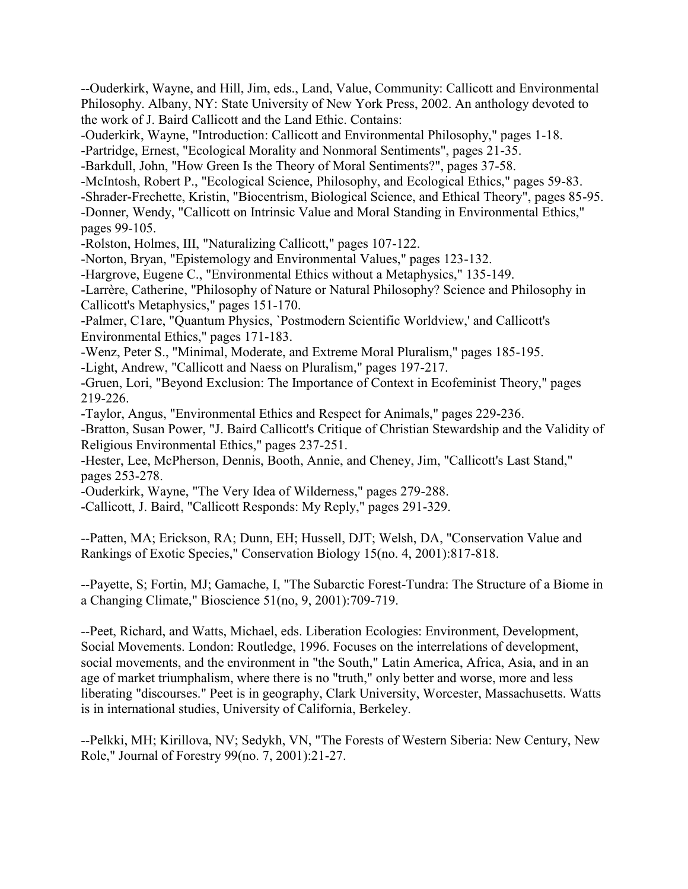--Ouderkirk, Wayne, and Hill, Jim, eds., Land, Value, Community: Callicott and Environmental Philosophy. Albany, NY: State University of New York Press, 2002. An anthology devoted to the work of J. Baird Callicott and the Land Ethic. Contains:

-Ouderkirk, Wayne, "Introduction: Callicott and Environmental Philosophy," pages 1-18.

-Partridge, Ernest, "Ecological Morality and Nonmoral Sentiments", pages 21-35.

-Barkdull, John, "How Green Is the Theory of Moral Sentiments?", pages 37-58.

-McIntosh, Robert P., "Ecological Science, Philosophy, and Ecological Ethics," pages 59-83.

-Shrader-Frechette, Kristin, "Biocentrism, Biological Science, and Ethical Theory", pages 85-95.

-Donner, Wendy, "Callicott on Intrinsic Value and Moral Standing in Environmental Ethics," pages 99-105.

-Rolston, Holmes, III, "Naturalizing Callicott," pages 107-122.

-Norton, Bryan, "Epistemology and Environmental Values," pages 123-132.

-Hargrove, Eugene C., "Environmental Ethics without a Metaphysics," 135-149.

-Larrère, Catherine, "Philosophy of Nature or Natural Philosophy? Science and Philosophy in Callicott's Metaphysics," pages 151-170.

-Palmer, C1are, "Quantum Physics, `Postmodern Scientific Worldview,' and Callicott's Environmental Ethics," pages 171-183.

-Wenz, Peter S., "Minimal, Moderate, and Extreme Moral Pluralism," pages 185-195.

-Light, Andrew, "Callicott and Naess on Pluralism," pages 197-217.

-Gruen, Lori, "Beyond Exclusion: The Importance of Context in Ecofeminist Theory," pages 219-226.

-Taylor, Angus, "Environmental Ethics and Respect for Animals," pages 229-236.

-Bratton, Susan Power, "J. Baird Callicott's Critique of Christian Stewardship and the Validity of Religious Environmental Ethics," pages 237-251.

-Hester, Lee, McPherson, Dennis, Booth, Annie, and Cheney, Jim, "Callicott's Last Stand," pages 253-278.

-Ouderkirk, Wayne, "The Very Idea of Wilderness," pages 279-288.

-Callicott, J. Baird, "Callicott Responds: My Reply," pages 291-329.

--Patten, MA; Erickson, RA; Dunn, EH; Hussell, DJT; Welsh, DA, "Conservation Value and Rankings of Exotic Species," Conservation Biology 15(no. 4, 2001):817-818.

--Payette, S; Fortin, MJ; Gamache, I, "The Subarctic Forest-Tundra: The Structure of a Biome in a Changing Climate," Bioscience 51(no, 9, 2001):709-719.

--Peet, Richard, and Watts, Michael, eds. Liberation Ecologies: Environment, Development, Social Movements. London: Routledge, 1996. Focuses on the interrelations of development, social movements, and the environment in "the South," Latin America, Africa, Asia, and in an age of market triumphalism, where there is no "truth," only better and worse, more and less liberating "discourses." Peet is in geography, Clark University, Worcester, Massachusetts. Watts is in international studies, University of California, Berkeley.

--Pelkki, MH; Kirillova, NV; Sedykh, VN, "The Forests of Western Siberia: New Century, New Role," Journal of Forestry 99(no. 7, 2001):21-27.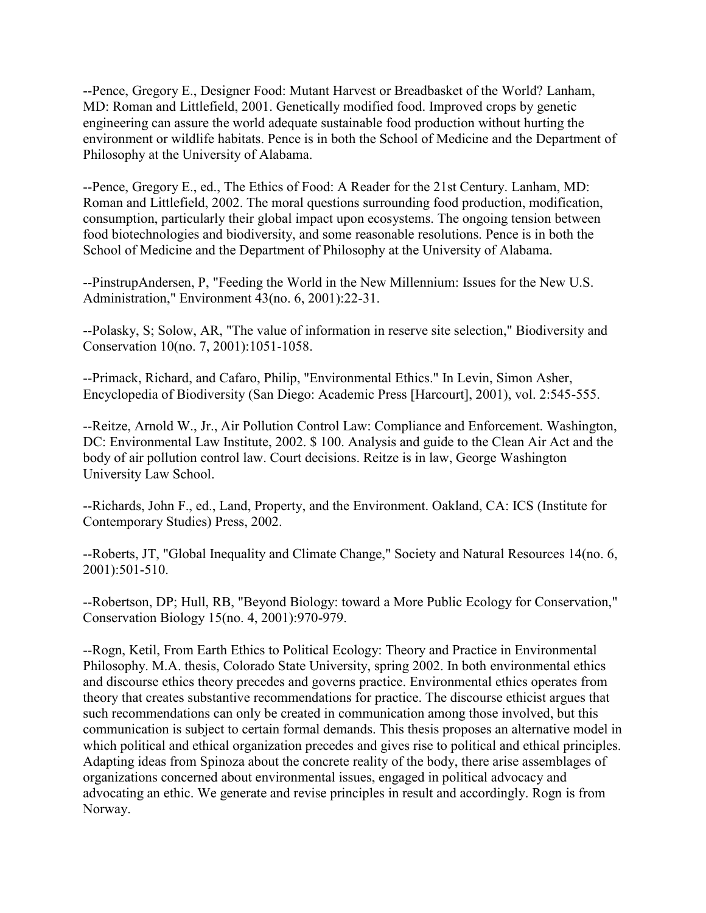--Pence, Gregory E., Designer Food: Mutant Harvest or Breadbasket of the World? Lanham, MD: Roman and Littlefield, 2001. Genetically modified food. Improved crops by genetic engineering can assure the world adequate sustainable food production without hurting the environment or wildlife habitats. Pence is in both the School of Medicine and the Department of Philosophy at the University of Alabama.

--Pence, Gregory E., ed., The Ethics of Food: A Reader for the 21st Century. Lanham, MD: Roman and Littlefield, 2002. The moral questions surrounding food production, modification, consumption, particularly their global impact upon ecosystems. The ongoing tension between food biotechnologies and biodiversity, and some reasonable resolutions. Pence is in both the School of Medicine and the Department of Philosophy at the University of Alabama.

--PinstrupAndersen, P, "Feeding the World in the New Millennium: Issues for the New U.S. Administration," Environment 43(no. 6, 2001):22-31.

--Polasky, S; Solow, AR, "The value of information in reserve site selection," Biodiversity and Conservation 10(no. 7, 2001):1051-1058.

--Primack, Richard, and Cafaro, Philip, "Environmental Ethics." In Levin, Simon Asher, Encyclopedia of Biodiversity (San Diego: Academic Press [Harcourt], 2001), vol. 2:545-555.

--Reitze, Arnold W., Jr., Air Pollution Control Law: Compliance and Enforcement. Washington, DC: Environmental Law Institute, 2002. $ 100. Analysis and guide to the Clean Air Act and the body of air pollution control law. Court decisions. Reitze is in law, George Washington University Law School.

--Richards, John F., ed., Land, Property, and the Environment. Oakland, CA: ICS (Institute for Contemporary Studies) Press, 2002.

--Roberts, JT, "Global Inequality and Climate Change," Society and Natural Resources 14(no. 6, 2001):501-510.

--Robertson, DP; Hull, RB, "Beyond Biology: toward a More Public Ecology for Conservation," Conservation Biology 15(no. 4, 2001):970-979.

--Rogn, Ketil, From Earth Ethics to Political Ecology: Theory and Practice in Environmental Philosophy. M.A. thesis, Colorado State University, spring 2002. In both environmental ethics and discourse ethics theory precedes and governs practice. Environmental ethics operates from theory that creates substantive recommendations for practice. The discourse ethicist argues that such recommendations can only be created in communication among those involved, but this communication is subject to certain formal demands. This thesis proposes an alternative model in which political and ethical organization precedes and gives rise to political and ethical principles. Adapting ideas from Spinoza about the concrete reality of the body, there arise assemblages of organizations concerned about environmental issues, engaged in political advocacy and advocating an ethic. We generate and revise principles in result and accordingly. Rogn is from Norway.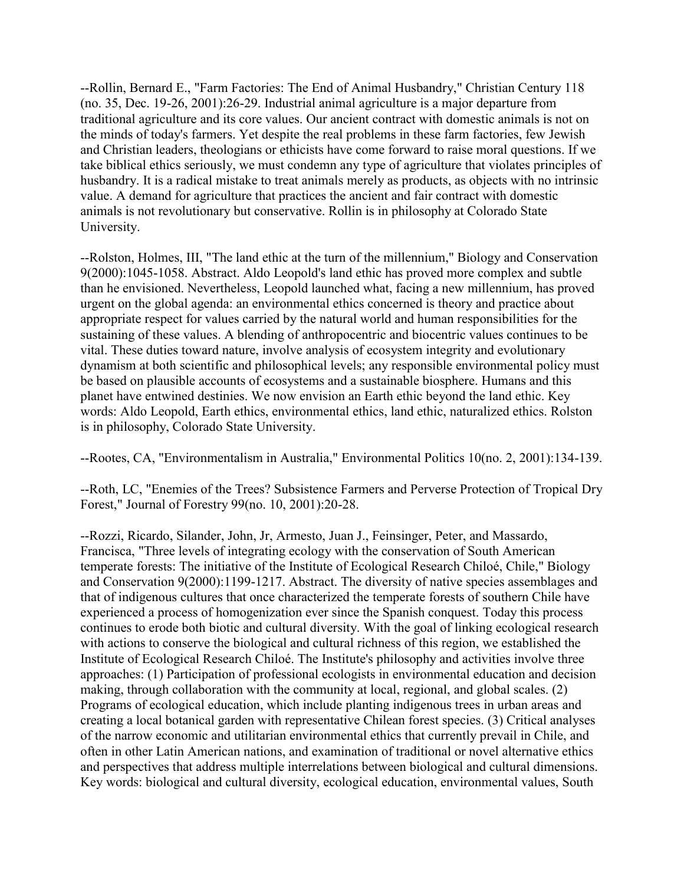--Rollin, Bernard E., "Farm Factories: The End of Animal Husbandry," Christian Century 118 (no. 35, Dec. 19-26, 2001):26-29. Industrial animal agriculture is a major departure from traditional agriculture and its core values. Our ancient contract with domestic animals is not on the minds of today's farmers. Yet despite the real problems in these farm factories, few Jewish and Christian leaders, theologians or ethicists have come forward to raise moral questions. If we take biblical ethics seriously, we must condemn any type of agriculture that violates principles of husbandry. It is a radical mistake to treat animals merely as products, as objects with no intrinsic value. A demand for agriculture that practices the ancient and fair contract with domestic animals is not revolutionary but conservative. Rollin is in philosophy at Colorado State University.

--Rolston, Holmes, III, "The land ethic at the turn of the millennium," Biology and Conservation 9(2000):1045-1058. Abstract. Aldo Leopold's land ethic has proved more complex and subtle than he envisioned. Nevertheless, Leopold launched what, facing a new millennium, has proved urgent on the global agenda: an environmental ethics concerned is theory and practice about appropriate respect for values carried by the natural world and human responsibilities for the sustaining of these values. A blending of anthropocentric and biocentric values continues to be vital. These duties toward nature, involve analysis of ecosystem integrity and evolutionary dynamism at both scientific and philosophical levels; any responsible environmental policy must be based on plausible accounts of ecosystems and a sustainable biosphere. Humans and this planet have entwined destinies. We now envision an Earth ethic beyond the land ethic. Key words: Aldo Leopold, Earth ethics, environmental ethics, land ethic, naturalized ethics. Rolston is in philosophy, Colorado State University.

--Rootes, CA, "Environmentalism in Australia," Environmental Politics 10(no. 2, 2001):134-139.

--Roth, LC, "Enemies of the Trees? Subsistence Farmers and Perverse Protection of Tropical Dry Forest," Journal of Forestry 99(no. 10, 2001):20-28.

--Rozzi, Ricardo, Silander, John, Jr, Armesto, Juan J., Feinsinger, Peter, and Massardo, Francisca, "Three levels of integrating ecology with the conservation of South American temperate forests: The initiative of the Institute of Ecological Research Chiloé, Chile," Biology and Conservation 9(2000):1199-1217. Abstract. The diversity of native species assemblages and that of indigenous cultures that once characterized the temperate forests of southern Chile have experienced a process of homogenization ever since the Spanish conquest. Today this process continues to erode both biotic and cultural diversity. With the goal of linking ecological research with actions to conserve the biological and cultural richness of this region, we established the Institute of Ecological Research Chiloé. The Institute's philosophy and activities involve three approaches: (1) Participation of professional ecologists in environmental education and decision making, through collaboration with the community at local, regional, and global scales. (2) Programs of ecological education, which include planting indigenous trees in urban areas and creating a local botanical garden with representative Chilean forest species. (3) Critical analyses of the narrow economic and utilitarian environmental ethics that currently prevail in Chile, and often in other Latin American nations, and examination of traditional or novel alternative ethics and perspectives that address multiple interrelations between biological and cultural dimensions. Key words: biological and cultural diversity, ecological education, environmental values, South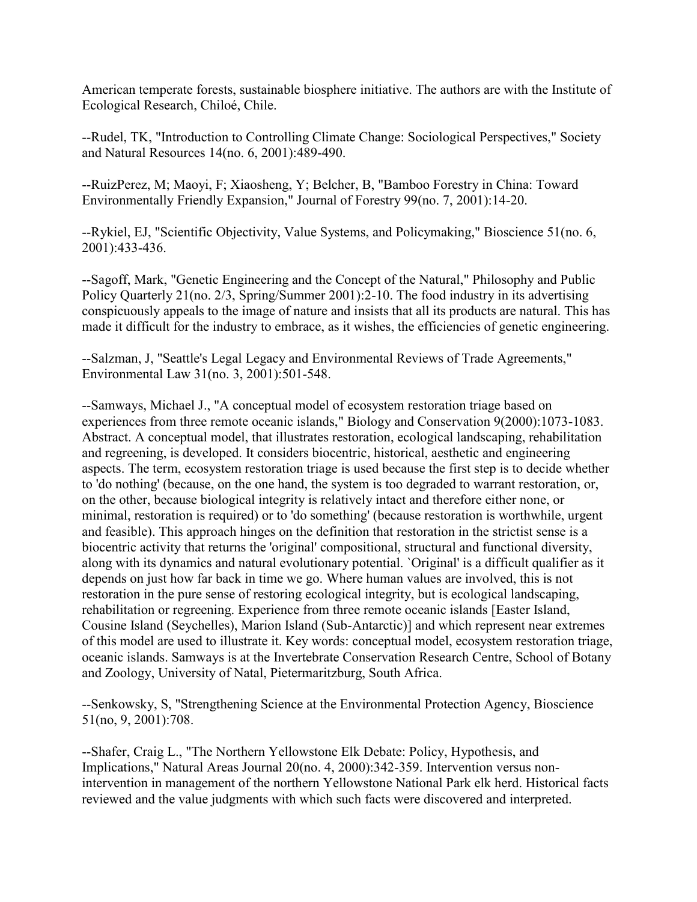American temperate forests, sustainable biosphere initiative. The authors are with the Institute of Ecological Research, Chiloé, Chile.

--Rudel, TK, "Introduction to Controlling Climate Change: Sociological Perspectives," Society and Natural Resources 14(no. 6, 2001):489-490.

--RuizPerez, M; Maoyi, F; Xiaosheng, Y; Belcher, B, "Bamboo Forestry in China: Toward Environmentally Friendly Expansion," Journal of Forestry 99(no. 7, 2001):14-20.

--Rykiel, EJ, "Scientific Objectivity, Value Systems, and Policymaking," Bioscience 51(no. 6, 2001):433-436.

--Sagoff, Mark, "Genetic Engineering and the Concept of the Natural," Philosophy and Public Policy Quarterly 21(no. 2/3, Spring/Summer 2001):2-10. The food industry in its advertising conspicuously appeals to the image of nature and insists that all its products are natural. This has made it difficult for the industry to embrace, as it wishes, the efficiencies of genetic engineering.

--Salzman, J, "Seattle's Legal Legacy and Environmental Reviews of Trade Agreements," Environmental Law 31(no. 3, 2001):501-548.

--Samways, Michael J., "A conceptual model of ecosystem restoration triage based on experiences from three remote oceanic islands," Biology and Conservation 9(2000):1073-1083. Abstract. A conceptual model, that illustrates restoration, ecological landscaping, rehabilitation and regreening, is developed. It considers biocentric, historical, aesthetic and engineering aspects. The term, ecosystem restoration triage is used because the first step is to decide whether to 'do nothing' (because, on the one hand, the system is too degraded to warrant restoration, or, on the other, because biological integrity is relatively intact and therefore either none, or minimal, restoration is required) or to 'do something' (because restoration is worthwhile, urgent and feasible). This approach hinges on the definition that restoration in the strictist sense is a biocentric activity that returns the 'original' compositional, structural and functional diversity, along with its dynamics and natural evolutionary potential. `Original' is a difficult qualifier as it depends on just how far back in time we go. Where human values are involved, this is not restoration in the pure sense of restoring ecological integrity, but is ecological landscaping, rehabilitation or regreening. Experience from three remote oceanic islands [Easter Island, Cousine Island (Seychelles), Marion Island (Sub-Antarctic)] and which represent near extremes of this model are used to illustrate it. Key words: conceptual model, ecosystem restoration triage, oceanic islands. Samways is at the Invertebrate Conservation Research Centre, School of Botany and Zoology, University of Natal, Pietermaritzburg, South Africa.

--Senkowsky, S, "Strengthening Science at the Environmental Protection Agency, Bioscience 51(no, 9, 2001):708.

--Shafer, Craig L., "The Northern Yellowstone Elk Debate: Policy, Hypothesis, and Implications," Natural Areas Journal 20(no. 4, 2000):342-359. Intervention versus non-intervention in management of the northern Yellowstone National Park elk herd. Historical facts reviewed and the value judgments with which such facts were discovered and interpreted.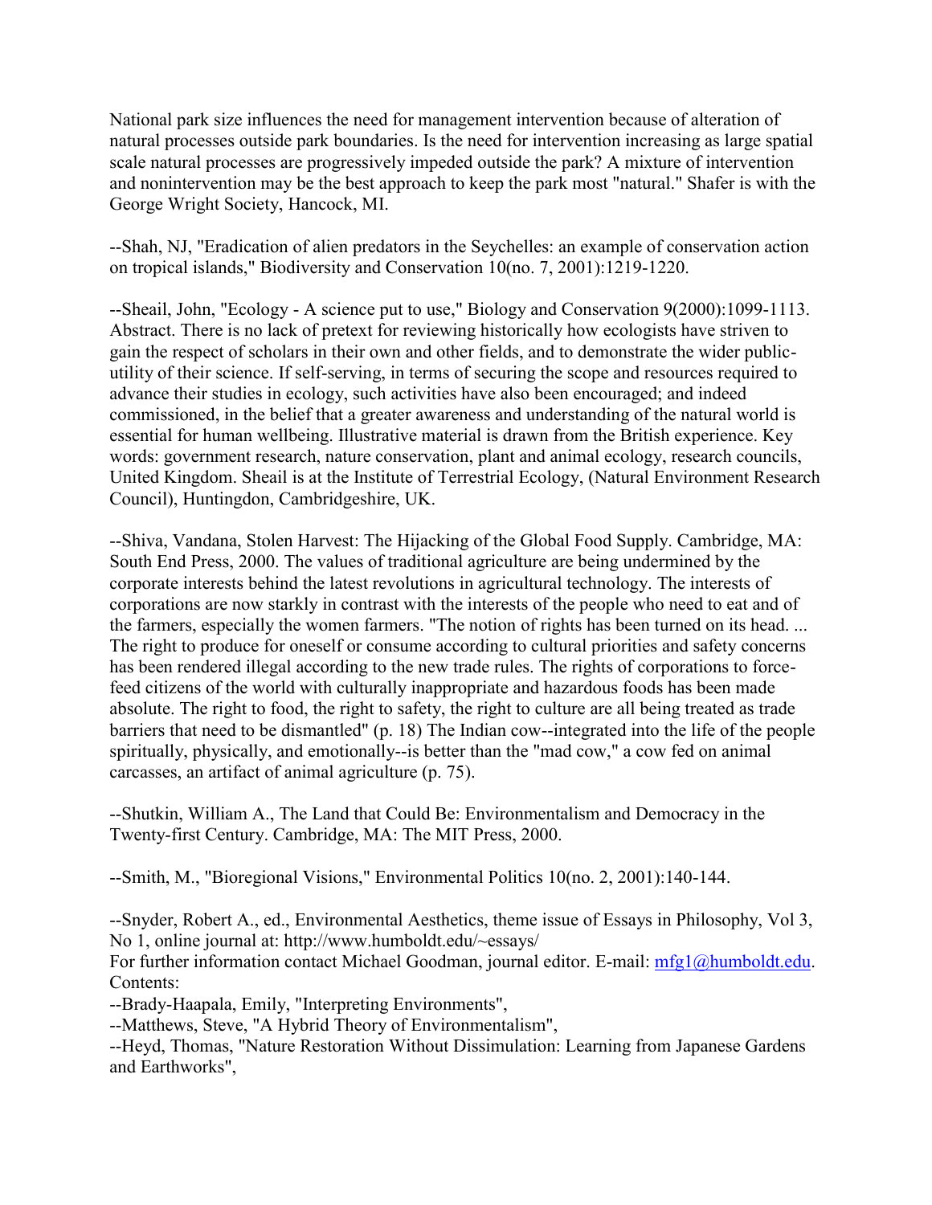National park size influences the need for management intervention because of alteration of natural processes outside park boundaries. Is the need for intervention increasing as large spatial scale natural processes are progressively impeded outside the park? A mixture of intervention and nonintervention may be the best approach to keep the park most "natural." Shafer is with the George Wright Society, Hancock, MI.

--Shah, NJ, "Eradication of alien predators in the Seychelles: an example of conservation action on tropical islands," Biodiversity and Conservation 10(no. 7, 2001):1219-1220.

--Sheail, John, "Ecology - A science put to use," Biology and Conservation 9(2000):1099-1113. Abstract. There is no lack of pretext for reviewing historically how ecologists have striven to gain the respect of scholars in their own and other fields, and to demonstrate the wider public-utility of their science. If self-serving, in terms of securing the scope and resources required to advance their studies in ecology, such activities have also been encouraged; and indeed commissioned, in the belief that a greater awareness and understanding of the natural world is essential for human wellbeing. Illustrative material is drawn from the British experience. Key words: government research, nature conservation, plant and animal ecology, research councils, United Kingdom. Sheail is at the Institute of Terrestrial Ecology, (Natural Environment Research Council), Huntingdon, Cambridgeshire, UK.

--Shiva, Vandana, Stolen Harvest: The Hijacking of the Global Food Supply. Cambridge, MA: South End Press, 2000. The values of traditional agriculture are being undermined by the corporate interests behind the latest revolutions in agricultural technology. The interests of corporations are now starkly in contrast with the interests of the people who need to eat and of the farmers, especially the women farmers. "The notion of rights has been turned on its head. ... The right to produce for oneself or consume according to cultural priorities and safety concerns has been rendered illegal according to the new trade rules. The rights of corporations to force-feed citizens of the world with culturally inappropriate and hazardous foods has been made absolute. The right to food, the right to safety, the right to culture are all being treated as trade barriers that need to be dismantled" (p. 18) The Indian cow--integrated into the life of the people spiritually, physically, and emotionally--is better than the "mad cow," a cow fed on animal carcasses, an artifact of animal agriculture (p. 75).

--Shutkin, William A., The Land that Could Be: Environmentalism and Democracy in the Twenty-first Century. Cambridge, MA: The MIT Press, 2000.

--Smith, M., "Bioregional Visions," Environmental Politics 10(no. 2, 2001):140-144.

--Snyder, Robert A., ed., Environmental Aesthetics, theme issue of Essays in Philosophy, Vol 3, No 1, online journal at: http://www.humboldt.edu/~essays/
For further information contact Michael Goodman, journal editor. E-mail: mfg1@humboldt.edu.
Contents:
--Brady-Haapala, Emily, "Interpreting Environments",
--Matthews, Steve, "A Hybrid Theory of Environmentalism",
--Heyd, Thomas, "Nature Restoration Without Dissimulation: Learning from Japanese Gardens and Earthworks",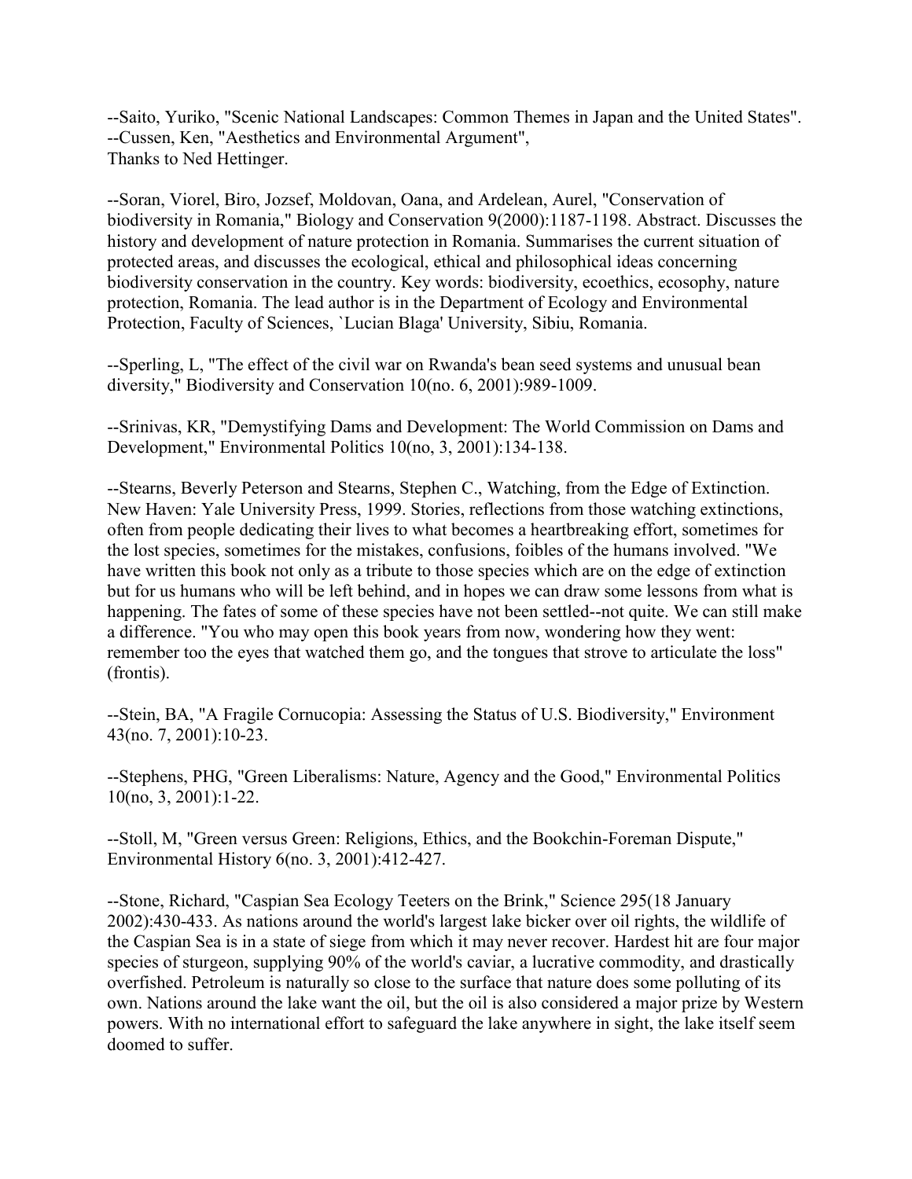--Saito, Yuriko, "Scenic National Landscapes: Common Themes in Japan and the United States".
--Cussen, Ken, "Aesthetics and Environmental Argument",
Thanks to Ned Hettinger.

--Soran, Viorel, Biro, Jozsef, Moldovan, Oana, and Ardelean, Aurel, "Conservation of biodiversity in Romania," Biology and Conservation 9(2000):1187-1198. Abstract. Discusses the history and development of nature protection in Romania. Summarises the current situation of protected areas, and discusses the ecological, ethical and philosophical ideas concerning biodiversity conservation in the country. Key words: biodiversity, ecoethics, ecosophy, nature protection, Romania. The lead author is in the Department of Ecology and Environmental Protection, Faculty of Sciences, `Lucian Blaga' University, Sibiu, Romania.

--Sperling, L, "The effect of the civil war on Rwanda's bean seed systems and unusual bean diversity," Biodiversity and Conservation 10(no. 6, 2001):989-1009.

--Srinivas, KR, "Demystifying Dams and Development: The World Commission on Dams and Development," Environmental Politics 10(no, 3, 2001):134-138.

--Stearns, Beverly Peterson and Stearns, Stephen C., Watching, from the Edge of Extinction. New Haven: Yale University Press, 1999. Stories, reflections from those watching extinctions, often from people dedicating their lives to what becomes a heartbreaking effort, sometimes for the lost species, sometimes for the mistakes, confusions, foibles of the humans involved. "We have written this book not only as a tribute to those species which are on the edge of extinction but for us humans who will be left behind, and in hopes we can draw some lessons from what is happening. The fates of some of these species have not been settled--not quite. We can still make a difference. "You who may open this book years from now, wondering how they went: remember too the eyes that watched them go, and the tongues that strove to articulate the loss" (frontis).

--Stein, BA, "A Fragile Cornucopia: Assessing the Status of U.S. Biodiversity," Environment 43(no. 7, 2001):10-23.

--Stephens, PHG, "Green Liberalisms: Nature, Agency and the Good," Environmental Politics 10(no, 3, 2001):1-22.

--Stoll, M, "Green versus Green: Religions, Ethics, and the Bookchin-Foreman Dispute," Environmental History 6(no. 3, 2001):412-427.

--Stone, Richard, "Caspian Sea Ecology Teeters on the Brink," Science 295(18 January 2002):430-433. As nations around the world's largest lake bicker over oil rights, the wildlife of the Caspian Sea is in a state of siege from which it may never recover. Hardest hit are four major species of sturgeon, supplying 90% of the world's caviar, a lucrative commodity, and drastically overfished. Petroleum is naturally so close to the surface that nature does some polluting of its own. Nations around the lake want the oil, but the oil is also considered a major prize by Western powers. With no international effort to safeguard the lake anywhere in sight, the lake itself seem doomed to suffer.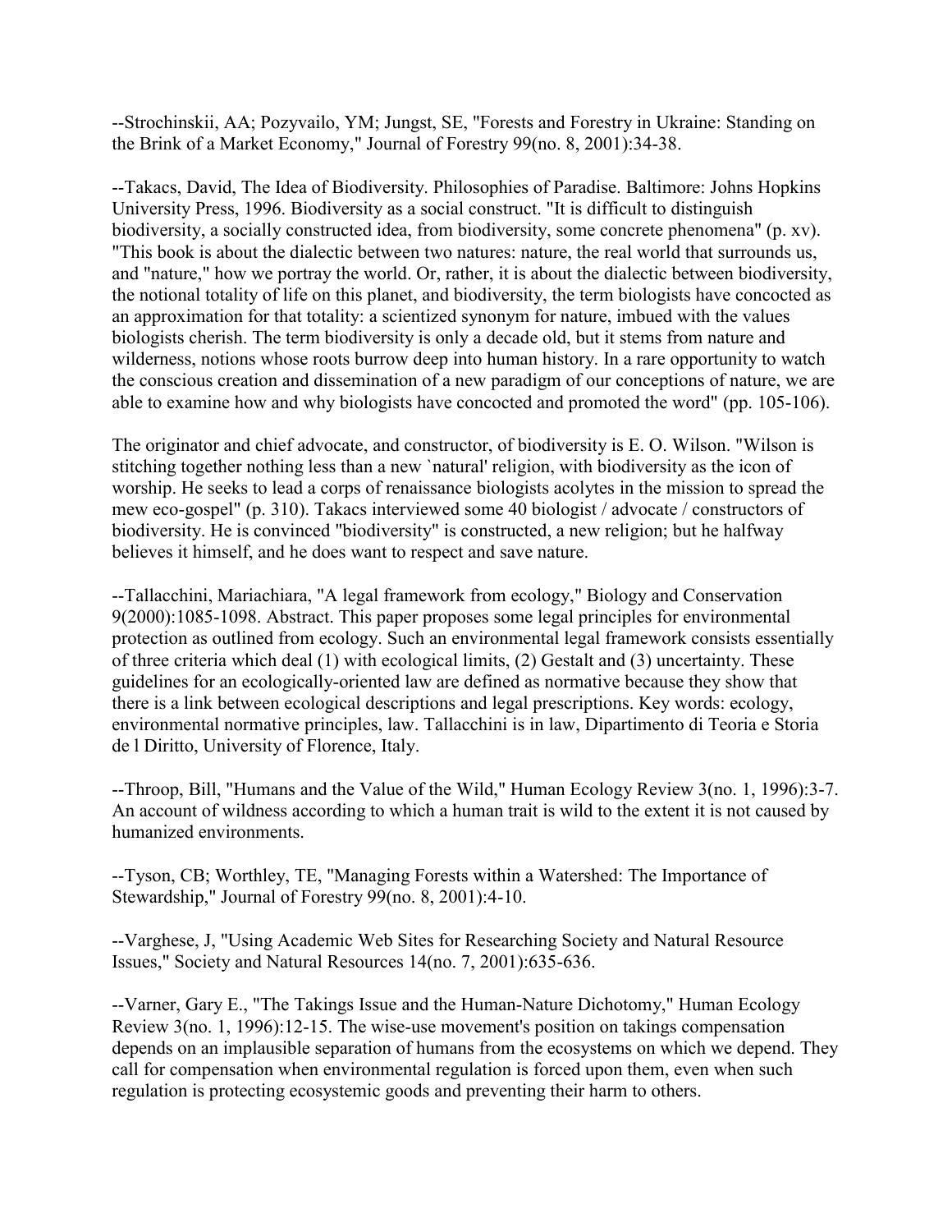--Strochinskii, AA; Pozyvailo, YM; Jungst, SE, "Forests and Forestry in Ukraine: Standing on the Brink of a Market Economy," Journal of Forestry 99(no. 8, 2001):34-38.

--Takacs, David, The Idea of Biodiversity. Philosophies of Paradise. Baltimore: Johns Hopkins University Press, 1996. Biodiversity as a social construct. "It is difficult to distinguish biodiversity, a socially constructed idea, from biodiversity, some concrete phenomena" (p. xv). "This book is about the dialectic between two natures: nature, the real world that surrounds us, and "nature," how we portray the world. Or, rather, it is about the dialectic between biodiversity, the notional totality of life on this planet, and biodiversity, the term biologists have concocted as an approximation for that totality: a scientized synonym for nature, imbued with the values biologists cherish. The term biodiversity is only a decade old, but it stems from nature and wilderness, notions whose roots burrow deep into human history. In a rare opportunity to watch the conscious creation and dissemination of a new paradigm of our conceptions of nature, we are able to examine how and why biologists have concocted and promoted the word" (pp. 105-106).

The originator and chief advocate, and constructor, of biodiversity is E. O. Wilson. "Wilson is stitching together nothing less than a new `natural' religion, with biodiversity as the icon of worship. He seeks to lead a corps of renaissance biologists acolytes in the mission to spread the mew eco-gospel" (p. 310). Takacs interviewed some 40 biologist / advocate / constructors of biodiversity. He is convinced "biodiversity" is constructed, a new religion; but he halfway believes it himself, and he does want to respect and save nature.

--Tallacchini, Mariachiara, "A legal framework from ecology," Biology and Conservation 9(2000):1085-1098. Abstract. This paper proposes some legal principles for environmental protection as outlined from ecology. Such an environmental legal framework consists essentially of three criteria which deal (1) with ecological limits, (2) Gestalt and (3) uncertainty. These guidelines for an ecologically-oriented law are defined as normative because they show that there is a link between ecological descriptions and legal prescriptions. Key words: ecology, environmental normative principles, law. Tallacchini is in law, Dipartimento di Teoria e Storia de l Diritto, University of Florence, Italy.

--Throop, Bill, "Humans and the Value of the Wild," Human Ecology Review 3(no. 1, 1996):3-7. An account of wildness according to which a human trait is wild to the extent it is not caused by humanized environments.

--Tyson, CB; Worthley, TE, "Managing Forests within a Watershed: The Importance of Stewardship," Journal of Forestry 99(no. 8, 2001):4-10.

--Varghese, J, "Using Academic Web Sites for Researching Society and Natural Resource Issues," Society and Natural Resources 14(no. 7, 2001):635-636.

--Varner, Gary E., "The Takings Issue and the Human-Nature Dichotomy," Human Ecology Review 3(no. 1, 1996):12-15. The wise-use movement's position on takings compensation depends on an implausible separation of humans from the ecosystems on which we depend. They call for compensation when environmental regulation is forced upon them, even when such regulation is protecting ecosystemic goods and preventing their harm to others.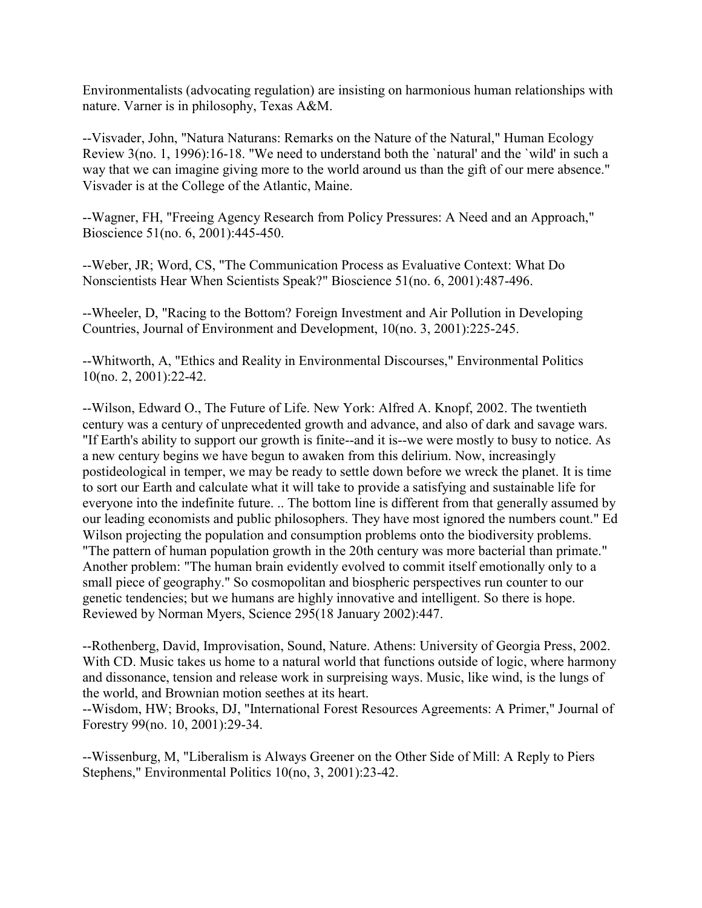Environmentalists (advocating regulation) are insisting on harmonious human relationships with nature. Varner is in philosophy, Texas A&M.

--Visvader, John, "Natura Naturans: Remarks on the Nature of the Natural," Human Ecology Review 3(no. 1, 1996):16-18. "We need to understand both the `natural' and the `wild' in such a way that we can imagine giving more to the world around us than the gift of our mere absence." Visvader is at the College of the Atlantic, Maine.

--Wagner, FH, "Freeing Agency Research from Policy Pressures: A Need and an Approach," Bioscience 51(no. 6, 2001):445-450.

--Weber, JR; Word, CS, "The Communication Process as Evaluative Context: What Do Nonscientists Hear When Scientists Speak?" Bioscience 51(no. 6, 2001):487-496.

--Wheeler, D, "Racing to the Bottom? Foreign Investment and Air Pollution in Developing Countries, Journal of Environment and Development, 10(no. 3, 2001):225-245.

--Whitworth, A, "Ethics and Reality in Environmental Discourses," Environmental Politics 10(no. 2, 2001):22-42.

--Wilson, Edward O., The Future of Life. New York: Alfred A. Knopf, 2002. The twentieth century was a century of unprecedented growth and advance, and also of dark and savage wars. "If Earth's ability to support our growth is finite--and it is--we were mostly to busy to notice. As a new century begins we have begun to awaken from this delirium. Now, increasingly postideological in temper, we may be ready to settle down before we wreck the planet. It is time to sort our Earth and calculate what it will take to provide a satisfying and sustainable life for everyone into the indefinite future. .. The bottom line is different from that generally assumed by our leading economists and public philosophers. They have most ignored the numbers count." Ed Wilson projecting the population and consumption problems onto the biodiversity problems. "The pattern of human population growth in the 20th century was more bacterial than primate." Another problem: "The human brain evidently evolved to commit itself emotionally only to a small piece of geography." So cosmopolitan and biospheric perspectives run counter to our genetic tendencies; but we humans are highly innovative and intelligent. So there is hope. Reviewed by Norman Myers, Science 295(18 January 2002):447.

--Rothenberg, David, Improvisation, Sound, Nature. Athens: University of Georgia Press, 2002. With CD. Music takes us home to a natural world that functions outside of logic, where harmony and dissonance, tension and release work in surpreising ways. Music, like wind, is the lungs of the world, and Brownian motion seethes at its heart.

--Wisdom, HW; Brooks, DJ, "International Forest Resources Agreements: A Primer," Journal of Forestry 99(no. 10, 2001):29-34.

--Wissenburg, M, "Liberalism is Always Greener on the Other Side of Mill: A Reply to Piers Stephens," Environmental Politics 10(no, 3, 2001):23-42.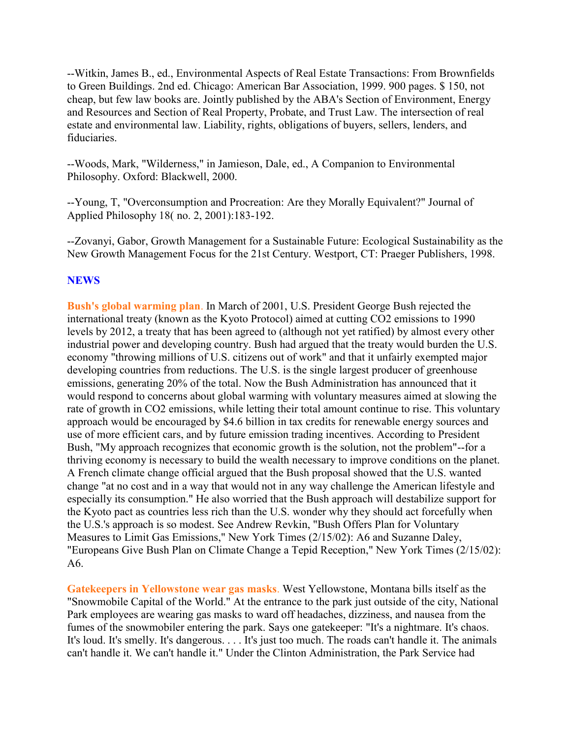--Witkin, James B., ed., Environmental Aspects of Real Estate Transactions: From Brownfields to Green Buildings. 2nd ed. Chicago: American Bar Association, 1999. 900 pages. $ 150, not cheap, but few law books are. Jointly published by the ABA's Section of Environment, Energy and Resources and Section of Real Property, Probate, and Trust Law. The intersection of real estate and environmental law. Liability, rights, obligations of buyers, sellers, lenders, and fiduciaries.

--Woods, Mark, "Wilderness," in Jamieson, Dale, ed., A Companion to Environmental Philosophy. Oxford: Blackwell, 2000.

--Young, T, "Overconsumption and Procreation: Are they Morally Equivalent?" Journal of Applied Philosophy 18( no. 2, 2001):183-192.

--Zovanyi, Gabor, Growth Management for a Sustainable Future: Ecological Sustainability as the New Growth Management Focus for the 21st Century. Westport, CT: Praeger Publishers, 1998.

## NEWS

**Bush's global warming plan**. In March of 2001, U.S. President George Bush rejected the international treaty (known as the Kyoto Protocol) aimed at cutting $CO_2$ emissions to 1990 levels by 2012, a treaty that has been agreed to (although not yet ratified) by almost every other industrial power and developing country. Bush had argued that the treaty would burden the U.S. economy "throwing millions of U.S. citizens out of work" and that it unfairly exempted major developing countries from reductions. The U.S. is the single largest producer of greenhouse emissions, generating 20% of the total. Now the Bush Administration has announced that it would respond to concerns about global warming with voluntary measures aimed at slowing the rate of growth in $CO_2$ emissions, while letting their total amount continue to rise. This voluntary approach would be encouraged by $4.6 billion in tax credits for renewable energy sources and use of more efficient cars, and by future emission trading incentives. According to President Bush, "My approach recognizes that economic growth is the solution, not the problem"--for a thriving economy is necessary to build the wealth necessary to improve conditions on the planet. A French climate change official argued that the Bush proposal showed that the U.S. wanted change "at no cost and in a way that would not in any way challenge the American lifestyle and especially its consumption." He also worried that the Bush approach will destabilize support for the Kyoto pact as countries less rich than the U.S. wonder why they should act forcefully when the U.S.'s approach is so modest. See Andrew Revkin, "Bush Offers Plan for Voluntary Measures to Limit Gas Emissions," New York Times (2/15/02): A6 and Suzanne Daley, "Europeans Give Bush Plan on Climate Change a Tepid Reception," New York Times (2/15/02): A6.

**Gatekeepers in Yellowstone wear gas masks**. West Yellowstone, Montana bills itself as the "Snowmobile Capital of the World." At the entrance to the park just outside of the city, National Park employees are wearing gas masks to ward off headaches, dizziness, and nausea from the fumes of the snowmobiler entering the park. Says one gatekeeper: "It's a nightmare. It's chaos. It's loud. It's smelly. It's dangerous. . . . It's just too much. The roads can't handle it. The animals can't handle it. We can't handle it." Under the Clinton Administration, the Park Service had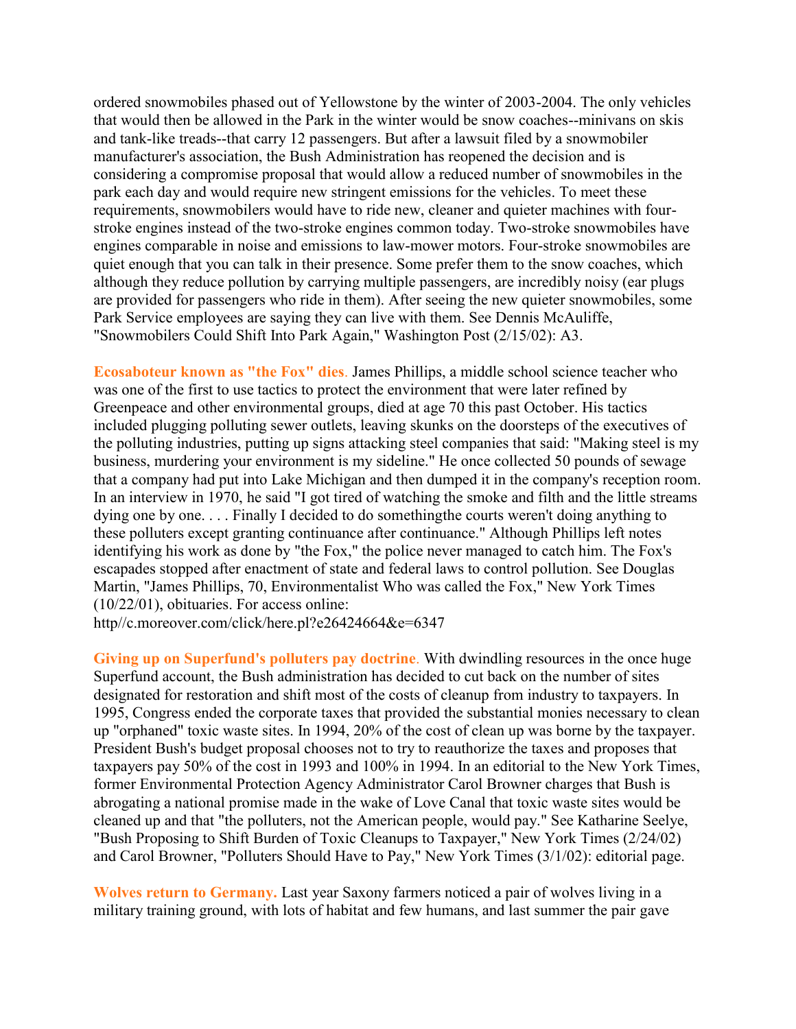ordered snowmobiles phased out of Yellowstone by the winter of 2003-2004. The only vehicles that would then be allowed in the Park in the winter would be snow coaches--minivans on skis and tank-like treads--that carry 12 passengers. But after a lawsuit filed by a snowmobiler manufacturer's association, the Bush Administration has reopened the decision and is considering a compromise proposal that would allow a reduced number of snowmobiles in the park each day and would require new stringent emissions for the vehicles. To meet these requirements, snowmobilers would have to ride new, cleaner and quieter machines with four-stroke engines instead of the two-stroke engines common today. Two-stroke snowmobiles have engines comparable in noise and emissions to law-mower motors. Four-stroke snowmobiles are quiet enough that you can talk in their presence. Some prefer them to the snow coaches, which although they reduce pollution by carrying multiple passengers, are incredibly noisy (ear plugs are provided for passengers who ride in them). After seeing the new quieter snowmobiles, some Park Service employees are saying they can live with them. See Dennis McAuliffe, "Snowmobilers Could Shift Into Park Again," Washington Post (2/15/02): A3.

**Ecosaboteur known as "the Fox" dies.** James Phillips, a middle school science teacher who was one of the first to use tactics to protect the environment that were later refined by Greenpeace and other environmental groups, died at age 70 this past October. His tactics included plugging polluting sewer outlets, leaving skunks on the doorsteps of the executives of the polluting industries, putting up signs attacking steel companies that said: "Making steel is my business, murdering your environment is my sideline." He once collected 50 pounds of sewage that a company had put into Lake Michigan and then dumped it in the company's reception room. In an interview in 1970, he said "I got tired of watching the smoke and filth and the little streams dying one by one. . . . Finally I decided to do somethingthe courts weren't doing anything to these polluters except granting continuance after continuance." Although Phillips left notes identifying his work as done by "the Fox," the police never managed to catch him. The Fox's escapades stopped after enactment of state and federal laws to control pollution. See Douglas Martin, "James Phillips, 70, Environmentalist Who was called the Fox," New York Times (10/22/01), obituaries. For access online: http//c.moreover.com/click/here.pl?e26424664&e=6347

**Giving up on Superfund's polluters pay doctrine.** With dwindling resources in the once huge Superfund account, the Bush administration has decided to cut back on the number of sites designated for restoration and shift most of the costs of cleanup from industry to taxpayers. In 1995, Congress ended the corporate taxes that provided the substantial monies necessary to clean up "orphaned" toxic waste sites. In 1994, 20% of the cost of clean up was borne by the taxpayer. President Bush's budget proposal chooses not to try to reauthorize the taxes and proposes that taxpayers pay 50% of the cost in 1993 and 100% in 1994. In an editorial to the New York Times, former Environmental Protection Agency Administrator Carol Browner charges that Bush is abrogating a national promise made in the wake of Love Canal that toxic waste sites would be cleaned up and that "the polluters, not the American people, would pay." See Katharine Seelye, "Bush Proposing to Shift Burden of Toxic Cleanups to Taxpayer," New York Times (2/24/02) and Carol Browner, "Polluters Should Have to Pay," New York Times (3/1/02): editorial page.

**Wolves return to Germany.** Last year Saxony farmers noticed a pair of wolves living in a military training ground, with lots of habitat and few humans, and last summer the pair gave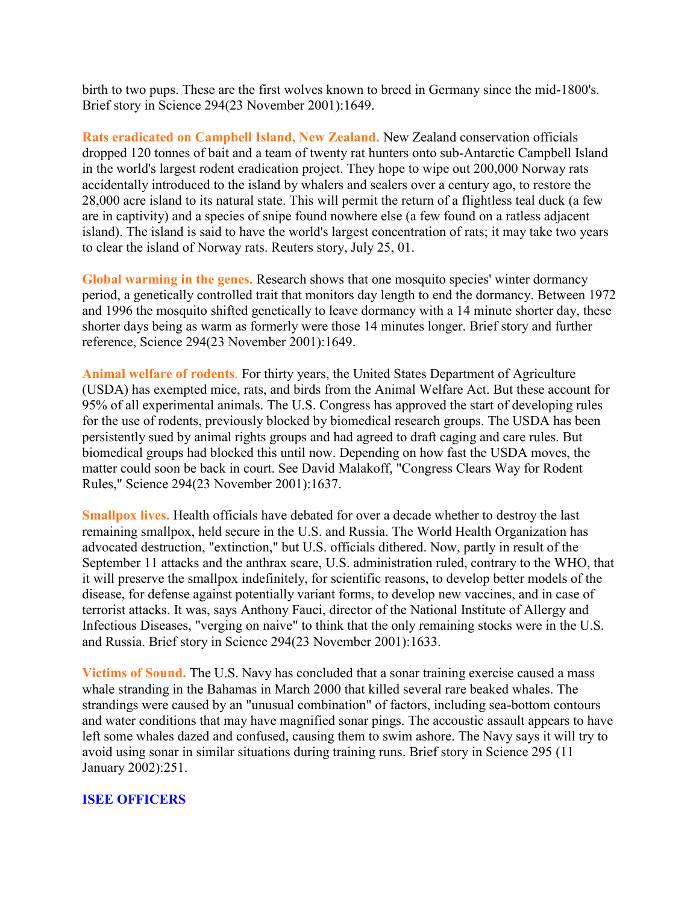birth to two pups. These are the first wolves known to breed in Germany since the mid-1800's. Brief story in Science 294(23 November 2001):1649.

**Rats eradicated on Campbell Island, New Zealand.** New Zealand conservation officials dropped 120 tonnes of bait and a team of twenty rat hunters onto sub-Antarctic Campbell Island in the world's largest rodent eradication project. They hope to wipe out 200,000 Norway rats accidentally introduced to the island by whalers and sealers over a century ago, to restore the 28,000 acre island to its natural state. This will permit the return of a flightless teal duck (a few are in captivity) and a species of snipe found nowhere else (a few found on a ratless adjacent island). The island is said to have the world's largest concentration of rats; it may take two years to clear the island of Norway rats. Reuters story, July 25, 01.

**Global warming in the genes.** Research shows that one mosquito species' winter dormancy period, a genetically controlled trait that monitors day length to end the dormancy. Between 1972 and 1996 the mosquito shifted genetically to leave dormancy with a 14 minute shorter day, these shorter days being as warm as formerly were those 14 minutes longer. Brief story and further reference, Science 294(23 November 2001):1649.

**Animal welfare of rodents**. For thirty years, the United States Department of Agriculture (USDA) has exempted mice, rats, and birds from the Animal Welfare Act. But these account for 95% of all experimental animals. The U.S. Congress has approved the start of developing rules for the use of rodents, previously blocked by biomedical research groups. The USDA has been persistently sued by animal rights groups and had agreed to draft caging and care rules. But biomedical groups had blocked this until now. Depending on how fast the USDA moves, the matter could soon be back in court. See David Malakoff, "Congress Clears Way for Rodent Rules," Science 294(23 November 2001):1637.

**Smallpox lives.** Health officials have debated for over a decade whether to destroy the last remaining smallpox, held secure in the U.S. and Russia. The World Health Organization has advocated destruction, "extinction," but U.S. officials dithered. Now, partly in result of the September 11 attacks and the anthrax scare, U.S. administration ruled, contrary to the WHO, that it will preserve the smallpox indefinitely, for scientific reasons, to develop better models of the disease, for defense against potentially variant forms, to develop new vaccines, and in case of terrorist attacks. It was, says Anthony Fauci, director of the National Institute of Allergy and Infectious Diseases, "verging on naive" to think that the only remaining stocks were in the U.S. and Russia. Brief story in Science 294(23 November 2001):1633.

**Victims of Sound.** The U.S. Navy has concluded that a sonar training exercise caused a mass whale stranding in the Bahamas in March 2000 that killed several rare beaked whales. The strandings were caused by an "unusual combination" of factors, including sea-bottom contours and water conditions that may have magnified sonar pings. The accoustic assault appears to have left some whales dazed and confused, causing them to swim ashore. The Navy says it will try to avoid using sonar in similar situations during training runs. Brief story in Science 295 (11 January 2002):251.

## ISEE OFFICERS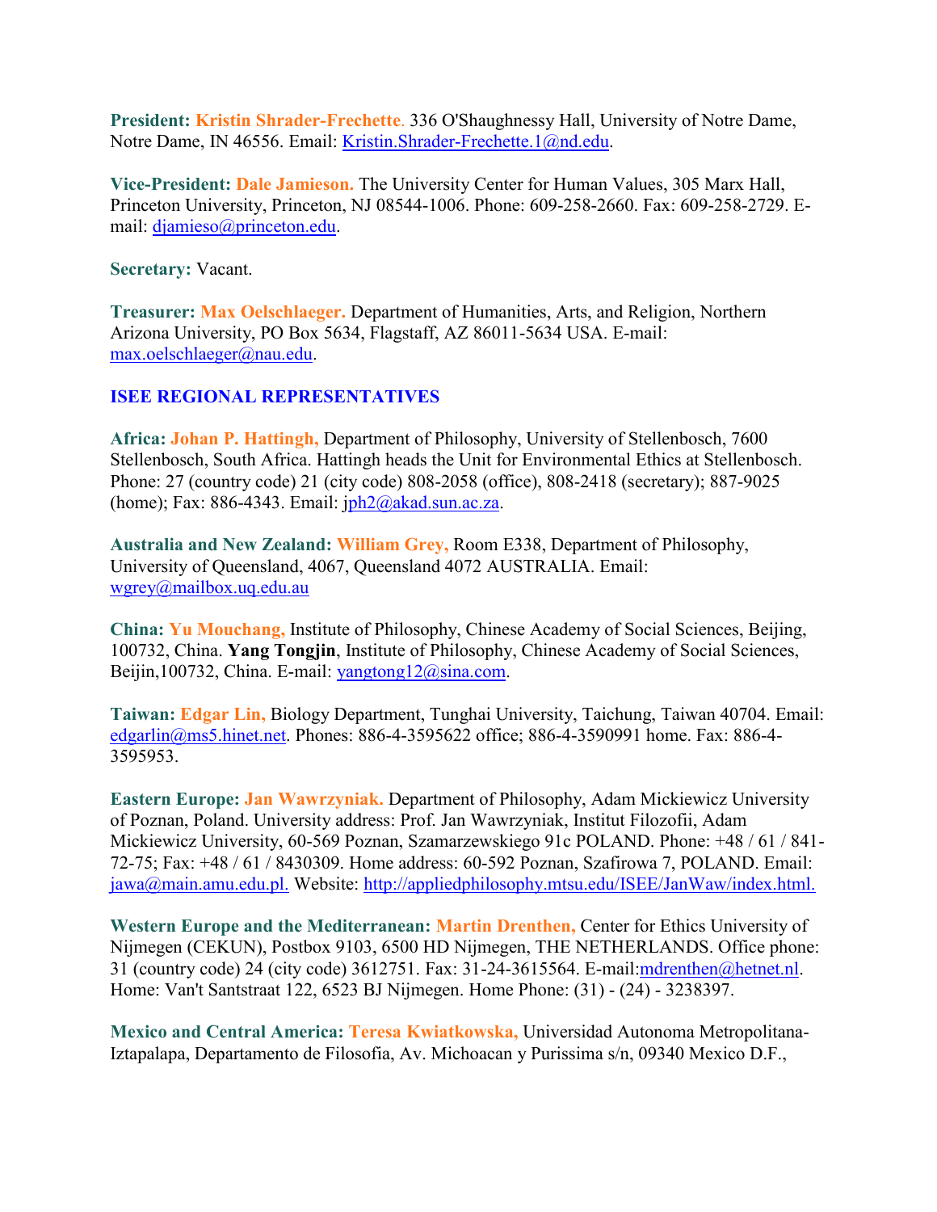**President:** **Kristin Shrader-Frechette**. 336 O'Shaughnessy Hall, University of Notre Dame, Notre Dame, IN 46556. Email: Kristin.Shrader-Frechette.1@nd.edu.

**Vice-President:** **Dale Jamieson.** The University Center for Human Values, 305 Marx Hall, Princeton University, Princeton, NJ 08544-1006. Phone: 609-258-2660. Fax: 609-258-2729. E-mail: djamieso@princeton.edu.

**Secretary:** Vacant.

**Treasurer:** **Max Oelschlaeger.** Department of Humanities, Arts, and Religion, Northern Arizona University, PO Box 5634, Flagstaff, AZ 86011-5634 USA. E-mail: max.oelschlaeger@nau.edu.

## ISEE REGIONAL REPRESENTATIVES

**Africa:** **Johan P. Hattingh,** Department of Philosophy, University of Stellenbosch, 7600 Stellenbosch, South Africa. Hattingh heads the Unit for Environmental Ethics at Stellenbosch. Phone: 27 (country code) 21 (city code) 808-2058 (office), 808-2418 (secretary); 887-9025 (home); Fax: 886-4343. Email: jph2@akad.sun.ac.za.

**Australia and New Zealand:** **William Grey,** Room E338, Department of Philosophy, University of Queensland, 4067, Queensland 4072 AUSTRALIA. Email: wgrey@mailbox.uq.edu.au

**China:** **Yu Mouchang,** Institute of Philosophy, Chinese Academy of Social Sciences, Beijing, 100732, China. **Yang Tongjin**, Institute of Philosophy, Chinese Academy of Social Sciences, Beijin,100732, China. E-mail: yangtong12@sina.com.

**Taiwan:** **Edgar Lin,** Biology Department, Tunghai University, Taichung, Taiwan 40704. Email: edgarlin@ms5.hinet.net. Phones: 886-4-3595622 office; 886-4-3590991 home. Fax: 886-4-3595953.

**Eastern Europe:** **Jan Wawrzyniak.** Department of Philosophy, Adam Mickiewicz University of Poznan, Poland. University address: Prof. Jan Wawrzyniak, Institut Filozofii, Adam Mickiewicz University, 60-569 Poznan, Szamarzewskiego 91c POLAND. Phone: +48 / 61 / 841-72-75; Fax: +48 / 61 / 8430309. Home address: 60-592 Poznan, Szafirowa 7, POLAND. Email: jawa@main.amu.edu.pl. Website: http://appliedphilosophy.mtsu.edu/ISEE/JanWaw/index.html.

**Western Europe and the Mediterranean:** **Martin Drenthen,** Center for Ethics University of Nijmegen (CEKUN), Postbox 9103, 6500 HD Nijmegen, THE NETHERLANDS. Office phone: 31 (country code) 24 (city code) 3612751. Fax: 31-24-3615564. E-mail:mdrenthen@hetnet.nl. Home: Van't Santstraat 122, 6523 BJ Nijmegen. Home Phone: (31) - (24) - 3238397.

**Mexico and Central America:** **Teresa Kwiatkowska,** Universidad Autonoma Metropolitana-Iztapalapa, Departamento de Filosofia, Av. Michoacan y Purissima s/n, 09340 Mexico D.F.,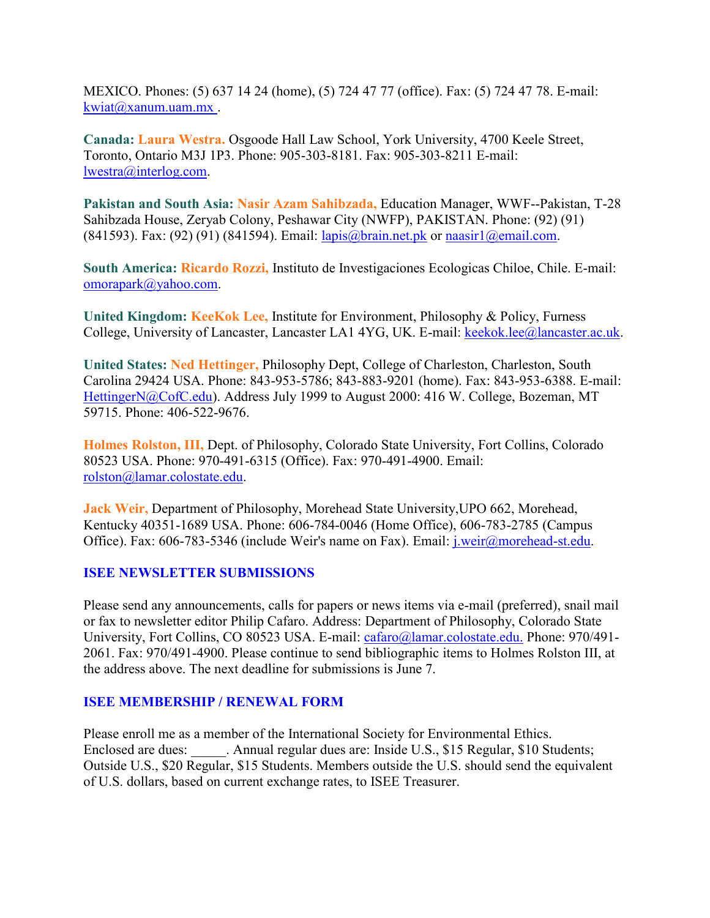MEXICO. Phones: (5) 637 14 24 (home), (5) 724 47 77 (office). Fax: (5) 724 47 78. E-mail: kwiat@xanum.uam.mx .

**Canada: Laura Westra.** Osgoode Hall Law School, York University, 4700 Keele Street, Toronto, Ontario M3J 1P3. Phone: 905-303-8181. Fax: 905-303-8211 E-mail: lwestra@interlog.com.

**Pakistan and South Asia: Nasir Azam Sahibzada,** Education Manager, WWF--Pakistan, T-28 Sahibzada House, Zeryab Colony, Peshawar City (NWFP), PAKISTAN. Phone: (92) (91) (841593). Fax: (92) (91) (841594). Email: lapis@brain.net.pk or naasir1@email.com.

**South America: Ricardo Rozzi,** Instituto de Investigaciones Ecologicas Chiloe, Chile. E-mail: omorapark@yahoo.com.

**United Kingdom: KeeKok Lee,** Institute for Environment, Philosophy & Policy, Furness College, University of Lancaster, Lancaster LA1 4YG, UK. E-mail: keekok.lee@lancaster.ac.uk.

**United States: Ned Hettinger,** Philosophy Dept, College of Charleston, Charleston, South Carolina 29424 USA. Phone: 843-953-5786; 843-883-9201 (home). Fax: 843-953-6388. E-mail: HettingerN@CofC.edu). Address July 1999 to August 2000: 416 W. College, Bozeman, MT 59715. Phone: 406-522-9676.

**Holmes Rolston, III,** Dept. of Philosophy, Colorado State University, Fort Collins, Colorado 80523 USA. Phone: 970-491-6315 (Office). Fax: 970-491-4900. Email: rolston@lamar.colostate.edu.

**Jack Weir,** Department of Philosophy, Morehead State University,UPO 662, Morehead, Kentucky 40351-1689 USA. Phone: 606-784-0046 (Home Office), 606-783-2785 (Campus Office). Fax: 606-783-5346 (include Weir's name on Fax). Email: j.weir@morehead-st.edu.

## ISEE NEWSLETTER SUBMISSIONS

Please send any announcements, calls for papers or news items via e-mail (preferred), snail mail or fax to newsletter editor Philip Cafaro. Address: Department of Philosophy, Colorado State University, Fort Collins, CO 80523 USA. E-mail: cafaro@lamar.colostate.edu. Phone: 970/491-2061. Fax: 970/491-4900. Please continue to send bibliographic items to Holmes Rolston III, at the address above. The next deadline for submissions is June 7.

## ISEE MEMBERSHIP / RENEWAL FORM

Please enroll me as a member of the International Society for Environmental Ethics. Enclosed are dues: _____. Annual regular dues are: Inside U.S., $15 Regular, $10 Students; Outside U.S., $20 Regular, $15 Students. Members outside the U.S. should send the equivalent of U.S. dollars, based on current exchange rates, to ISEE Treasurer.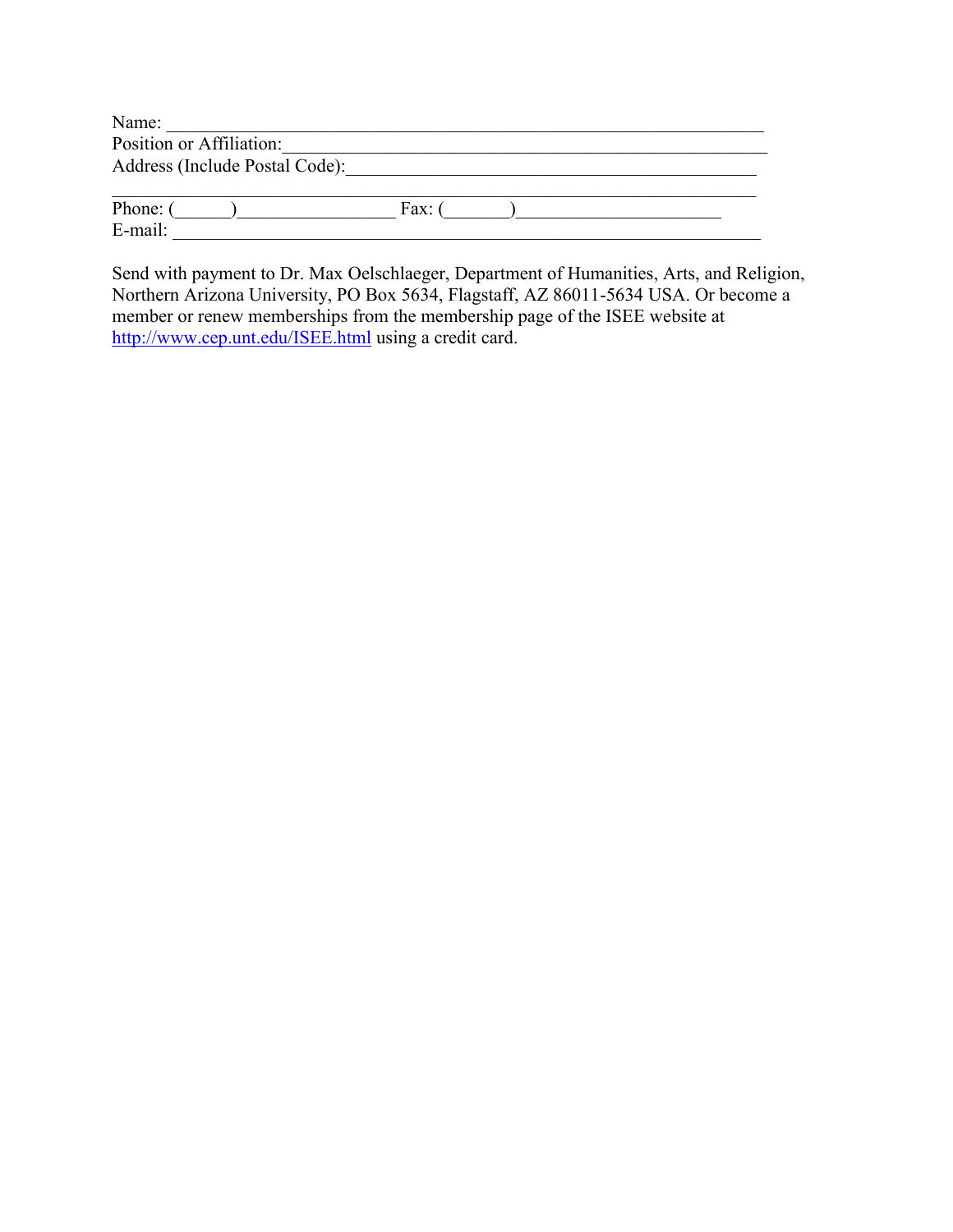Name: ______________________________________________________________
Position or Affiliation:____________________________________________________
Address (Include Postal Code):_____________________________________________
_____________________________________________________________________
Phone: (______)_________________ Fax: (_______)______________________
E-mail: ______________________________________________________________

Send with payment to Dr. Max Oelschlaeger, Department of Humanities, Arts, and Religion, Northern Arizona University, PO Box 5634, Flagstaff, AZ 86011-5634 USA. Or become a member or renew memberships from the membership page of the ISEE website at http://www.cep.unt.edu/ISEE.html using a credit card.